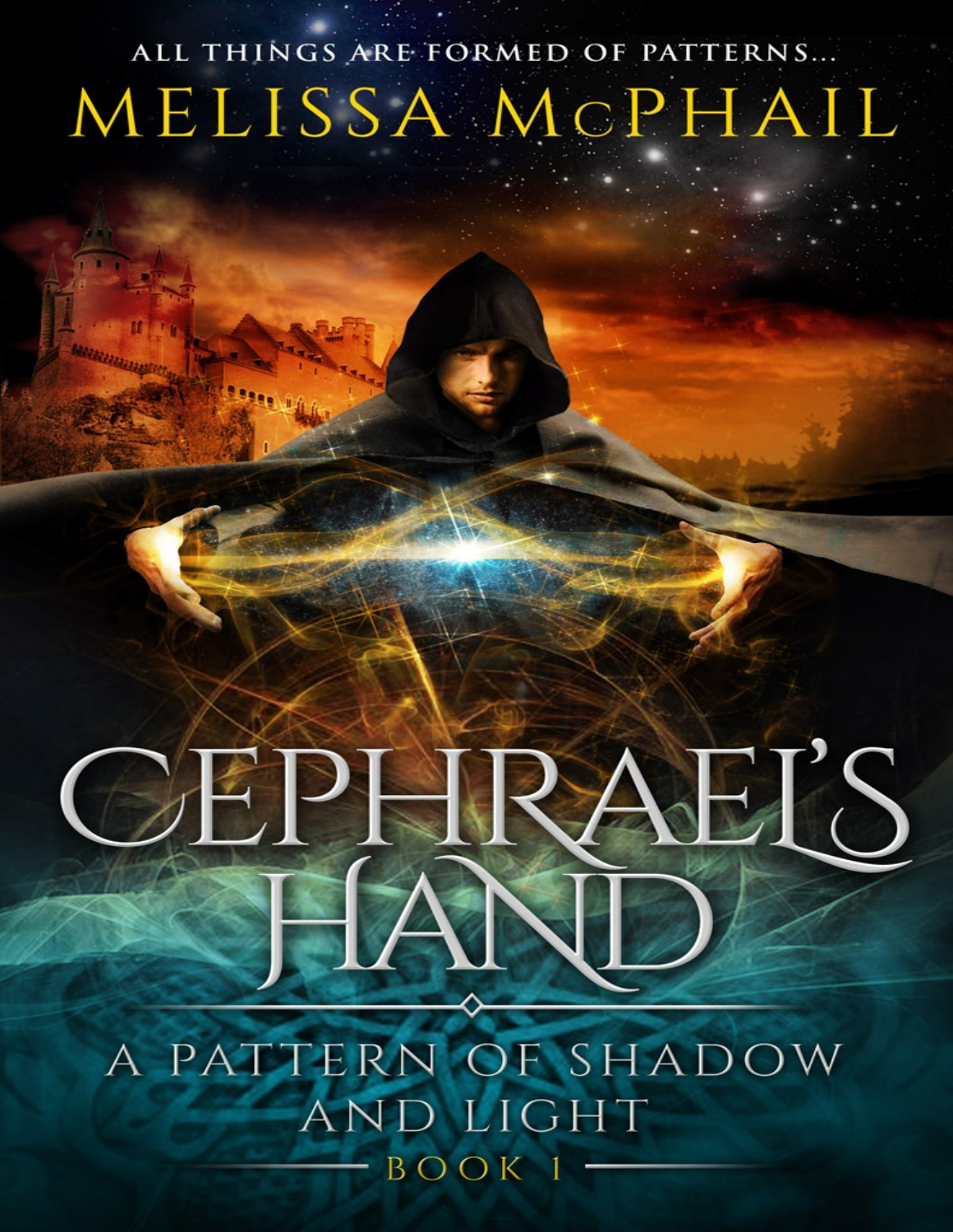ALL THINGS ARE FORMED OF PATTERNS...

MELISSA McPHAIL

# CEPHRAEL'S HAND

## A PATTERN OF SHADOW AND LIGHT

BOOK 1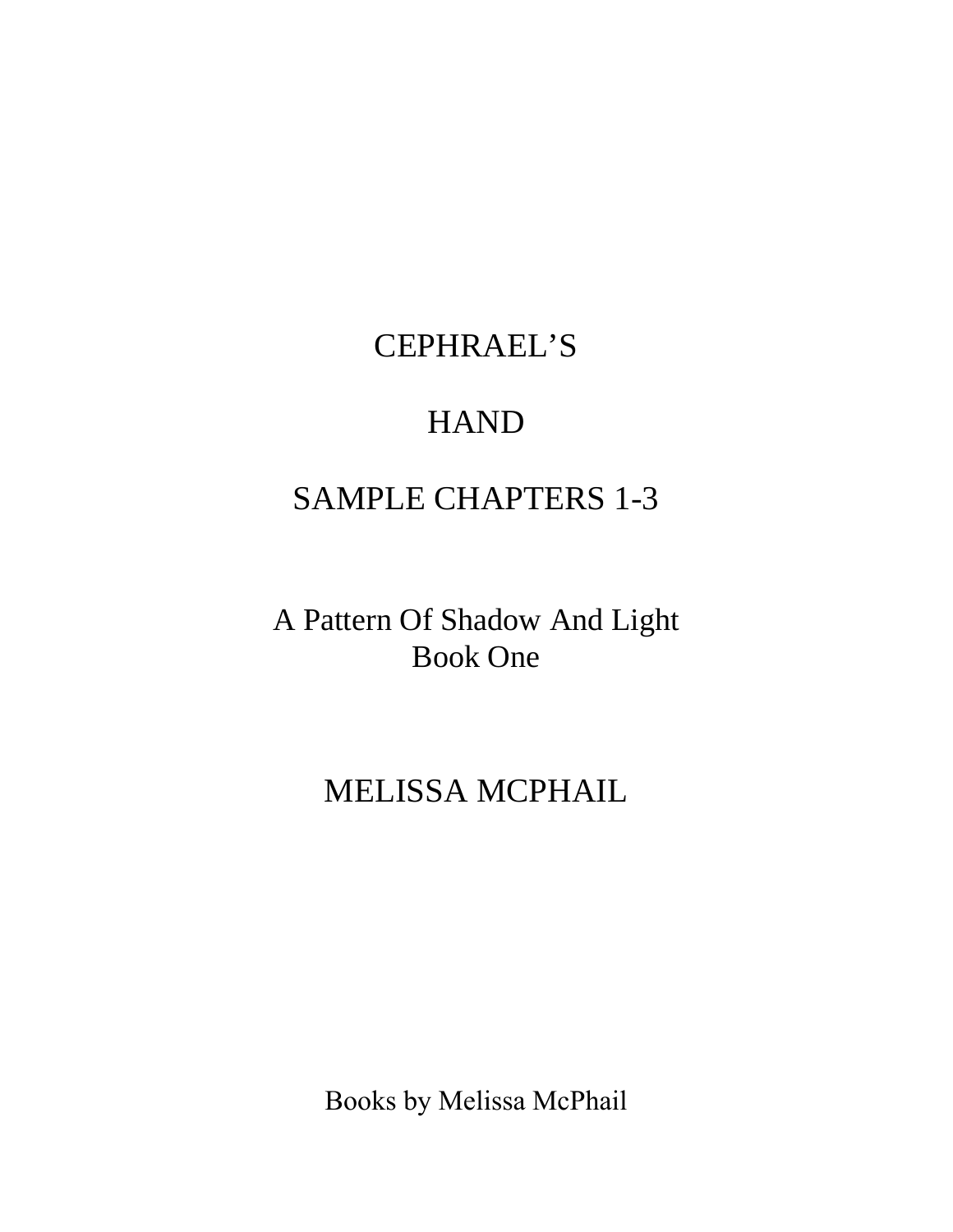# CEPHRAEL'S

# HAND

## SAMPLE CHAPTERS 1-3

A Pattern Of Shadow And Light
Book One

## MELISSA MCPHAIL

Books by Melissa McPhail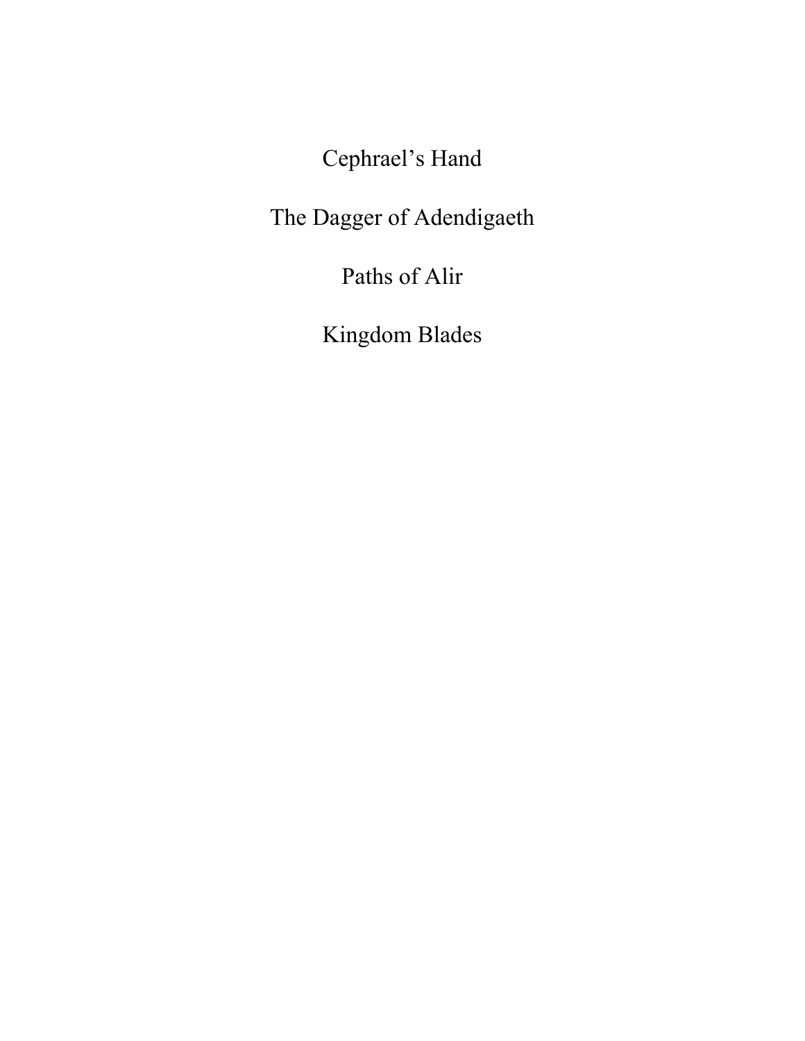Cephrael's Hand

The Dagger of Adendigaeth

Paths of Alir

Kingdom Blades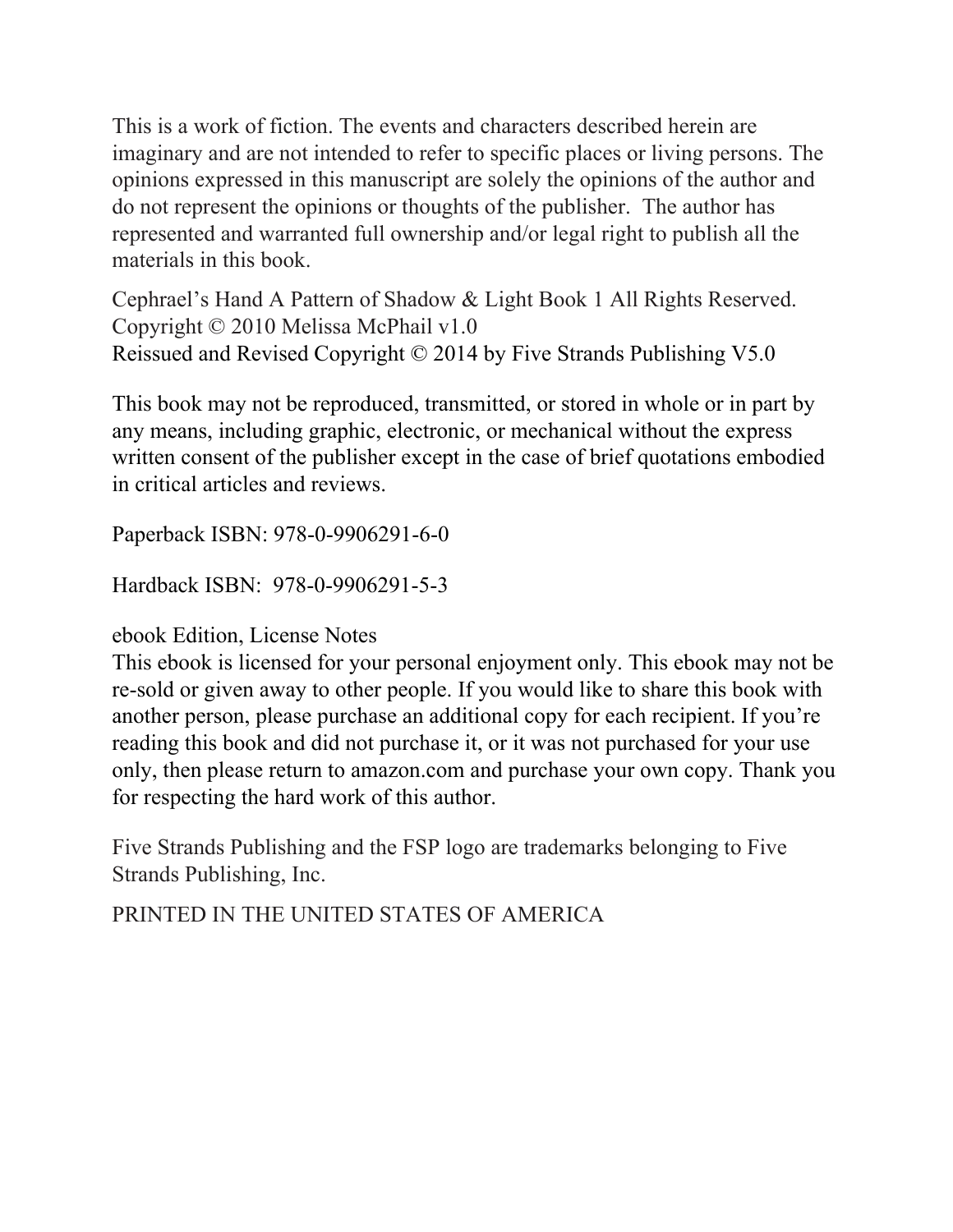This is a work of fiction. The events and characters described herein are imaginary and are not intended to refer to specific places or living persons. The opinions expressed in this manuscript are solely the opinions of the author and do not represent the opinions or thoughts of the publisher. The author has represented and warranted full ownership and/or legal right to publish all the materials in this book.

Cephrael's Hand A Pattern of Shadow & Light Book 1 All Rights Reserved.
Copyright © 2010 Melissa McPhail v1.0
Reissued and Revised Copyright © 2014 by Five Strands Publishing V5.0

This book may not be reproduced, transmitted, or stored in whole or in part by any means, including graphic, electronic, or mechanical without the express written consent of the publisher except in the case of brief quotations embodied in critical articles and reviews.

Paperback ISBN: 978-0-9906291-6-0

Hardback ISBN: 978-0-9906291-5-3

ebook Edition, License Notes
This ebook is licensed for your personal enjoyment only. This ebook may not be re-sold or given away to other people. If you would like to share this book with another person, please purchase an additional copy for each recipient. If you're reading this book and did not purchase it, or it was not purchased for your use only, then please return to amazon.com and purchase your own copy. Thank you for respecting the hard work of this author.

Five Strands Publishing and the FSP logo are trademarks belonging to Five Strands Publishing, Inc.

PRINTED IN THE UNITED STATES OF AMERICA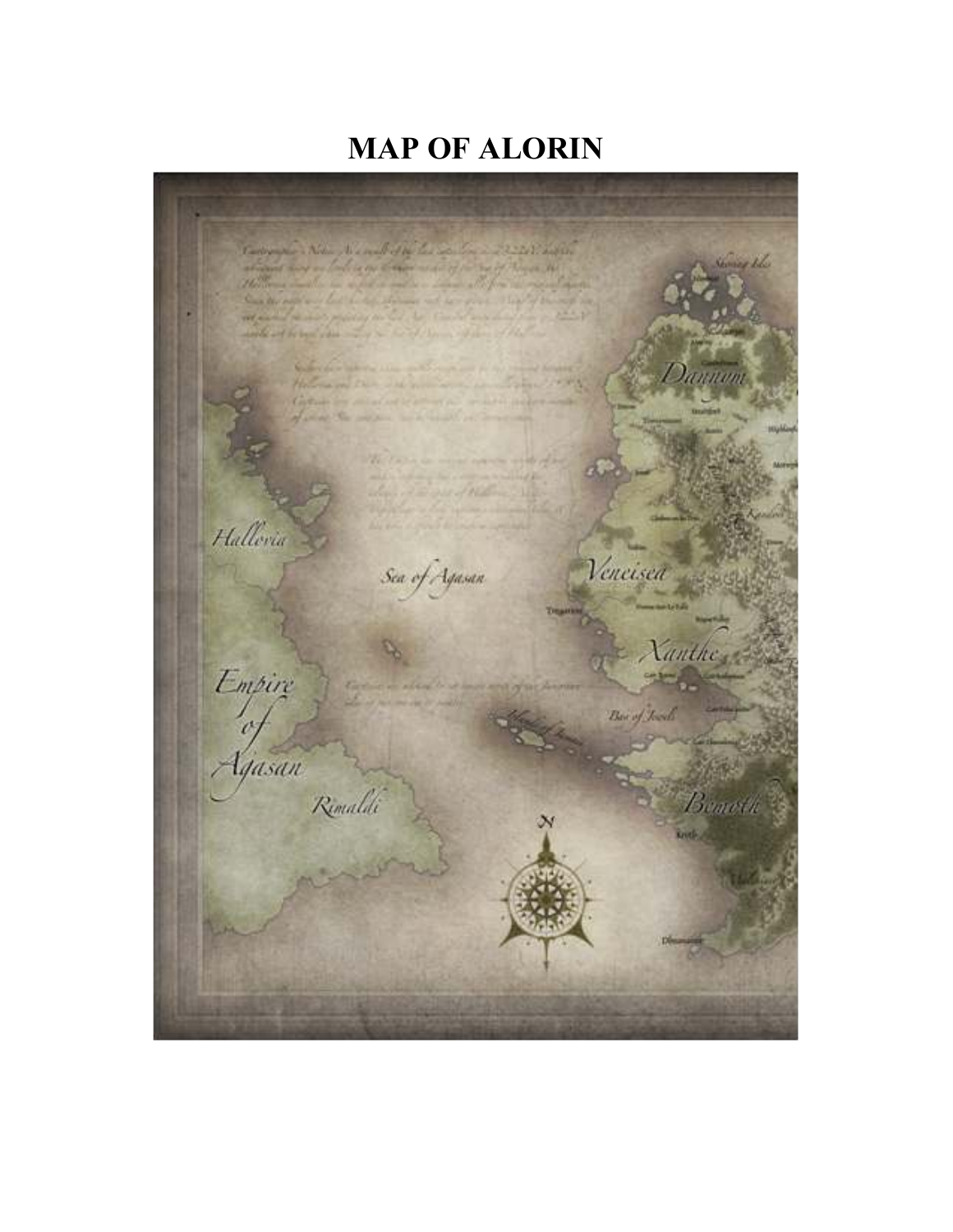# MAP OF ALORIN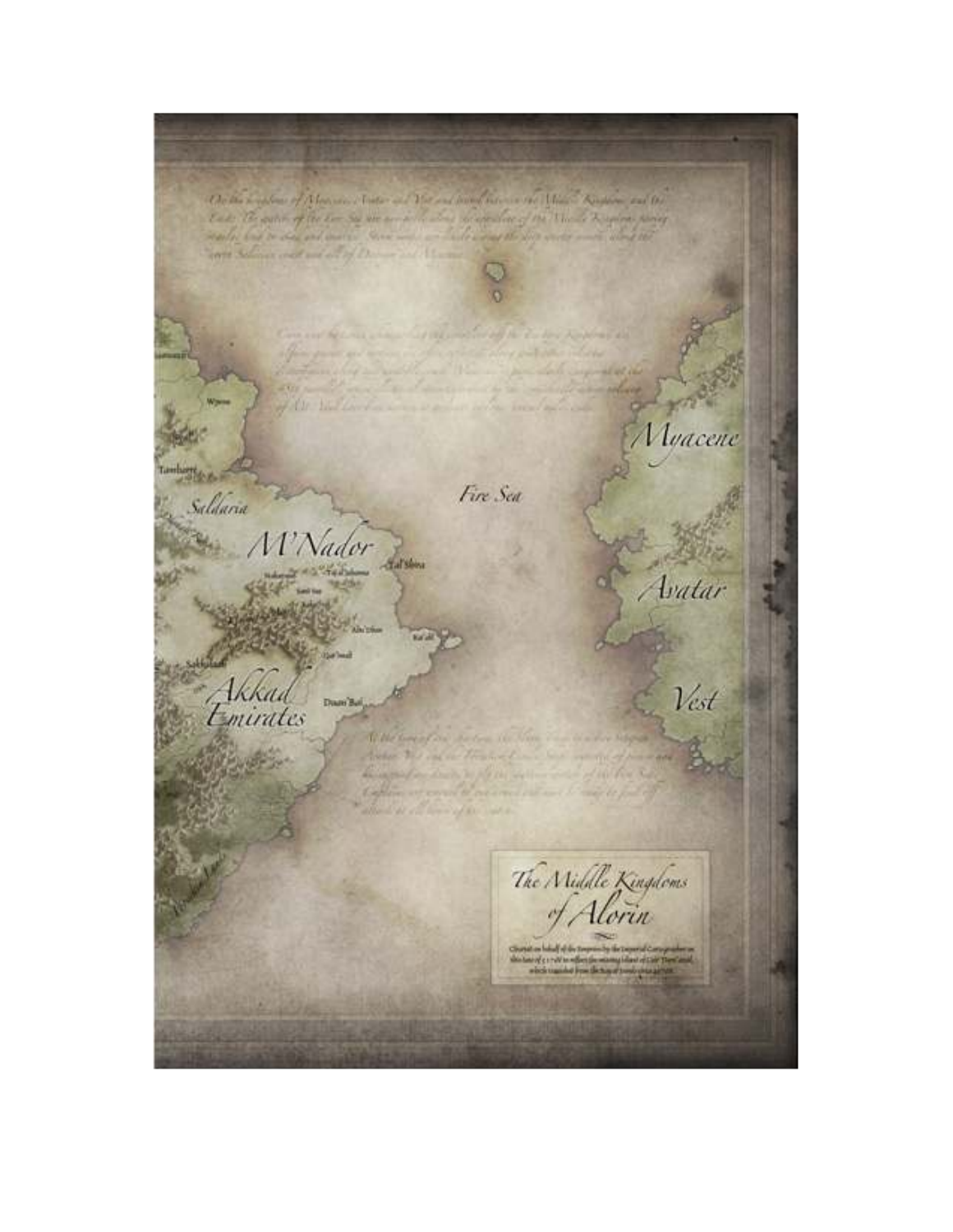The Middle Kingdoms of Alorin

Myacene

Avatar

Vest

Fire Sea

M'Nador

Saldaria

Akkad Emirates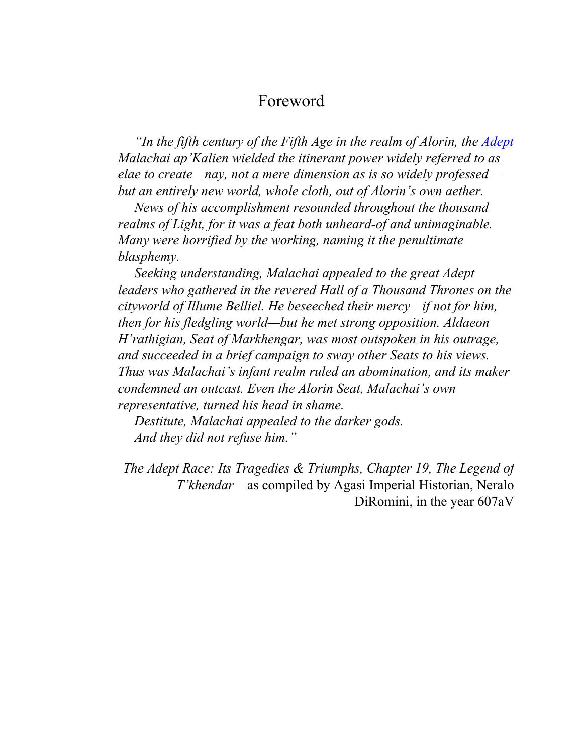# Foreword

*"In the fifth century of the Fifth Age in the realm of Alorin, the [Adept]() Malachai ap'Kalien wielded the itinerant power widely referred to as elae to create—nay, not a mere dimension as is so widely professed—but an entirely new world, whole cloth, out of Alorin's own aether.*

*News of his accomplishment resounded throughout the thousand realms of Light, for it was a feat both unheard-of and unimaginable. Many were horrified by the working, naming it the penultimate blasphemy.*

*Seeking understanding, Malachai appealed to the great Adept leaders who gathered in the revered Hall of a Thousand Thrones on the cityworld of Illume Belliel. He beseeched their mercy—if not for him, then for his fledgling world—but he met strong opposition. Aldaeon H'rathigian, Seat of Markhengar, was most outspoken in his outrage, and succeeded in a brief campaign to sway other Seats to his views. Thus was Malachai's infant realm ruled an abomination, and its maker condemned an outcast. Even the Alorin Seat, Malachai's own representative, turned his head in shame.*

*Destitute, Malachai appealed to the darker gods.*

*And they did not refuse him."*

*The Adept Race: Its Tragedies & Triumphs, Chapter 19, The Legend of T'khendar* – as compiled by Agasi Imperial Historian, Neralo DiRomini, in the year 607aV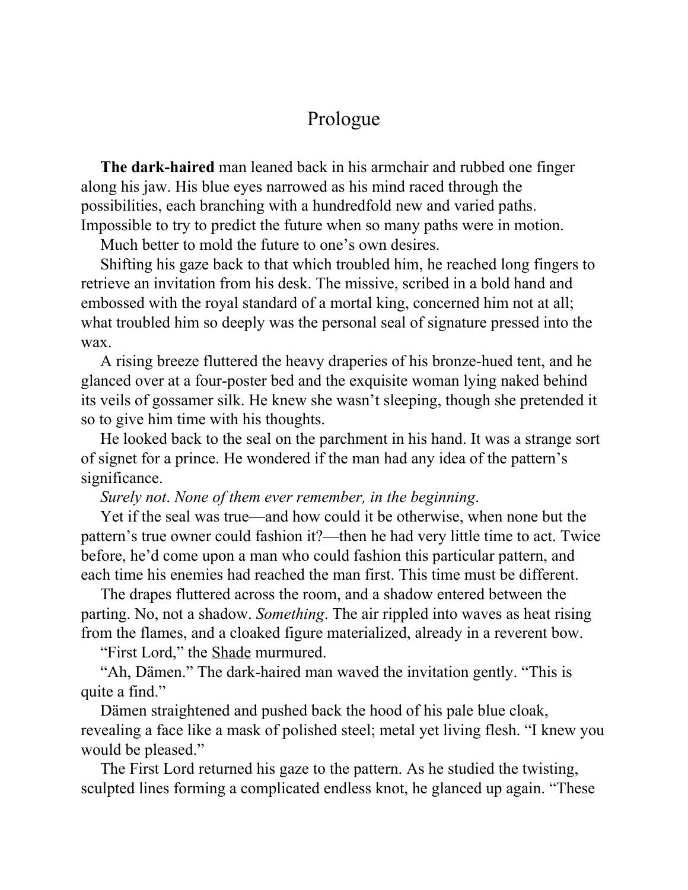# Prologue

**The dark-haired** man leaned back in his armchair and rubbed one finger along his jaw. His blue eyes narrowed as his mind raced through the possibilities, each branching with a hundredfold new and varied paths. Impossible to try to predict the future when so many paths were in motion.

Much better to mold the future to one's own desires.

Shifting his gaze back to that which troubled him, he reached long fingers to retrieve an invitation from his desk. The missive, scribed in a bold hand and embossed with the royal standard of a mortal king, concerned him not at all; what troubled him so deeply was the personal seal of signature pressed into the wax.

A rising breeze fluttered the heavy draperies of his bronze-hued tent, and he glanced over at a four-poster bed and the exquisite woman lying naked behind its veils of gossamer silk. He knew she wasn't sleeping, though she pretended it so to give him time with his thoughts.

He looked back to the seal on the parchment in his hand. It was a strange sort of signet for a prince. He wondered if the man had any idea of the pattern's significance.

*Surely not*. *None of them ever remember, in the beginning*.

Yet if the seal was true—and how could it be otherwise, when none but the pattern's true owner could fashion it?—then he had very little time to act. Twice before, he'd come upon a man who could fashion this particular pattern, and each time his enemies had reached the man first. This time must be different.

The drapes fluttered across the room, and a shadow entered between the parting. No, not a shadow. *Something*. The air rippled into waves as heat rising from the flames, and a cloaked figure materialized, already in a reverent bow.

"First Lord," the Shade murmured.

"Ah, Dämen." The dark-haired man waved the invitation gently. "This is quite a find."

Dämen straightened and pushed back the hood of his pale blue cloak, revealing a face like a mask of polished steel; metal yet living flesh. "I knew you would be pleased."

The First Lord returned his gaze to the pattern. As he studied the twisting, sculpted lines forming a complicated endless knot, he glanced up again. "These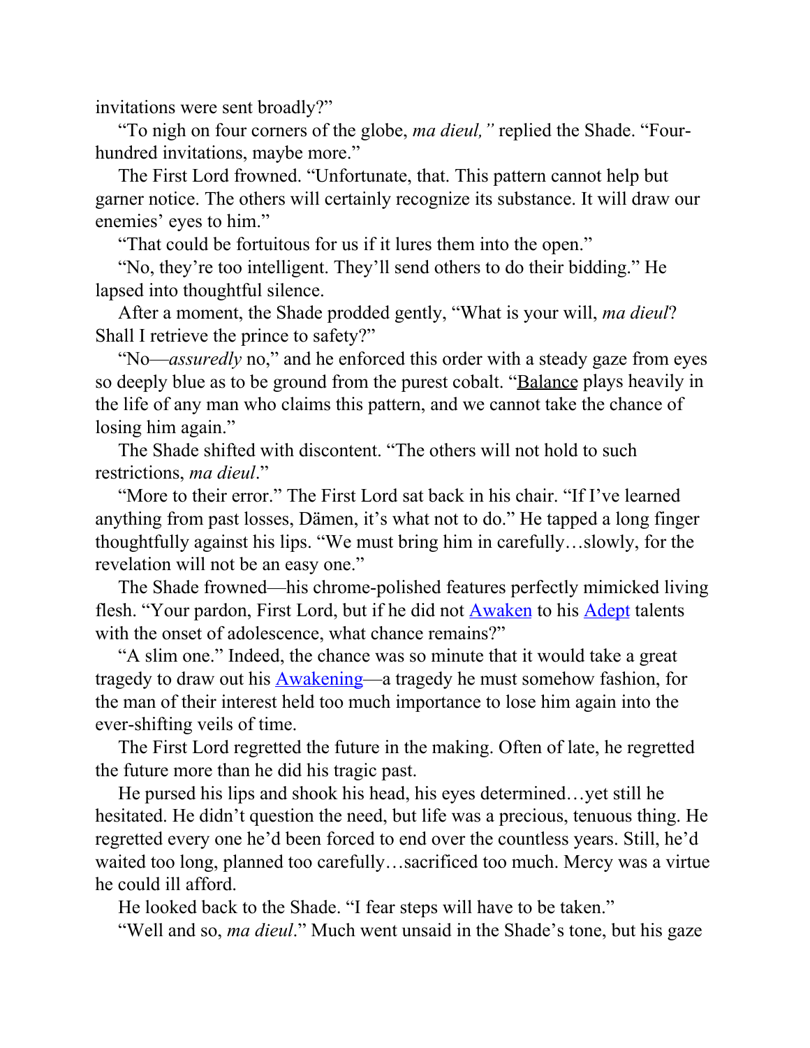invitations were sent broadly?"

"To nigh on four corners of the globe, *ma dieul,"* replied the Shade. "Four-hundred invitations, maybe more."

The First Lord frowned. "Unfortunate, that. This pattern cannot help but garner notice. The others will certainly recognize its substance. It will draw our enemies' eyes to him."

"That could be fortuitous for us if it lures them into the open."

"No, they're too intelligent. They'll send others to do their bidding." He lapsed into thoughtful silence.

After a moment, the Shade prodded gently, "What is your will, *ma dieul*? Shall I retrieve the prince to safety?"

"No—*assuredly* no," and he enforced this order with a steady gaze from eyes so deeply blue as to be ground from the purest cobalt. "Balance plays heavily in the life of any man who claims this pattern, and we cannot take the chance of losing him again."

The Shade shifted with discontent. "The others will not hold to such restrictions, *ma dieul*."

"More to their error." The First Lord sat back in his chair. "If I've learned anything from past losses, Dämen, it's what not to do." He tapped a long finger thoughtfully against his lips. "We must bring him in carefully…slowly, for the revelation will not be an easy one."

The Shade frowned—his chrome-polished features perfectly mimicked living flesh. "Your pardon, First Lord, but if he did not Awaken to his Adept talents with the onset of adolescence, what chance remains?"

"A slim one." Indeed, the chance was so minute that it would take a great tragedy to draw out his Awakening—a tragedy he must somehow fashion, for the man of their interest held too much importance to lose him again into the ever-shifting veils of time.

The First Lord regretted the future in the making. Often of late, he regretted the future more than he did his tragic past.

He pursed his lips and shook his head, his eyes determined…yet still he hesitated. He didn't question the need, but life was a precious, tenuous thing. He regretted every one he'd been forced to end over the countless years. Still, he'd waited too long, planned too carefully…sacrificed too much. Mercy was a virtue he could ill afford.

He looked back to the Shade. "I fear steps will have to be taken."

"Well and so, *ma dieul*." Much went unsaid in the Shade's tone, but his gaze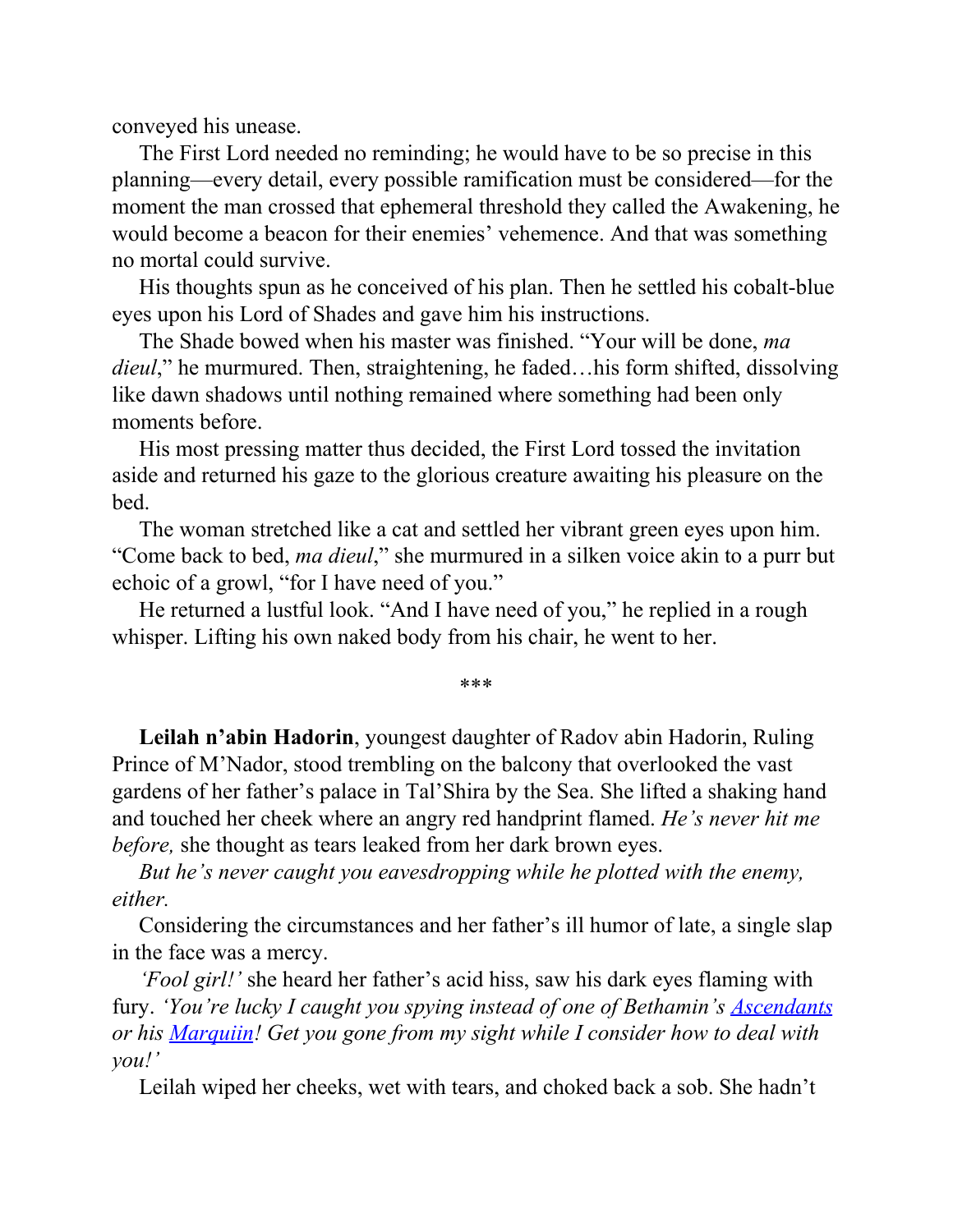conveyed his unease.

The First Lord needed no reminding; he would have to be so precise in this planning—every detail, every possible ramification must be considered—for the moment the man crossed that ephemeral threshold they called the Awakening, he would become a beacon for their enemies' vehemence. And that was something no mortal could survive.

His thoughts spun as he conceived of his plan. Then he settled his cobalt-blue eyes upon his Lord of Shades and gave him his instructions.

The Shade bowed when his master was finished. "Your will be done, *ma dieul*," he murmured. Then, straightening, he faded…his form shifted, dissolving like dawn shadows until nothing remained where something had been only moments before.

His most pressing matter thus decided, the First Lord tossed the invitation aside and returned his gaze to the glorious creature awaiting his pleasure on the bed.

The woman stretched like a cat and settled her vibrant green eyes upon him. "Come back to bed, *ma dieul*," she murmured in a silken voice akin to a purr but echoic of a growl, "for I have need of you."

He returned a lustful look. "And I have need of you," he replied in a rough whisper. Lifting his own naked body from his chair, he went to her.

\*\*\*

**Leilah n'abin Hadorin**, youngest daughter of Radov abin Hadorin, Ruling Prince of M'Nador, stood trembling on the balcony that overlooked the vast gardens of her father's palace in Tal'Shira by the Sea. She lifted a shaking hand and touched her cheek where an angry red handprint flamed. *He's never hit me before,* she thought as tears leaked from her dark brown eyes.

*But he's never caught you eavesdropping while he plotted with the enemy, either.*

Considering the circumstances and her father's ill humor of late, a single slap in the face was a mercy.

*'Fool girl!'* she heard her father's acid hiss, saw his dark eyes flaming with fury. *'You're lucky I caught you spying instead of one of Bethamin's Ascendants or his Marquiin! Get you gone from my sight while I consider how to deal with you!'*

Leilah wiped her cheeks, wet with tears, and choked back a sob. She hadn't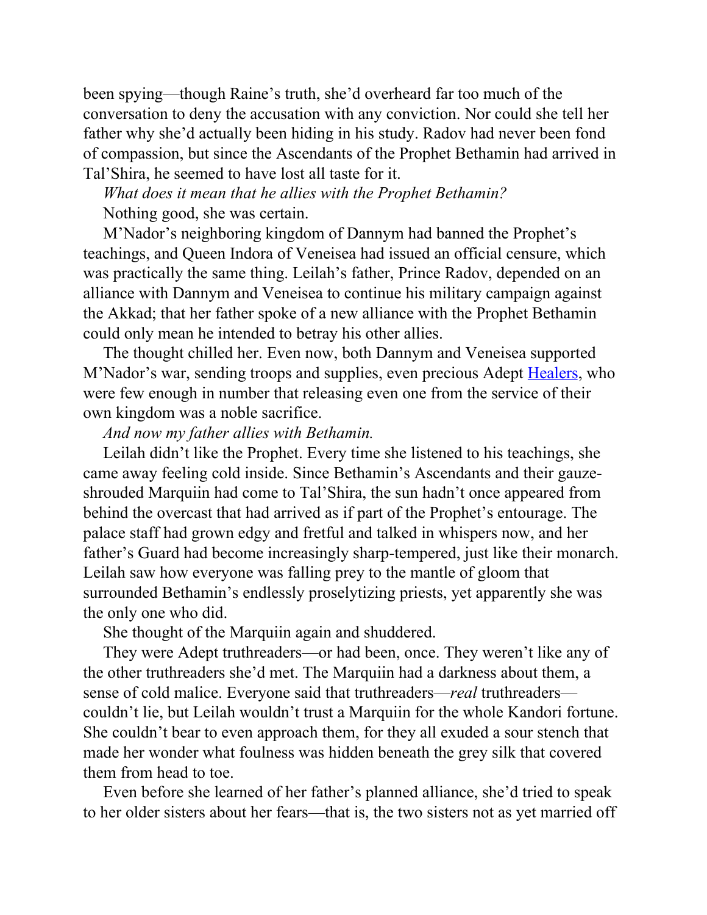been spying—though Raine's truth, she'd overheard far too much of the conversation to deny the accusation with any conviction. Nor could she tell her father why she'd actually been hiding in his study. Radov had never been fond of compassion, but since the Ascendants of the Prophet Bethamin had arrived in Tal'Shira, he seemed to have lost all taste for it.

*What does it mean that he allies with the Prophet Bethamin?*

Nothing good, she was certain.

M'Nador's neighboring kingdom of Dannym had banned the Prophet's teachings, and Queen Indora of Veneisea had issued an official censure, which was practically the same thing. Leilah's father, Prince Radov, depended on an alliance with Dannym and Veneisea to continue his military campaign against the Akkad; that her father spoke of a new alliance with the Prophet Bethamin could only mean he intended to betray his other allies.

The thought chilled her. Even now, both Dannym and Veneisea supported M'Nador's war, sending troops and supplies, even precious Adept Healers, who were few enough in number that releasing even one from the service of their own kingdom was a noble sacrifice.

*And now my father allies with Bethamin.*

Leilah didn't like the Prophet. Every time she listened to his teachings, she came away feeling cold inside. Since Bethamin's Ascendants and their gauze-shrouded Marquiin had come to Tal'Shira, the sun hadn't once appeared from behind the overcast that had arrived as if part of the Prophet's entourage. The palace staff had grown edgy and fretful and talked in whispers now, and her father's Guard had become increasingly sharp-tempered, just like their monarch. Leilah saw how everyone was falling prey to the mantle of gloom that surrounded Bethamin's endlessly proselytizing priests, yet apparently she was the only one who did.

She thought of the Marquiin again and shuddered.

They were Adept truthreaders—or had been, once. They weren't like any of the other truthreaders she'd met. The Marquiin had a darkness about them, a sense of cold malice. Everyone said that truthreaders—*real* truthreaders—couldn't lie, but Leilah wouldn't trust a Marquiin for the whole Kandori fortune. She couldn't bear to even approach them, for they all exuded a sour stench that made her wonder what foulness was hidden beneath the grey silk that covered them from head to toe.

Even before she learned of her father's planned alliance, she'd tried to speak to her older sisters about her fears—that is, the two sisters not as yet married off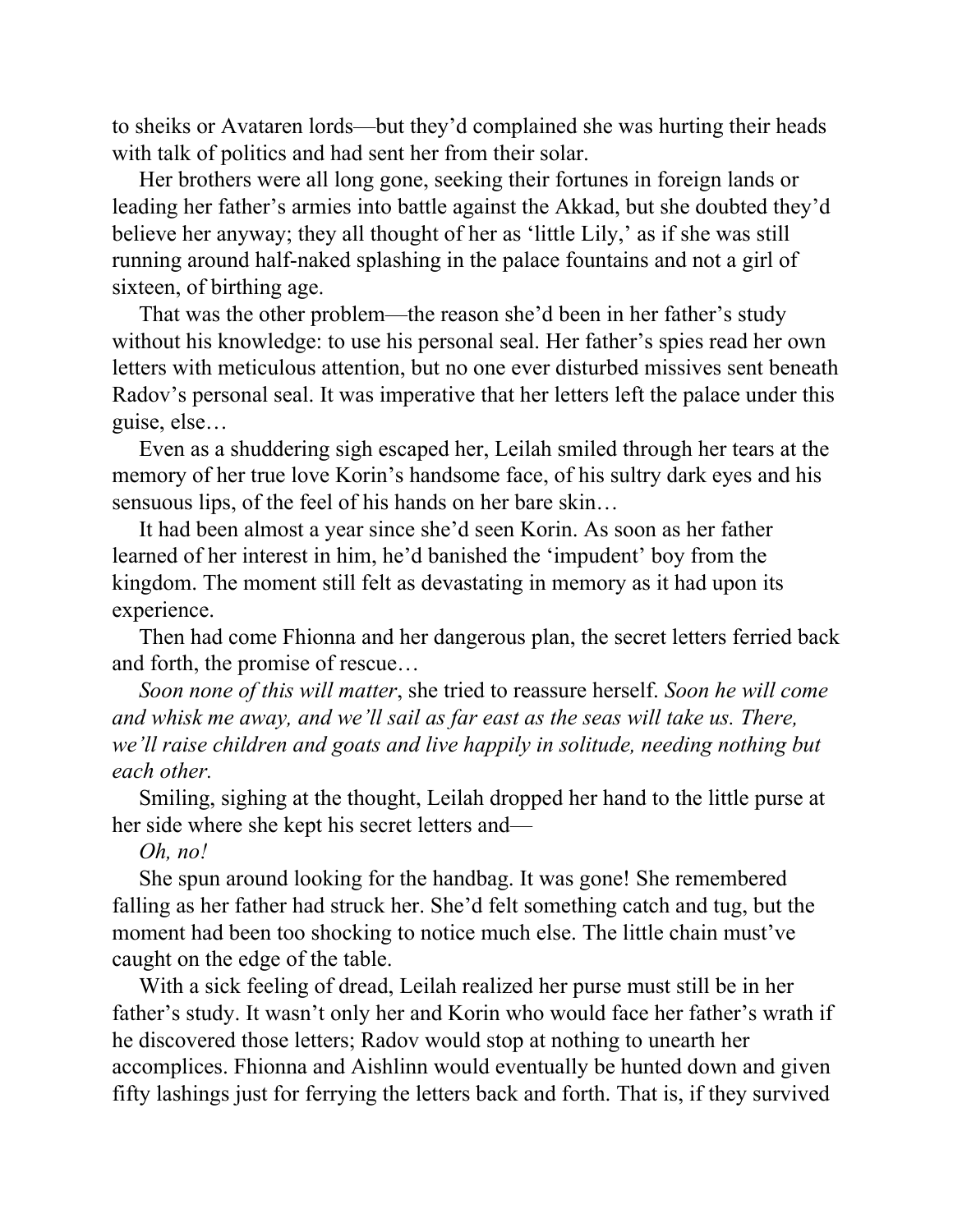to sheiks or Avataren lords—but they'd complained she was hurting their heads with talk of politics and had sent her from their solar.

Her brothers were all long gone, seeking their fortunes in foreign lands or leading her father's armies into battle against the Akkad, but she doubted they'd believe her anyway; they all thought of her as 'little Lily,' as if she was still running around half-naked splashing in the palace fountains and not a girl of sixteen, of birthing age.

That was the other problem—the reason she'd been in her father's study without his knowledge: to use his personal seal. Her father's spies read her own letters with meticulous attention, but no one ever disturbed missives sent beneath Radov's personal seal. It was imperative that her letters left the palace under this guise, else…

Even as a shuddering sigh escaped her, Leilah smiled through her tears at the memory of her true love Korin's handsome face, of his sultry dark eyes and his sensuous lips, of the feel of his hands on her bare skin…

It had been almost a year since she'd seen Korin. As soon as her father learned of her interest in him, he'd banished the 'impudent' boy from the kingdom. The moment still felt as devastating in memory as it had upon its experience.

Then had come Fhionna and her dangerous plan, the secret letters ferried back and forth, the promise of rescue…

*Soon none of this will matter*, she tried to reassure herself. *Soon he will come and whisk me away, and we'll sail as far east as the seas will take us. There, we'll raise children and goats and live happily in solitude, needing nothing but each other.*

Smiling, sighing at the thought, Leilah dropped her hand to the little purse at her side where she kept his secret letters and—

*Oh, no!*

She spun around looking for the handbag. It was gone! She remembered falling as her father had struck her. She'd felt something catch and tug, but the moment had been too shocking to notice much else. The little chain must've caught on the edge of the table.

With a sick feeling of dread, Leilah realized her purse must still be in her father's study. It wasn't only her and Korin who would face her father's wrath if he discovered those letters; Radov would stop at nothing to unearth her accomplices. Fhionna and Aishlinn would eventually be hunted down and given fifty lashings just for ferrying the letters back and forth. That is, if they survived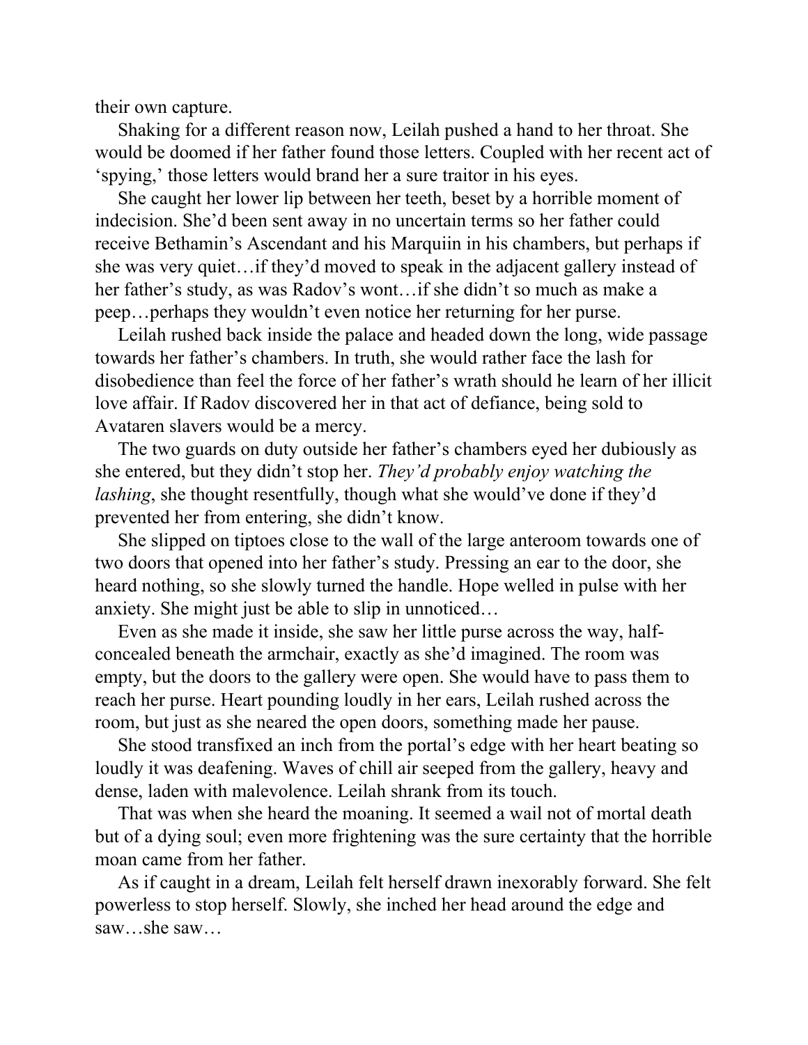their own capture.

Shaking for a different reason now, Leilah pushed a hand to her throat. She would be doomed if her father found those letters. Coupled with her recent act of 'spying,' those letters would brand her a sure traitor in his eyes.

She caught her lower lip between her teeth, beset by a horrible moment of indecision. She'd been sent away in no uncertain terms so her father could receive Bethamin's Ascendant and his Marquiin in his chambers, but perhaps if she was very quiet…if they'd moved to speak in the adjacent gallery instead of her father's study, as was Radov's wont…if she didn't so much as make a peep…perhaps they wouldn't even notice her returning for her purse.

Leilah rushed back inside the palace and headed down the long, wide passage towards her father's chambers. In truth, she would rather face the lash for disobedience than feel the force of her father's wrath should he learn of her illicit love affair. If Radov discovered her in that act of defiance, being sold to Avataren slavers would be a mercy.

The two guards on duty outside her father's chambers eyed her dubiously as she entered, but they didn't stop her. *They'd probably enjoy watching the lashing*, she thought resentfully, though what she would've done if they'd prevented her from entering, she didn't know.

She slipped on tiptoes close to the wall of the large anteroom towards one of two doors that opened into her father's study. Pressing an ear to the door, she heard nothing, so she slowly turned the handle. Hope welled in pulse with her anxiety. She might just be able to slip in unnoticed…

Even as she made it inside, she saw her little purse across the way, half-concealed beneath the armchair, exactly as she'd imagined. The room was empty, but the doors to the gallery were open. She would have to pass them to reach her purse. Heart pounding loudly in her ears, Leilah rushed across the room, but just as she neared the open doors, something made her pause.

She stood transfixed an inch from the portal's edge with her heart beating so loudly it was deafening. Waves of chill air seeped from the gallery, heavy and dense, laden with malevolence. Leilah shrank from its touch.

That was when she heard the moaning. It seemed a wail not of mortal death but of a dying soul; even more frightening was the sure certainty that the horrible moan came from her father.

As if caught in a dream, Leilah felt herself drawn inexorably forward. She felt powerless to stop herself. Slowly, she inched her head around the edge and saw…she saw…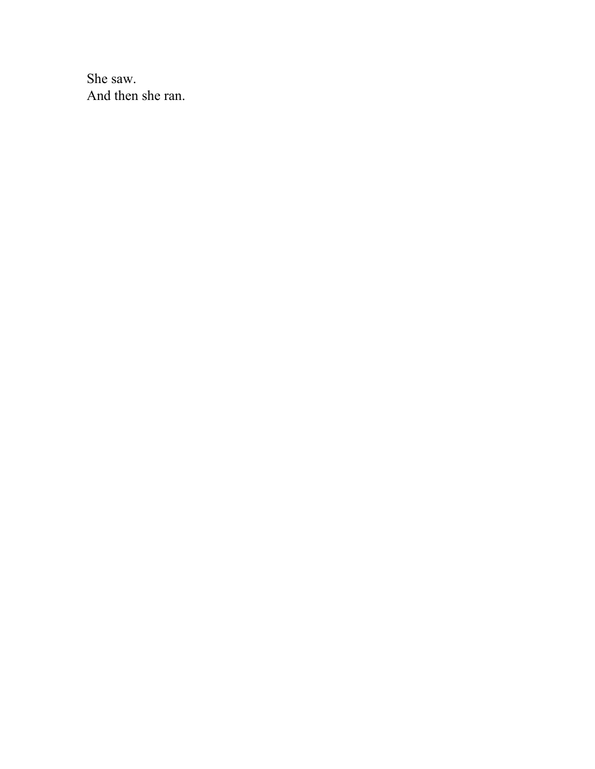She saw.
And then she ran.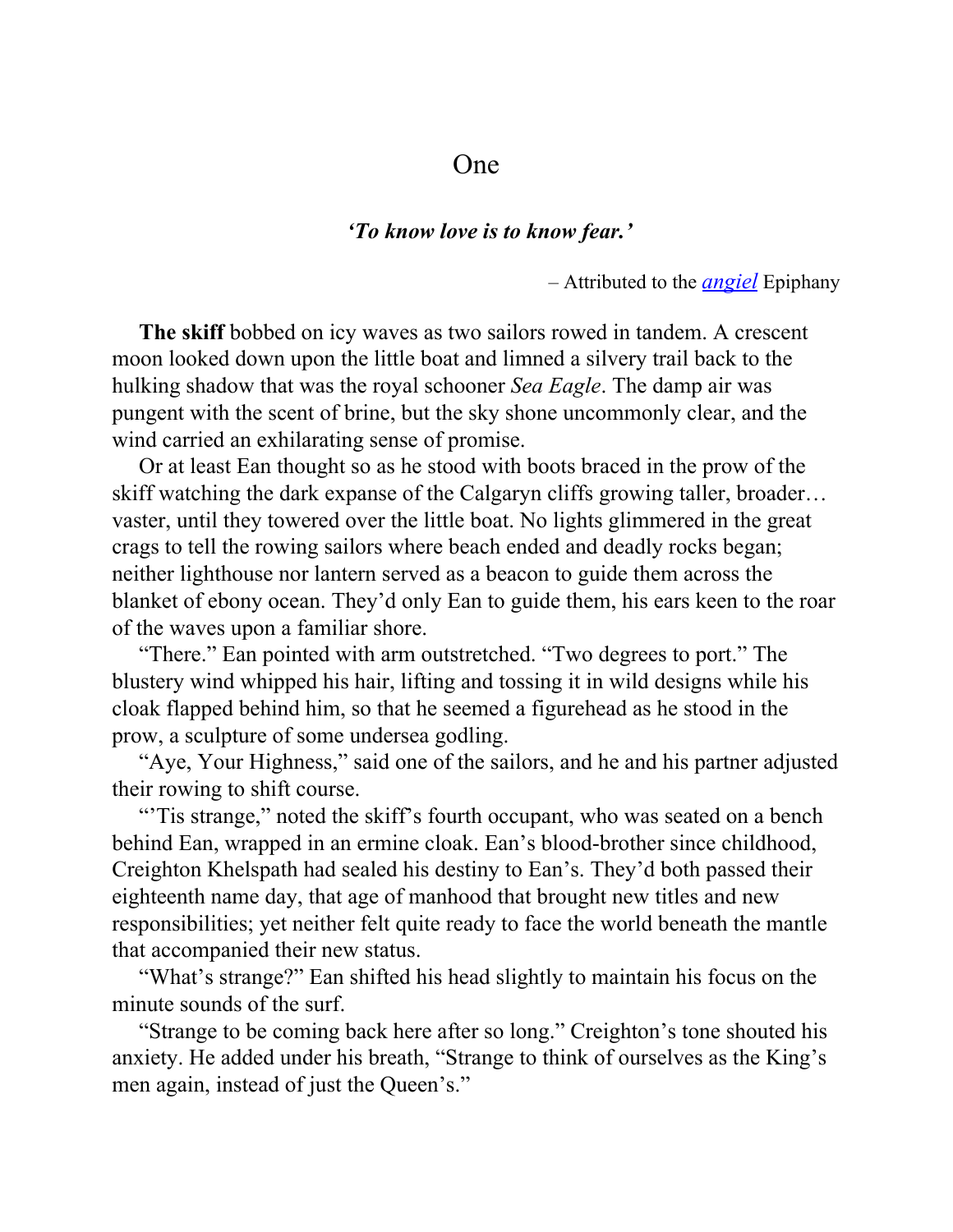# One

***'To know love is to know fear.'***

– Attributed to the *angiel* Epiphany

**The skiff** bobbed on icy waves as two sailors rowed in tandem. A crescent moon looked down upon the little boat and limned a silvery trail back to the hulking shadow that was the royal schooner *Sea Eagle*. The damp air was pungent with the scent of brine, but the sky shone uncommonly clear, and the wind carried an exhilarating sense of promise.

Or at least Ean thought so as he stood with boots braced in the prow of the skiff watching the dark expanse of the Calgaryn cliffs growing taller, broader… vaster, until they towered over the little boat. No lights glimmered in the great crags to tell the rowing sailors where beach ended and deadly rocks began; neither lighthouse nor lantern served as a beacon to guide them across the blanket of ebony ocean. They'd only Ean to guide them, his ears keen to the roar of the waves upon a familiar shore.

"There." Ean pointed with arm outstretched. "Two degrees to port." The blustery wind whipped his hair, lifting and tossing it in wild designs while his cloak flapped behind him, so that he seemed a figurehead as he stood in the prow, a sculpture of some undersea godling.

"Aye, Your Highness," said one of the sailors, and he and his partner adjusted their rowing to shift course.

"'Tis strange," noted the skiff's fourth occupant, who was seated on a bench behind Ean, wrapped in an ermine cloak. Ean's blood-brother since childhood, Creighton Khelspath had sealed his destiny to Ean's. They'd both passed their eighteenth name day, that age of manhood that brought new titles and new responsibilities; yet neither felt quite ready to face the world beneath the mantle that accompanied their new status.

"What's strange?" Ean shifted his head slightly to maintain his focus on the minute sounds of the surf.

"Strange to be coming back here after so long." Creighton's tone shouted his anxiety. He added under his breath, "Strange to think of ourselves as the King's men again, instead of just the Queen's."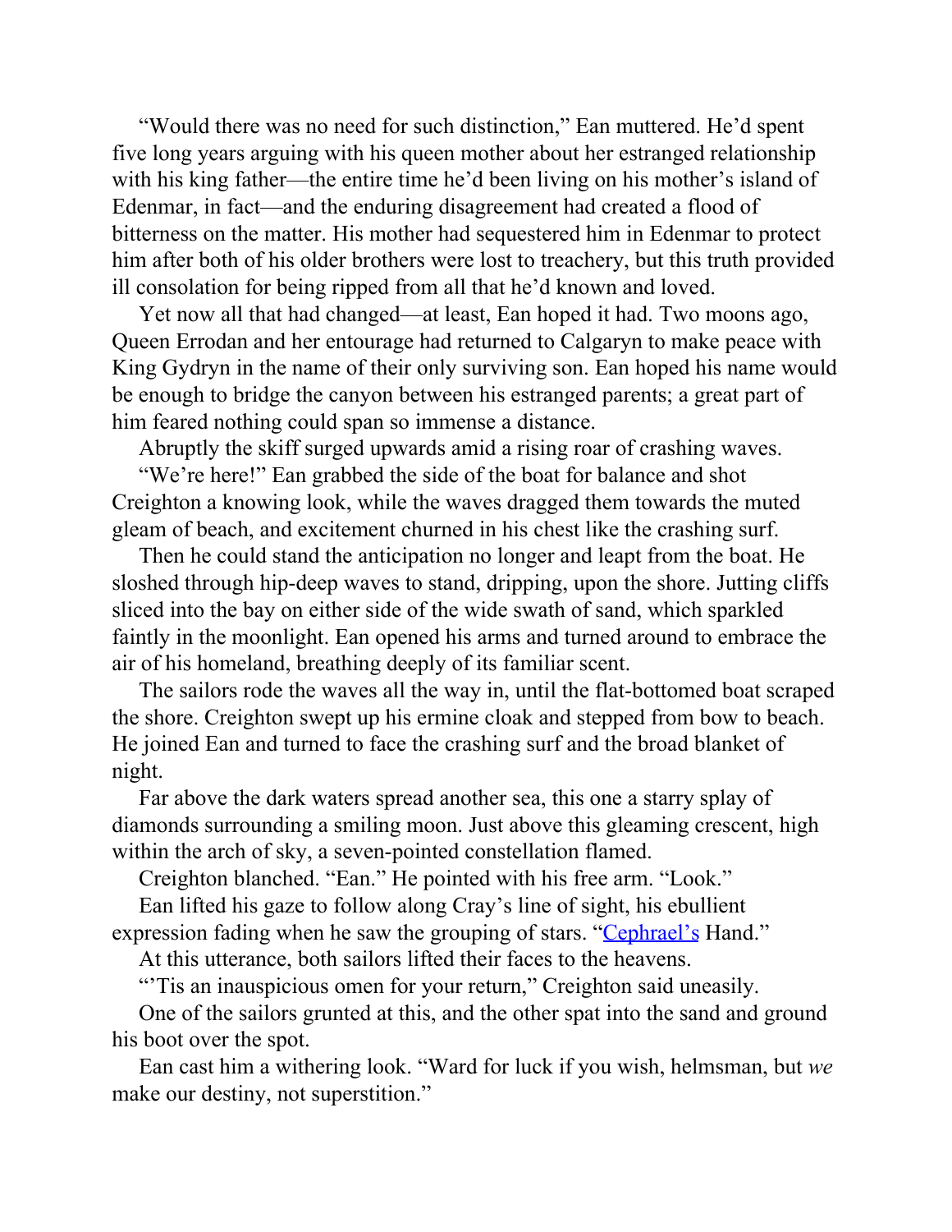"Would there was no need for such distinction," Ean muttered. He'd spent five long years arguing with his queen mother about her estranged relationship with his king father—the entire time he'd been living on his mother's island of Edenmar, in fact—and the enduring disagreement had created a flood of bitterness on the matter. His mother had sequestered him in Edenmar to protect him after both of his older brothers were lost to treachery, but this truth provided ill consolation for being ripped from all that he'd known and loved.

Yet now all that had changed—at least, Ean hoped it had. Two moons ago, Queen Errodan and her entourage had returned to Calgaryn to make peace with King Gydryn in the name of their only surviving son. Ean hoped his name would be enough to bridge the canyon between his estranged parents; a great part of him feared nothing could span so immense a distance.

Abruptly the skiff surged upwards amid a rising roar of crashing waves.

"We're here!" Ean grabbed the side of the boat for balance and shot Creighton a knowing look, while the waves dragged them towards the muted gleam of beach, and excitement churned in his chest like the crashing surf.

Then he could stand the anticipation no longer and leapt from the boat. He sloshed through hip-deep waves to stand, dripping, upon the shore. Jutting cliffs sliced into the bay on either side of the wide swath of sand, which sparkled faintly in the moonlight. Ean opened his arms and turned around to embrace the air of his homeland, breathing deeply of its familiar scent.

The sailors rode the waves all the way in, until the flat-bottomed boat scraped the shore. Creighton swept up his ermine cloak and stepped from bow to beach. He joined Ean and turned to face the crashing surf and the broad blanket of night.

Far above the dark waters spread another sea, this one a starry splay of diamonds surrounding a smiling moon. Just above this gleaming crescent, high within the arch of sky, a seven-pointed constellation flamed.

Creighton blanched. "Ean." He pointed with his free arm. "Look."

Ean lifted his gaze to follow along Cray's line of sight, his ebullient expression fading when he saw the grouping of stars. "Cephrael's Hand."

At this utterance, both sailors lifted their faces to the heavens.

"'Tis an inauspicious omen for your return," Creighton said uneasily.

One of the sailors grunted at this, and the other spat into the sand and ground his boot over the spot.

Ean cast him a withering look. "Ward for luck if you wish, helmsman, but *we* make our destiny, not superstition."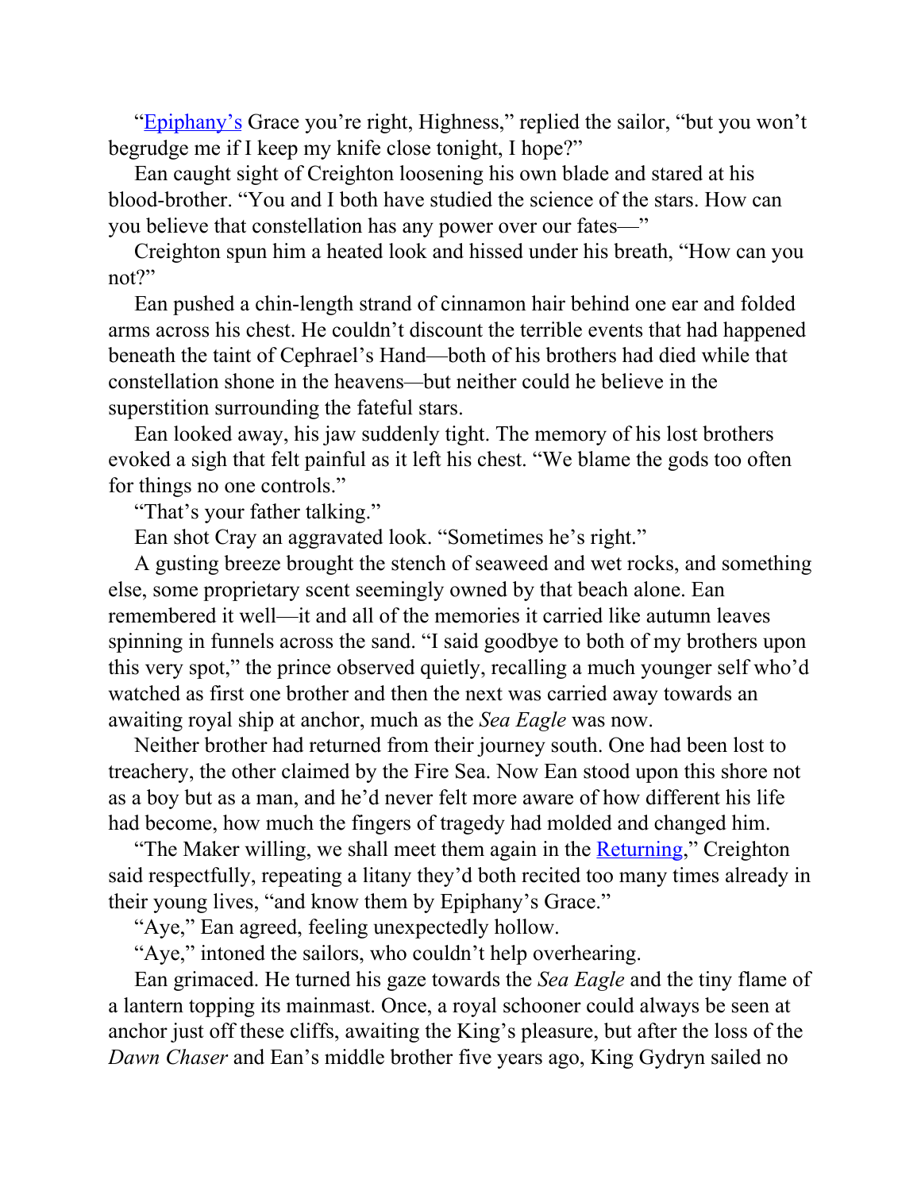"[Epiphany's](#) Grace you're right, Highness," replied the sailor, "but you won't begrudge me if I keep my knife close tonight, I hope?"

Ean caught sight of Creighton loosening his own blade and stared at his blood-brother. "You and I both have studied the science of the stars. How can you believe that constellation has any power over our fates—"

Creighton spun him a heated look and hissed under his breath, "How can you not?"

Ean pushed a chin-length strand of cinnamon hair behind one ear and folded arms across his chest. He couldn't discount the terrible events that had happened beneath the taint of Cephrael's Hand—both of his brothers had died while that constellation shone in the heavens—but neither could he believe in the superstition surrounding the fateful stars.

Ean looked away, his jaw suddenly tight. The memory of his lost brothers evoked a sigh that felt painful as it left his chest. "We blame the gods too often for things no one controls."

"That's your father talking."

Ean shot Cray an aggravated look. "Sometimes he's right."

A gusting breeze brought the stench of seaweed and wet rocks, and something else, some proprietary scent seemingly owned by that beach alone. Ean remembered it well—it and all of the memories it carried like autumn leaves spinning in funnels across the sand. "I said goodbye to both of my brothers upon this very spot," the prince observed quietly, recalling a much younger self who'd watched as first one brother and then the next was carried away towards an awaiting royal ship at anchor, much as the *Sea Eagle* was now.

Neither brother had returned from their journey south. One had been lost to treachery, the other claimed by the Fire Sea. Now Ean stood upon this shore not as a boy but as a man, and he'd never felt more aware of how different his life had become, how much the fingers of tragedy had molded and changed him.

"The Maker willing, we shall meet them again in the [Returning](#)," Creighton said respectfully, repeating a litany they'd both recited too many times already in their young lives, "and know them by Epiphany's Grace."

"Aye," Ean agreed, feeling unexpectedly hollow.

"Aye," intoned the sailors, who couldn't help overhearing.

Ean grimaced. He turned his gaze towards the *Sea Eagle* and the tiny flame of a lantern topping its mainmast. Once, a royal schooner could always be seen at anchor just off these cliffs, awaiting the King's pleasure, but after the loss of the *Dawn Chaser* and Ean's middle brother five years ago, King Gydryn sailed no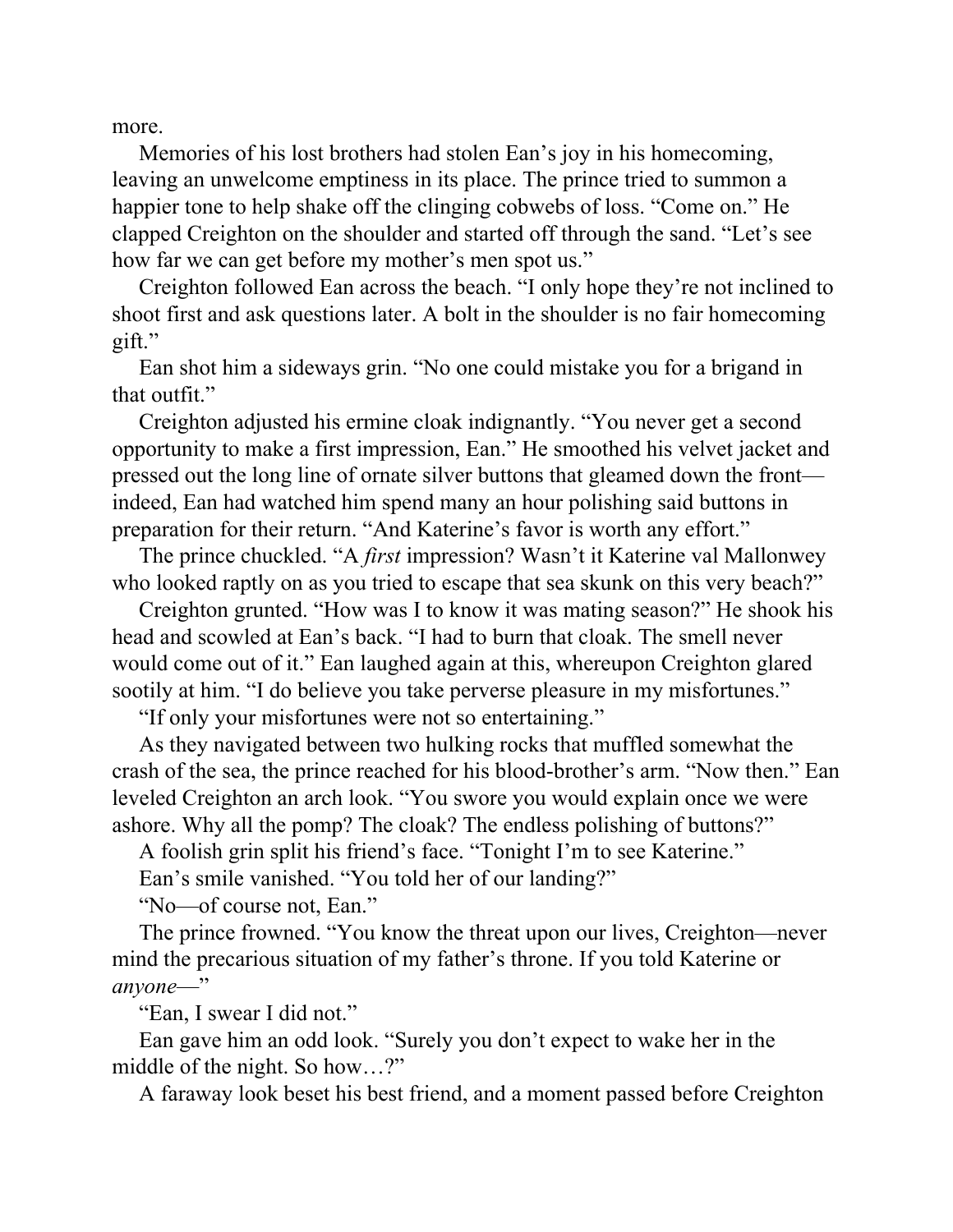more.

Memories of his lost brothers had stolen Ean's joy in his homecoming, leaving an unwelcome emptiness in its place. The prince tried to summon a happier tone to help shake off the clinging cobwebs of loss. "Come on." He clapped Creighton on the shoulder and started off through the sand. "Let's see how far we can get before my mother's men spot us."

Creighton followed Ean across the beach. "I only hope they're not inclined to shoot first and ask questions later. A bolt in the shoulder is no fair homecoming gift."

Ean shot him a sideways grin. "No one could mistake you for a brigand in that outfit."

Creighton adjusted his ermine cloak indignantly. "You never get a second opportunity to make a first impression, Ean." He smoothed his velvet jacket and pressed out the long line of ornate silver buttons that gleamed down the front—indeed, Ean had watched him spend many an hour polishing said buttons in preparation for their return. "And Katerine's favor is worth any effort."

The prince chuckled. "A *first* impression? Wasn't it Katerine val Mallonwey who looked raptly on as you tried to escape that sea skunk on this very beach?"

Creighton grunted. "How was I to know it was mating season?" He shook his head and scowled at Ean's back. "I had to burn that cloak. The smell never would come out of it." Ean laughed again at this, whereupon Creighton glared sootily at him. "I do believe you take perverse pleasure in my misfortunes."

"If only your misfortunes were not so entertaining."

As they navigated between two hulking rocks that muffled somewhat the crash of the sea, the prince reached for his blood-brother's arm. "Now then." Ean leveled Creighton an arch look. "You swore you would explain once we were ashore. Why all the pomp? The cloak? The endless polishing of buttons?"

A foolish grin split his friend's face. "Tonight I'm to see Katerine."

Ean's smile vanished. "You told her of our landing?"

"No—of course not, Ean."

The prince frowned. "You know the threat upon our lives, Creighton—never mind the precarious situation of my father's throne. If you told Katerine or *anyone*—"

"Ean, I swear I did not."

Ean gave him an odd look. "Surely you don't expect to wake her in the middle of the night. So how…?"

A faraway look beset his best friend, and a moment passed before Creighton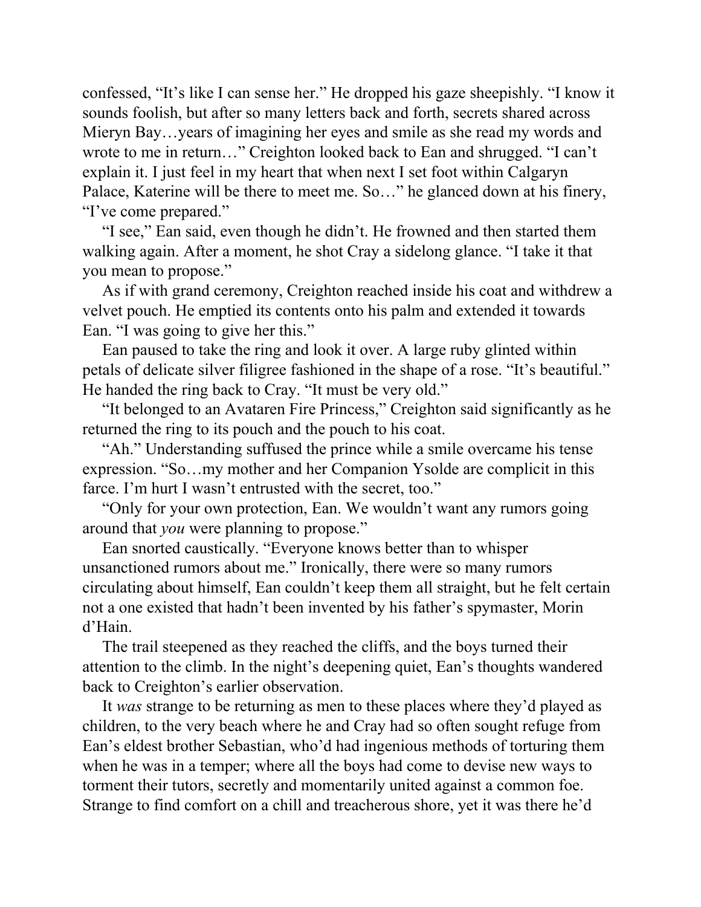confessed, "It's like I can sense her." He dropped his gaze sheepishly. "I know it sounds foolish, but after so many letters back and forth, secrets shared across Mieryn Bay…years of imagining her eyes and smile as she read my words and wrote to me in return…" Creighton looked back to Ean and shrugged. "I can't explain it. I just feel in my heart that when next I set foot within Calgaryn Palace, Katerine will be there to meet me. So…" he glanced down at his finery, "I've come prepared."

"I see," Ean said, even though he didn't. He frowned and then started them walking again. After a moment, he shot Cray a sidelong glance. "I take it that you mean to propose."

As if with grand ceremony, Creighton reached inside his coat and withdrew a velvet pouch. He emptied its contents onto his palm and extended it towards Ean. "I was going to give her this."

Ean paused to take the ring and look it over. A large ruby glinted within petals of delicate silver filigree fashioned in the shape of a rose. "It's beautiful." He handed the ring back to Cray. "It must be very old."

"It belonged to an Avataren Fire Princess," Creighton said significantly as he returned the ring to its pouch and the pouch to his coat.

"Ah." Understanding suffused the prince while a smile overcame his tense expression. "So…my mother and her Companion Ysolde are complicit in this farce. I'm hurt I wasn't entrusted with the secret, too."

"Only for your own protection, Ean. We wouldn't want any rumors going around that *you* were planning to propose."

Ean snorted caustically. "Everyone knows better than to whisper unsanctioned rumors about me." Ironically, there were so many rumors circulating about himself, Ean couldn't keep them all straight, but he felt certain not a one existed that hadn't been invented by his father's spymaster, Morin d'Hain.

The trail steepened as they reached the cliffs, and the boys turned their attention to the climb. In the night's deepening quiet, Ean's thoughts wandered back to Creighton's earlier observation.

It *was* strange to be returning as men to these places where they'd played as children, to the very beach where he and Cray had so often sought refuge from Ean's eldest brother Sebastian, who'd had ingenious methods of torturing them when he was in a temper; where all the boys had come to devise new ways to torment their tutors, secretly and momentarily united against a common foe. Strange to find comfort on a chill and treacherous shore, yet it was there he'd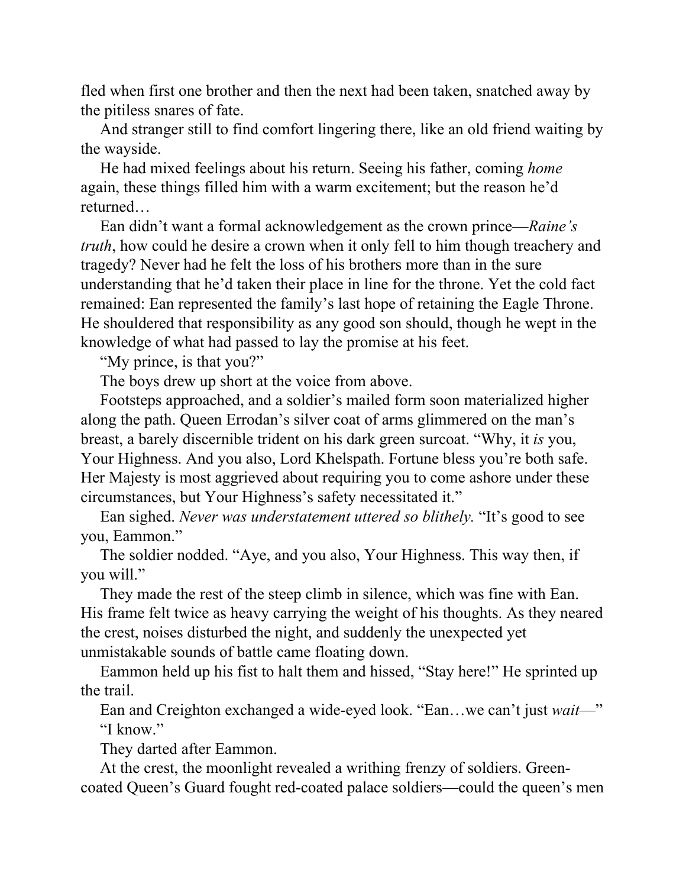fled when first one brother and then the next had been taken, snatched away by the pitiless snares of fate.

And stranger still to find comfort lingering there, like an old friend waiting by the wayside.

He had mixed feelings about his return. Seeing his father, coming *home* again, these things filled him with a warm excitement; but the reason he'd returned…

Ean didn't want a formal acknowledgement as the crown prince—*Raine's truth*, how could he desire a crown when it only fell to him though treachery and tragedy? Never had he felt the loss of his brothers more than in the sure understanding that he'd taken their place in line for the throne. Yet the cold fact remained: Ean represented the family's last hope of retaining the Eagle Throne. He shouldered that responsibility as any good son should, though he wept in the knowledge of what had passed to lay the promise at his feet.

"My prince, is that you?"

The boys drew up short at the voice from above.

Footsteps approached, and a soldier's mailed form soon materialized higher along the path. Queen Errodan's silver coat of arms glimmered on the man's breast, a barely discernible trident on his dark green surcoat. "Why, it *is* you, Your Highness. And you also, Lord Khelspath. Fortune bless you're both safe. Her Majesty is most aggrieved about requiring you to come ashore under these circumstances, but Your Highness's safety necessitated it."

Ean sighed. *Never was understatement uttered so blithely.* "It's good to see you, Eammon."

The soldier nodded. "Aye, and you also, Your Highness. This way then, if you will."

They made the rest of the steep climb in silence, which was fine with Ean. His frame felt twice as heavy carrying the weight of his thoughts. As they neared the crest, noises disturbed the night, and suddenly the unexpected yet unmistakable sounds of battle came floating down.

Eammon held up his fist to halt them and hissed, "Stay here!" He sprinted up the trail.

Ean and Creighton exchanged a wide-eyed look. "Ean…we can't just *wait*—"

"I know."

They darted after Eammon.

At the crest, the moonlight revealed a writhing frenzy of soldiers. Green-coated Queen's Guard fought red-coated palace soldiers—could the queen's men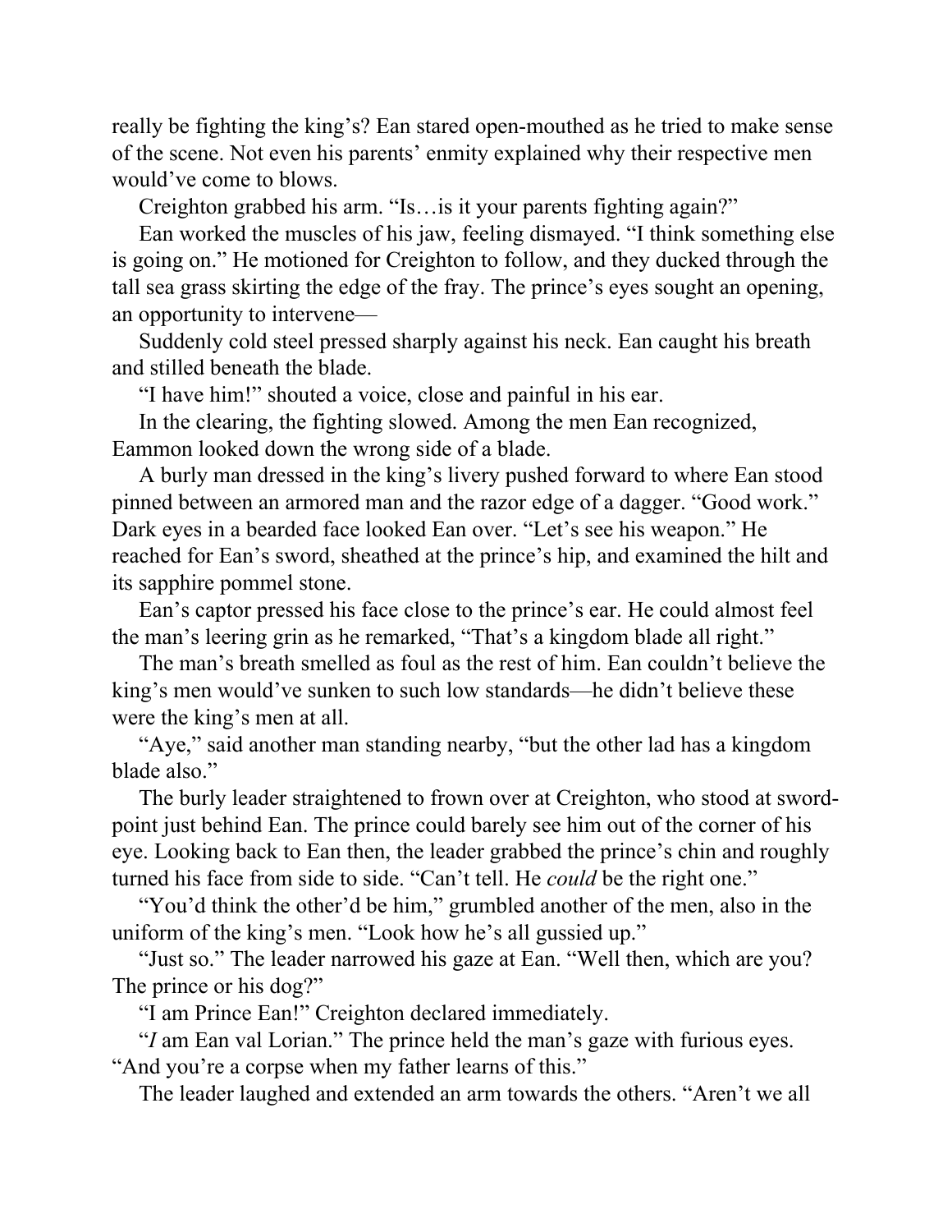really be fighting the king's? Ean stared open-mouthed as he tried to make sense of the scene. Not even his parents' enmity explained why their respective men would've come to blows.

Creighton grabbed his arm. "Is…is it your parents fighting again?"

Ean worked the muscles of his jaw, feeling dismayed. "I think something else is going on." He motioned for Creighton to follow, and they ducked through the tall sea grass skirting the edge of the fray. The prince's eyes sought an opening, an opportunity to intervene—

Suddenly cold steel pressed sharply against his neck. Ean caught his breath and stilled beneath the blade.

"I have him!" shouted a voice, close and painful in his ear.

In the clearing, the fighting slowed. Among the men Ean recognized, Eammon looked down the wrong side of a blade.

A burly man dressed in the king's livery pushed forward to where Ean stood pinned between an armored man and the razor edge of a dagger. "Good work." Dark eyes in a bearded face looked Ean over. "Let's see his weapon." He reached for Ean's sword, sheathed at the prince's hip, and examined the hilt and its sapphire pommel stone.

Ean's captor pressed his face close to the prince's ear. He could almost feel the man's leering grin as he remarked, "That's a kingdom blade all right."

The man's breath smelled as foul as the rest of him. Ean couldn't believe the king's men would've sunken to such low standards—he didn't believe these were the king's men at all.

"Aye," said another man standing nearby, "but the other lad has a kingdom blade also."

The burly leader straightened to frown over at Creighton, who stood at sword-point just behind Ean. The prince could barely see him out of the corner of his eye. Looking back to Ean then, the leader grabbed the prince's chin and roughly turned his face from side to side. "Can't tell. He *could* be the right one."

"You'd think the other'd be him," grumbled another of the men, also in the uniform of the king's men. "Look how he's all gussied up."

"Just so." The leader narrowed his gaze at Ean. "Well then, which are you? The prince or his dog?"

"I am Prince Ean!" Creighton declared immediately.

"*I* am Ean val Lorian." The prince held the man's gaze with furious eyes. "And you're a corpse when my father learns of this."

The leader laughed and extended an arm towards the others. "Aren't we all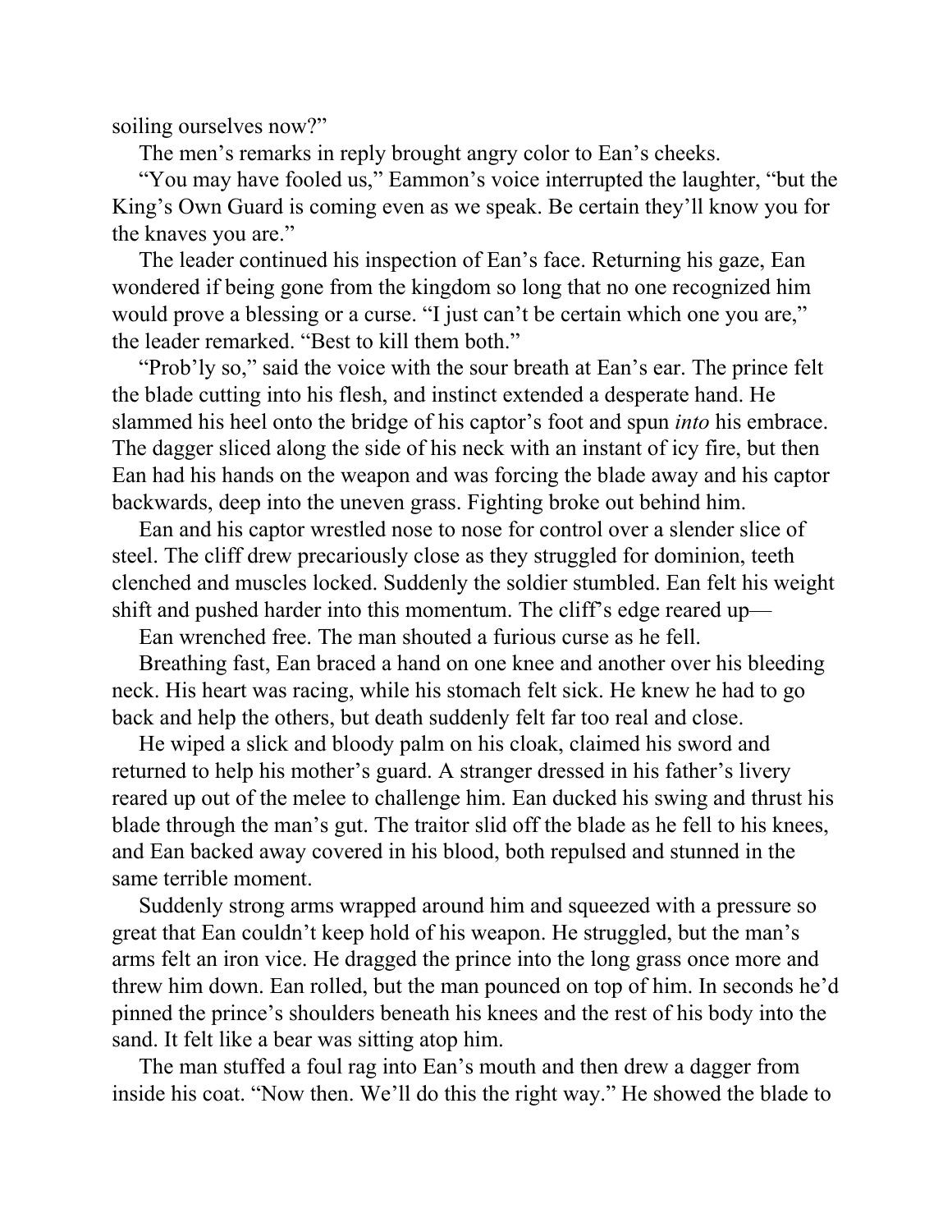soiling ourselves now?"

The men's remarks in reply brought angry color to Ean's cheeks.

"You may have fooled us," Eammon's voice interrupted the laughter, "but the King's Own Guard is coming even as we speak. Be certain they'll know you for the knaves you are."

The leader continued his inspection of Ean's face. Returning his gaze, Ean wondered if being gone from the kingdom so long that no one recognized him would prove a blessing or a curse. "I just can't be certain which one you are," the leader remarked. "Best to kill them both."

"Prob'ly so," said the voice with the sour breath at Ean's ear. The prince felt the blade cutting into his flesh, and instinct extended a desperate hand. He slammed his heel onto the bridge of his captor's foot and spun *into* his embrace. The dagger sliced along the side of his neck with an instant of icy fire, but then Ean had his hands on the weapon and was forcing the blade away and his captor backwards, deep into the uneven grass. Fighting broke out behind him.

Ean and his captor wrestled nose to nose for control over a slender slice of steel. The cliff drew precariously close as they struggled for dominion, teeth clenched and muscles locked. Suddenly the soldier stumbled. Ean felt his weight shift and pushed harder into this momentum. The cliff's edge reared up—

Ean wrenched free. The man shouted a furious curse as he fell.

Breathing fast, Ean braced a hand on one knee and another over his bleeding neck. His heart was racing, while his stomach felt sick. He knew he had to go back and help the others, but death suddenly felt far too real and close.

He wiped a slick and bloody palm on his cloak, claimed his sword and returned to help his mother's guard. A stranger dressed in his father's livery reared up out of the melee to challenge him. Ean ducked his swing and thrust his blade through the man's gut. The traitor slid off the blade as he fell to his knees, and Ean backed away covered in his blood, both repulsed and stunned in the same terrible moment.

Suddenly strong arms wrapped around him and squeezed with a pressure so great that Ean couldn't keep hold of his weapon. He struggled, but the man's arms felt an iron vice. He dragged the prince into the long grass once more and threw him down. Ean rolled, but the man pounced on top of him. In seconds he'd pinned the prince's shoulders beneath his knees and the rest of his body into the sand. It felt like a bear was sitting atop him.

The man stuffed a foul rag into Ean's mouth and then drew a dagger from inside his coat. "Now then. We'll do this the right way." He showed the blade to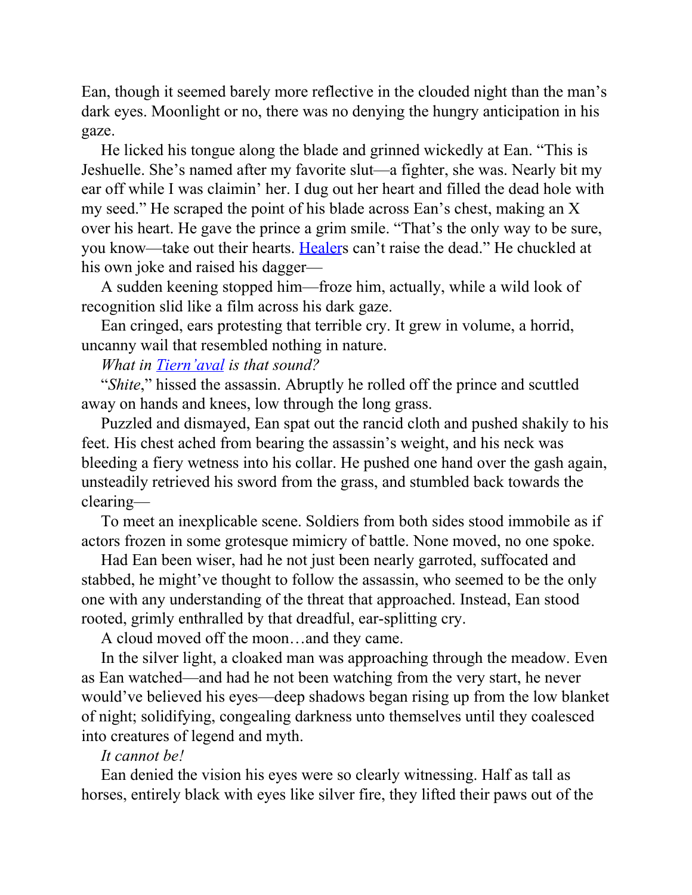Ean, though it seemed barely more reflective in the clouded night than the man's dark eyes. Moonlight or no, there was no denying the hungry anticipation in his gaze.

He licked his tongue along the blade and grinned wickedly at Ean. "This is Jeshuelle. She's named after my favorite slut—a fighter, she was. Nearly bit my ear off while I was claimin' her. I dug out her heart and filled the dead hole with my seed." He scraped the point of his blade across Ean's chest, making an X over his heart. He gave the prince a grim smile. "That's the only way to be sure, you know—take out their hearts. Healers can't raise the dead." He chuckled at his own joke and raised his dagger—

A sudden keening stopped him—froze him, actually, while a wild look of recognition slid like a film across his dark gaze.

Ean cringed, ears protesting that terrible cry. It grew in volume, a horrid, uncanny wail that resembled nothing in nature.

*What in Tiern'aval is that sound?*

"*Shite*," hissed the assassin. Abruptly he rolled off the prince and scuttled away on hands and knees, low through the long grass.

Puzzled and dismayed, Ean spat out the rancid cloth and pushed shakily to his feet. His chest ached from bearing the assassin's weight, and his neck was bleeding a fiery wetness into his collar. He pushed one hand over the gash again, unsteadily retrieved his sword from the grass, and stumbled back towards the clearing—

To meet an inexplicable scene. Soldiers from both sides stood immobile as if actors frozen in some grotesque mimicry of battle. None moved, no one spoke.

Had Ean been wiser, had he not just been nearly garroted, suffocated and stabbed, he might've thought to follow the assassin, who seemed to be the only one with any understanding of the threat that approached. Instead, Ean stood rooted, grimly enthralled by that dreadful, ear-splitting cry.

A cloud moved off the moon…and they came.

In the silver light, a cloaked man was approaching through the meadow. Even as Ean watched—and had he not been watching from the very start, he never would've believed his eyes—deep shadows began rising up from the low blanket of night; solidifying, congealing darkness unto themselves until they coalesced into creatures of legend and myth.

*It cannot be!*

Ean denied the vision his eyes were so clearly witnessing. Half as tall as horses, entirely black with eyes like silver fire, they lifted their paws out of the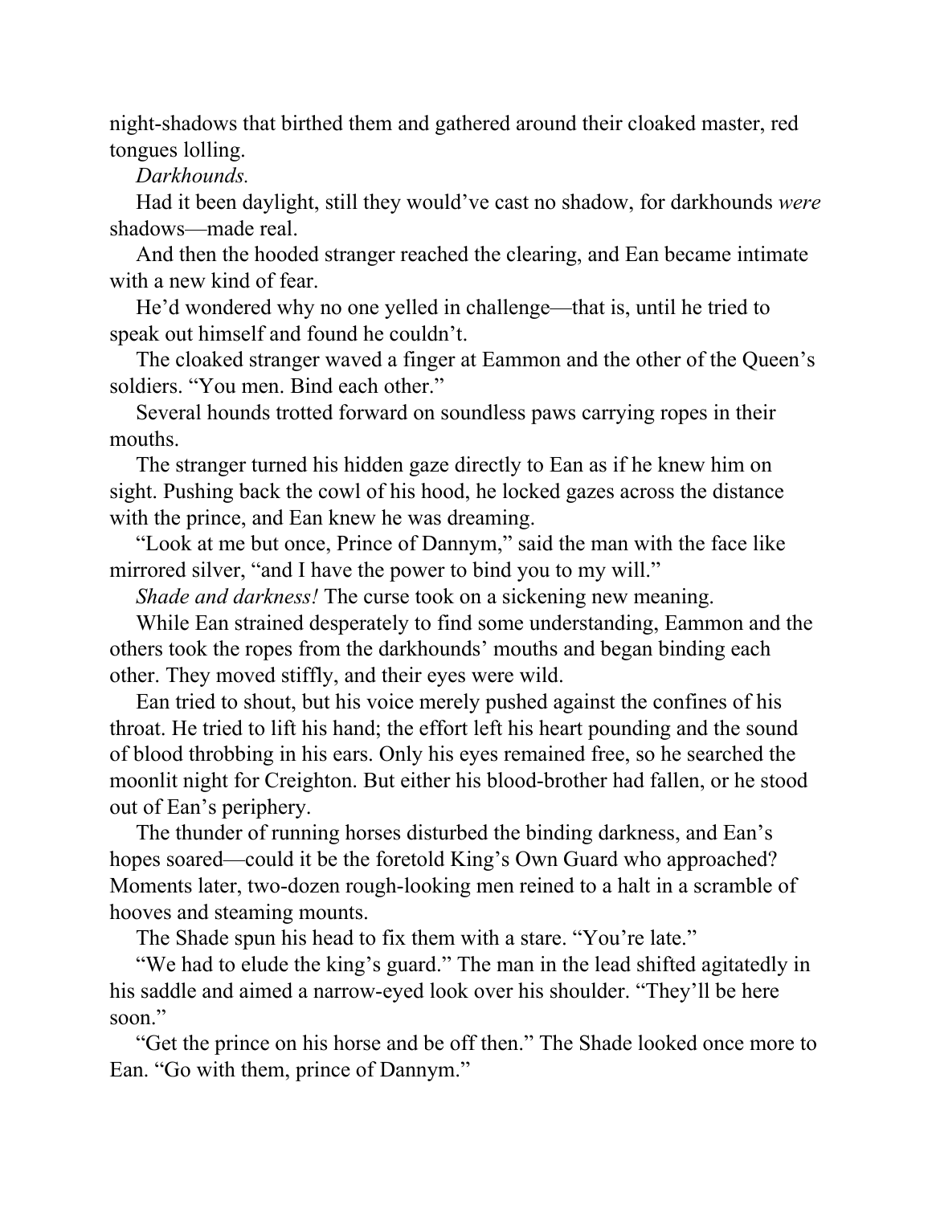night-shadows that birthed them and gathered around their cloaked master, red tongues lolling.

*Darkhounds.*

Had it been daylight, still they would've cast no shadow, for darkhounds *were* shadows—made real.

And then the hooded stranger reached the clearing, and Ean became intimate with a new kind of fear.

He'd wondered why no one yelled in challenge—that is, until he tried to speak out himself and found he couldn't.

The cloaked stranger waved a finger at Eammon and the other of the Queen's soldiers. "You men. Bind each other."

Several hounds trotted forward on soundless paws carrying ropes in their mouths.

The stranger turned his hidden gaze directly to Ean as if he knew him on sight. Pushing back the cowl of his hood, he locked gazes across the distance with the prince, and Ean knew he was dreaming.

"Look at me but once, Prince of Dannym," said the man with the face like mirrored silver, "and I have the power to bind you to my will."

*Shade and darkness!* The curse took on a sickening new meaning.

While Ean strained desperately to find some understanding, Eammon and the others took the ropes from the darkhounds' mouths and began binding each other. They moved stiffly, and their eyes were wild.

Ean tried to shout, but his voice merely pushed against the confines of his throat. He tried to lift his hand; the effort left his heart pounding and the sound of blood throbbing in his ears. Only his eyes remained free, so he searched the moonlit night for Creighton. But either his blood-brother had fallen, or he stood out of Ean's periphery.

The thunder of running horses disturbed the binding darkness, and Ean's hopes soared—could it be the foretold King's Own Guard who approached? Moments later, two-dozen rough-looking men reined to a halt in a scramble of hooves and steaming mounts.

The Shade spun his head to fix them with a stare. "You're late."

"We had to elude the king's guard." The man in the lead shifted agitatedly in his saddle and aimed a narrow-eyed look over his shoulder. "They'll be here soon."

"Get the prince on his horse and be off then." The Shade looked once more to Ean. "Go with them, prince of Dannym."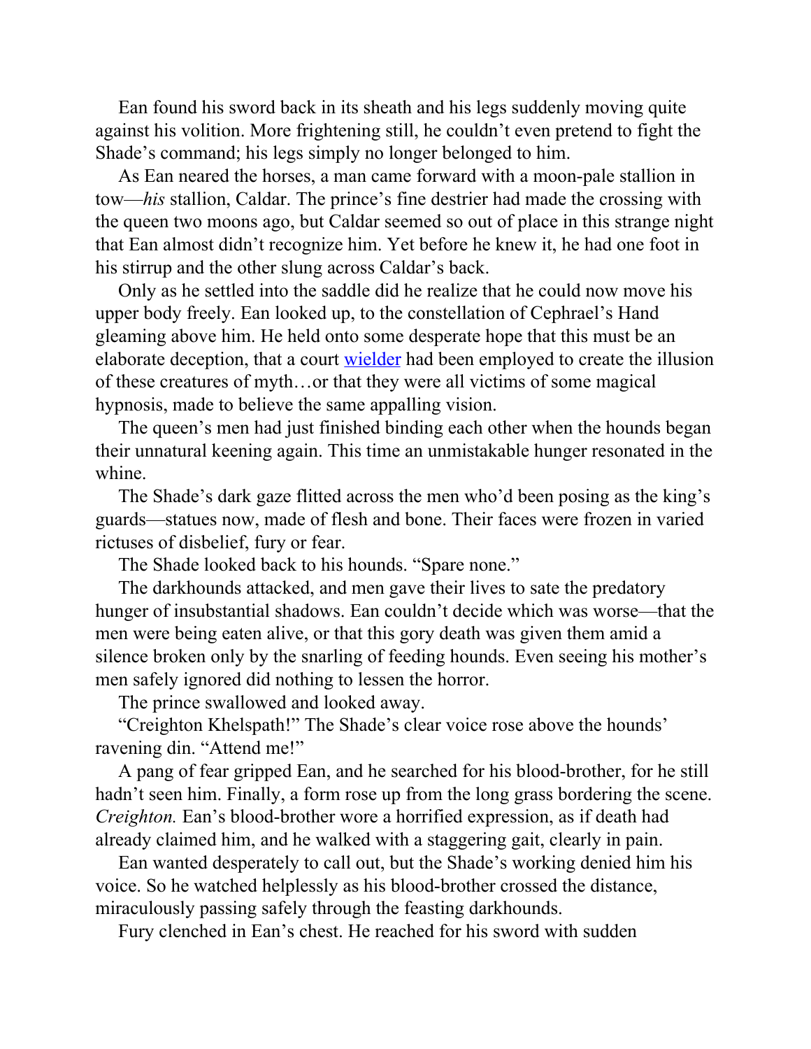Ean found his sword back in its sheath and his legs suddenly moving quite against his volition. More frightening still, he couldn't even pretend to fight the Shade's command; his legs simply no longer belonged to him.

As Ean neared the horses, a man came forward with a moon-pale stallion in tow—*his* stallion, Caldar. The prince's fine destrier had made the crossing with the queen two moons ago, but Caldar seemed so out of place in this strange night that Ean almost didn't recognize him. Yet before he knew it, he had one foot in his stirrup and the other slung across Caldar's back.

Only as he settled into the saddle did he realize that he could now move his upper body freely. Ean looked up, to the constellation of Cephrael's Hand gleaming above him. He held onto some desperate hope that this must be an elaborate deception, that a court wielder had been employed to create the illusion of these creatures of myth…or that they were all victims of some magical hypnosis, made to believe the same appalling vision.

The queen's men had just finished binding each other when the hounds began their unnatural keening again. This time an unmistakable hunger resonated in the whine.

The Shade's dark gaze flitted across the men who'd been posing as the king's guards—statues now, made of flesh and bone. Their faces were frozen in varied rictuses of disbelief, fury or fear.

The Shade looked back to his hounds. "Spare none."

The darkhounds attacked, and men gave their lives to sate the predatory hunger of insubstantial shadows. Ean couldn't decide which was worse—that the men were being eaten alive, or that this gory death was given them amid a silence broken only by the snarling of feeding hounds. Even seeing his mother's men safely ignored did nothing to lessen the horror.

The prince swallowed and looked away.

"Creighton Khelspath!" The Shade's clear voice rose above the hounds' ravening din. "Attend me!"

A pang of fear gripped Ean, and he searched for his blood-brother, for he still hadn't seen him. Finally, a form rose up from the long grass bordering the scene. *Creighton.* Ean's blood-brother wore a horrified expression, as if death had already claimed him, and he walked with a staggering gait, clearly in pain.

Ean wanted desperately to call out, but the Shade's working denied him his voice. So he watched helplessly as his blood-brother crossed the distance, miraculously passing safely through the feasting darkhounds.

Fury clenched in Ean's chest. He reached for his sword with sudden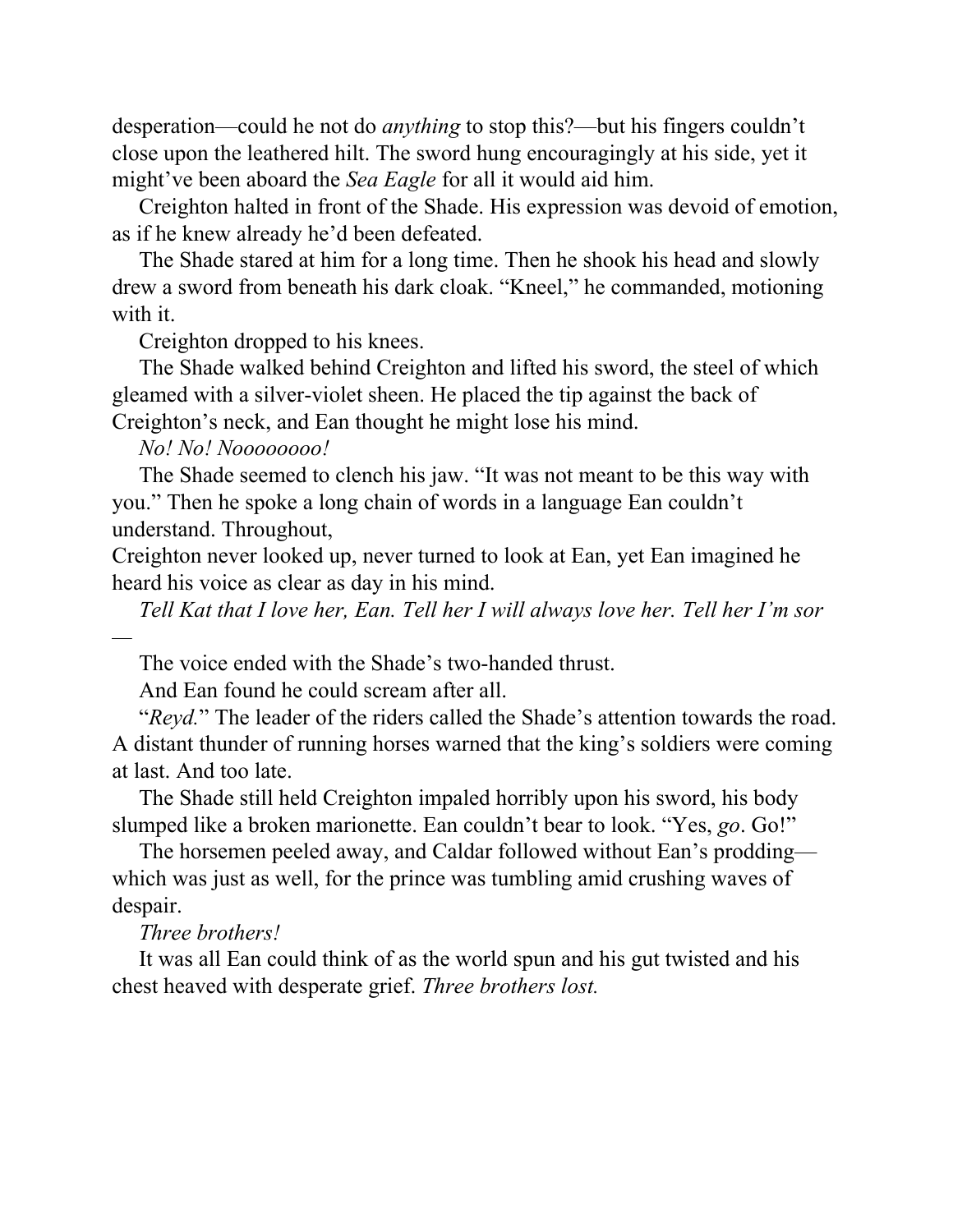desperation—could he not do *anything* to stop this?—but his fingers couldn't close upon the leathered hilt. The sword hung encouragingly at his side, yet it might've been aboard the *Sea Eagle* for all it would aid him.

Creighton halted in front of the Shade. His expression was devoid of emotion, as if he knew already he'd been defeated.

The Shade stared at him for a long time. Then he shook his head and slowly drew a sword from beneath his dark cloak. "Kneel," he commanded, motioning with it.

Creighton dropped to his knees.

The Shade walked behind Creighton and lifted his sword, the steel of which gleamed with a silver-violet sheen. He placed the tip against the back of Creighton's neck, and Ean thought he might lose his mind.

*No! No! Noooooooo!*

The Shade seemed to clench his jaw. "It was not meant to be this way with you." Then he spoke a long chain of words in a language Ean couldn't understand. Throughout, Creighton never looked up, never turned to look at Ean, yet Ean imagined he heard his voice as clear as day in his mind.

*Tell Kat that I love her, Ean. Tell her I will always love her. Tell her I'm sor*—

The voice ended with the Shade's two-handed thrust.

And Ean found he could scream after all.

"*Reyd.*" The leader of the riders called the Shade's attention towards the road. A distant thunder of running horses warned that the king's soldiers were coming at last. And too late.

The Shade still held Creighton impaled horribly upon his sword, his body slumped like a broken marionette. Ean couldn't bear to look. "Yes, *go*. Go!"

The horsemen peeled away, and Caldar followed without Ean's prodding—which was just as well, for the prince was tumbling amid crushing waves of despair.

*Three brothers!*

It was all Ean could think of as the world spun and his gut twisted and his chest heaved with desperate grief. *Three brothers lost.*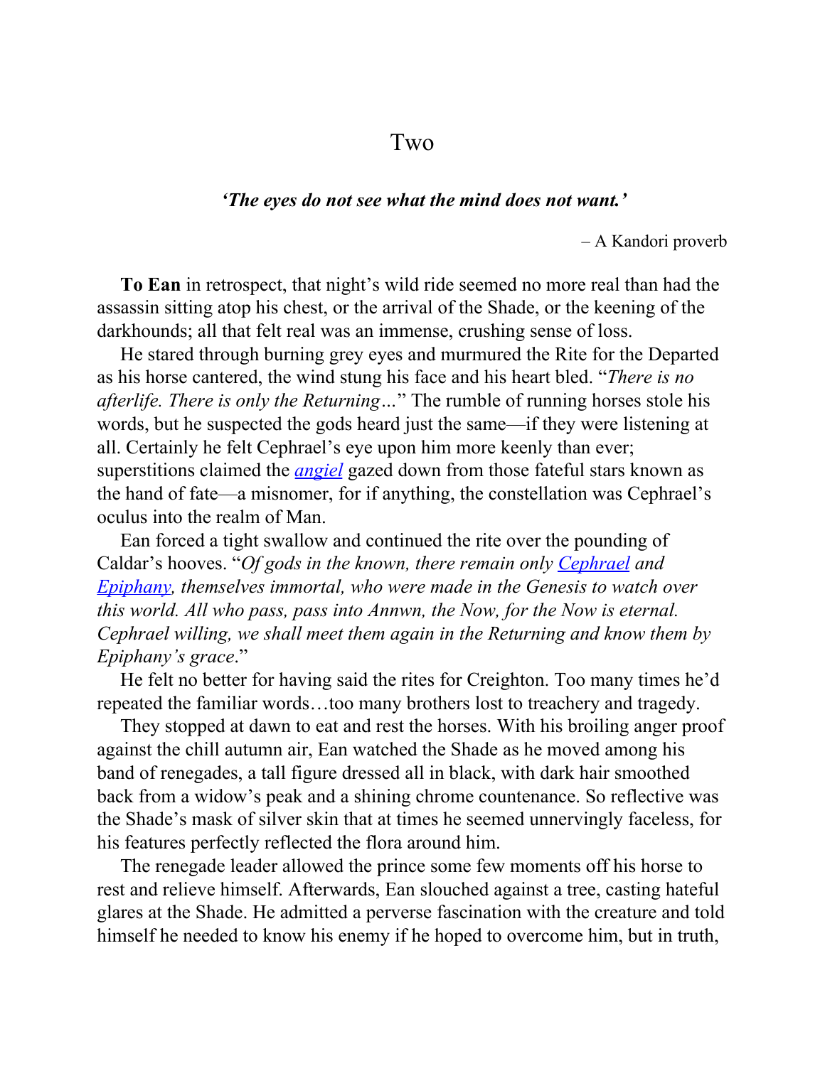# Two

***'The eyes do not see what the mind does not want.'***

– A Kandori proverb

**To Ean** in retrospect, that night's wild ride seemed no more real than had the assassin sitting atop his chest, or the arrival of the Shade, or the keening of the darkhounds; all that felt real was an immense, crushing sense of loss.

He stared through burning grey eyes and murmured the Rite for the Departed as his horse cantered, the wind stung his face and his heart bled. "*There is no afterlife. There is only the Returning…*" The rumble of running horses stole his words, but he suspected the gods heard just the same—if they were listening at all. Certainly he felt Cephrael's eye upon him more keenly than ever; superstitions claimed the *angiel* gazed down from those fateful stars known as the hand of fate—a misnomer, for if anything, the constellation was Cephrael's oculus into the realm of Man.

Ean forced a tight swallow and continued the rite over the pounding of Caldar's hooves. "*Of gods in the known, there remain only Cephrael and Epiphany, themselves immortal, who were made in the Genesis to watch over this world. All who pass, pass into Annwn, the Now, for the Now is eternal. Cephrael willing, we shall meet them again in the Returning and know them by Epiphany's grace*."

He felt no better for having said the rites for Creighton. Too many times he'd repeated the familiar words…too many brothers lost to treachery and tragedy.

They stopped at dawn to eat and rest the horses. With his broiling anger proof against the chill autumn air, Ean watched the Shade as he moved among his band of renegades, a tall figure dressed all in black, with dark hair smoothed back from a widow's peak and a shining chrome countenance. So reflective was the Shade's mask of silver skin that at times he seemed unnervingly faceless, for his features perfectly reflected the flora around him.

The renegade leader allowed the prince some few moments off his horse to rest and relieve himself. Afterwards, Ean slouched against a tree, casting hateful glares at the Shade. He admitted a perverse fascination with the creature and told himself he needed to know his enemy if he hoped to overcome him, but in truth,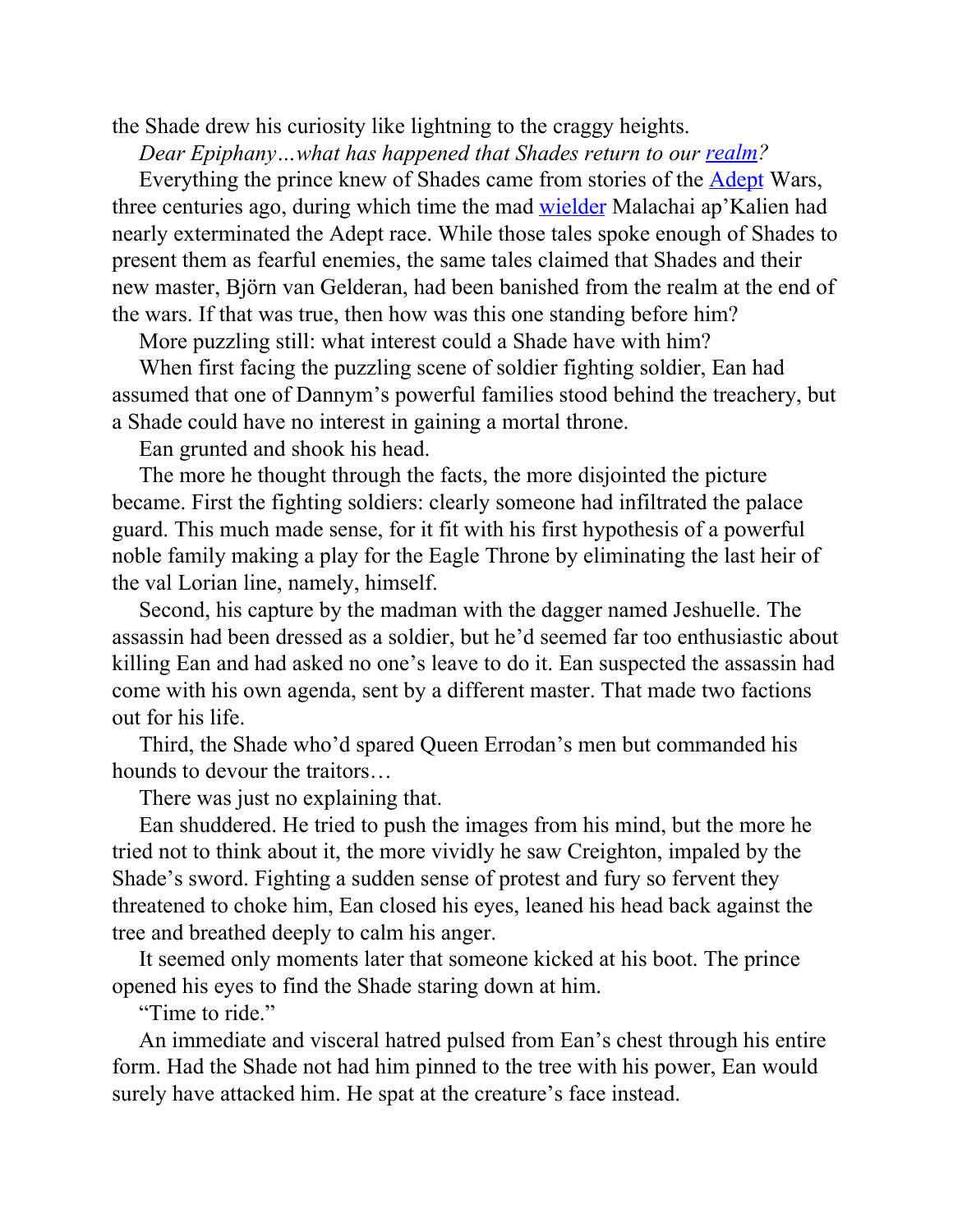the Shade drew his curiosity like lightning to the craggy heights.

*Dear Epiphany…what has happened that Shades return to our realm?*

Everything the prince knew of Shades came from stories of the Adept Wars, three centuries ago, during which time the mad wielder Malachai ap'Kalien had nearly exterminated the Adept race. While those tales spoke enough of Shades to present them as fearful enemies, the same tales claimed that Shades and their new master, Björn van Gelderan, had been banished from the realm at the end of the wars. If that was true, then how was this one standing before him?

More puzzling still: what interest could a Shade have with him?

When first facing the puzzling scene of soldier fighting soldier, Ean had assumed that one of Dannym's powerful families stood behind the treachery, but a Shade could have no interest in gaining a mortal throne.

Ean grunted and shook his head.

The more he thought through the facts, the more disjointed the picture became. First the fighting soldiers: clearly someone had infiltrated the palace guard. This much made sense, for it fit with his first hypothesis of a powerful noble family making a play for the Eagle Throne by eliminating the last heir of the val Lorian line, namely, himself.

Second, his capture by the madman with the dagger named Jeshuelle. The assassin had been dressed as a soldier, but he'd seemed far too enthusiastic about killing Ean and had asked no one's leave to do it. Ean suspected the assassin had come with his own agenda, sent by a different master. That made two factions out for his life.

Third, the Shade who'd spared Queen Errodan's men but commanded his hounds to devour the traitors…

There was just no explaining that.

Ean shuddered. He tried to push the images from his mind, but the more he tried not to think about it, the more vividly he saw Creighton, impaled by the Shade's sword. Fighting a sudden sense of protest and fury so fervent they threatened to choke him, Ean closed his eyes, leaned his head back against the tree and breathed deeply to calm his anger.

It seemed only moments later that someone kicked at his boot. The prince opened his eyes to find the Shade staring down at him.

"Time to ride."

An immediate and visceral hatred pulsed from Ean's chest through his entire form. Had the Shade not had him pinned to the tree with his power, Ean would surely have attacked him. He spat at the creature's face instead.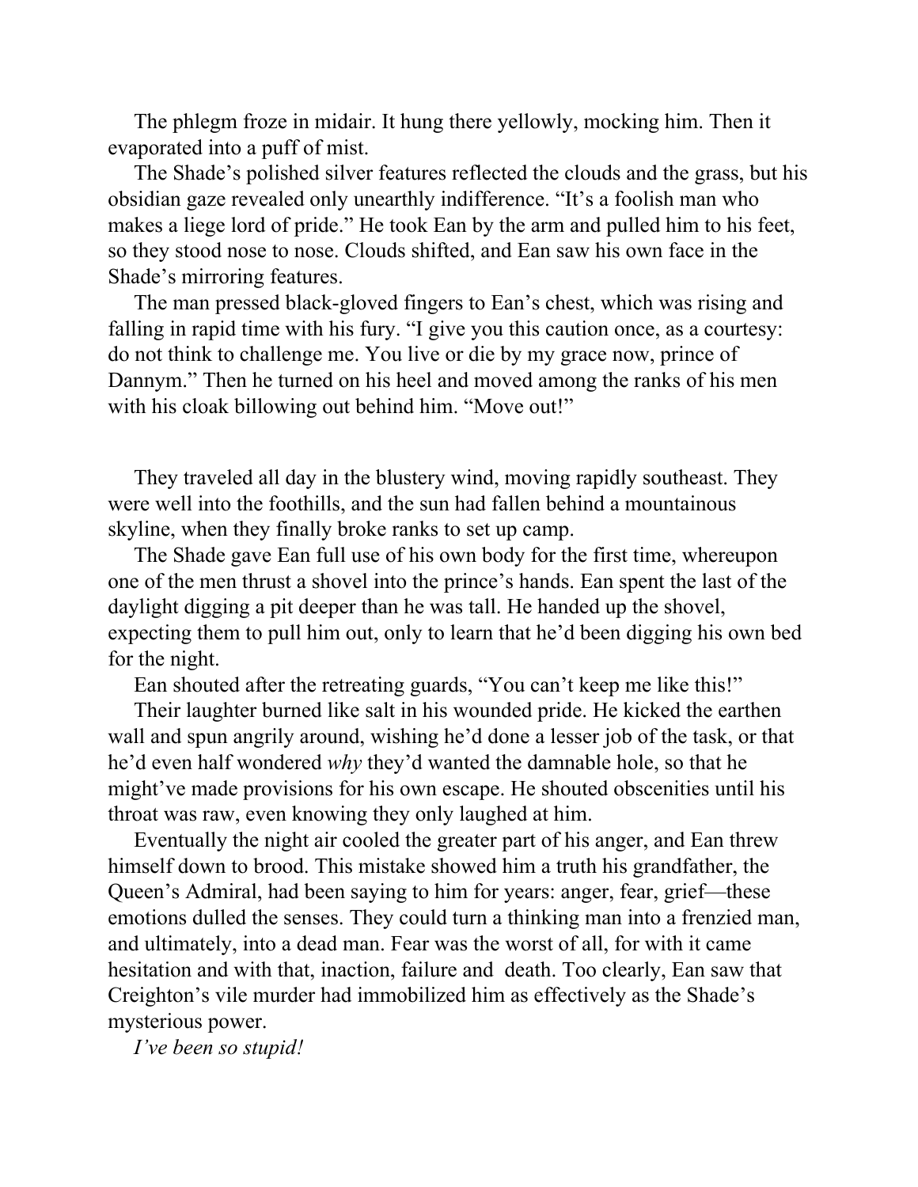The phlegm froze in midair. It hung there yellowly, mocking him. Then it evaporated into a puff of mist.

The Shade's polished silver features reflected the clouds and the grass, but his obsidian gaze revealed only unearthly indifference. "It's a foolish man who makes a liege lord of pride." He took Ean by the arm and pulled him to his feet, so they stood nose to nose. Clouds shifted, and Ean saw his own face in the Shade's mirroring features.

The man pressed black-gloved fingers to Ean's chest, which was rising and falling in rapid time with his fury. "I give you this caution once, as a courtesy: do not think to challenge me. You live or die by my grace now, prince of Dannym." Then he turned on his heel and moved among the ranks of his men with his cloak billowing out behind him. "Move out!"

They traveled all day in the blustery wind, moving rapidly southeast. They were well into the foothills, and the sun had fallen behind a mountainous skyline, when they finally broke ranks to set up camp.

The Shade gave Ean full use of his own body for the first time, whereupon one of the men thrust a shovel into the prince's hands. Ean spent the last of the daylight digging a pit deeper than he was tall. He handed up the shovel, expecting them to pull him out, only to learn that he'd been digging his own bed for the night.

Ean shouted after the retreating guards, "You can't keep me like this!"

Their laughter burned like salt in his wounded pride. He kicked the earthen wall and spun angrily around, wishing he'd done a lesser job of the task, or that he'd even half wondered *why* they'd wanted the damnable hole, so that he might've made provisions for his own escape. He shouted obscenities until his throat was raw, even knowing they only laughed at him.

Eventually the night air cooled the greater part of his anger, and Ean threw himself down to brood. This mistake showed him a truth his grandfather, the Queen's Admiral, had been saying to him for years: anger, fear, grief—these emotions dulled the senses. They could turn a thinking man into a frenzied man, and ultimately, into a dead man. Fear was the worst of all, for with it came hesitation and with that, inaction, failure and death. Too clearly, Ean saw that Creighton's vile murder had immobilized him as effectively as the Shade's mysterious power.

*I've been so stupid!*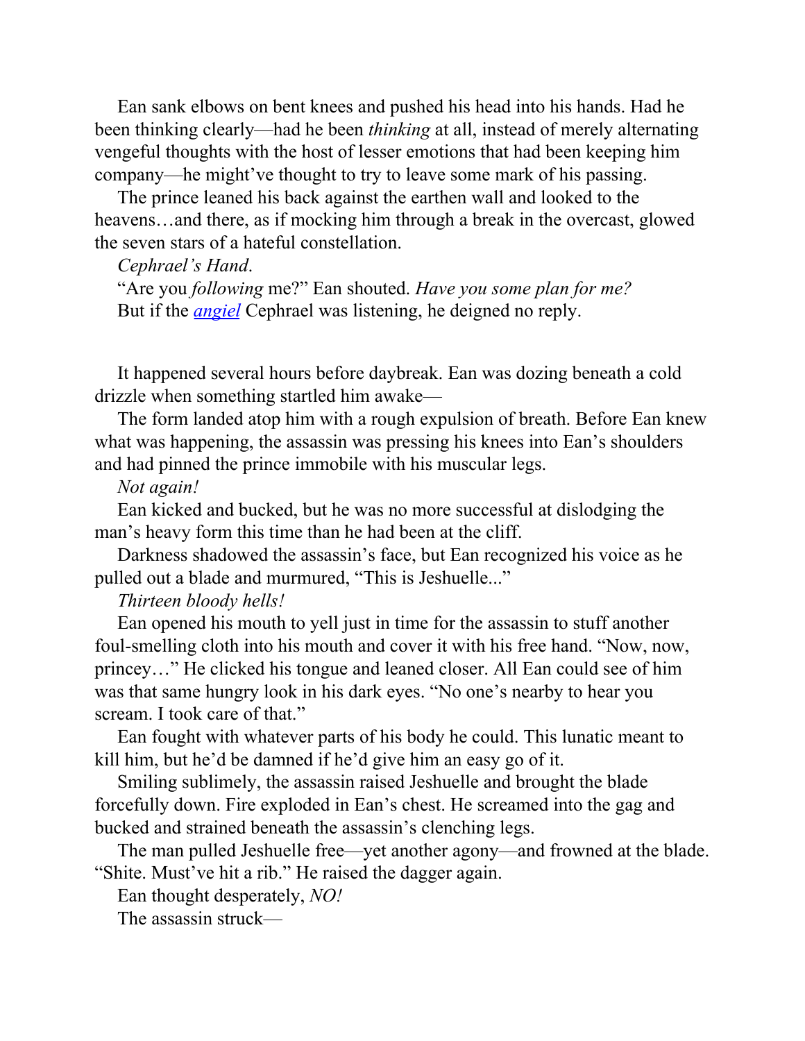Ean sank elbows on bent knees and pushed his head into his hands. Had he been thinking clearly—had he been *thinking* at all, instead of merely alternating vengeful thoughts with the host of lesser emotions that had been keeping him company—he might've thought to try to leave some mark of his passing.

The prince leaned his back against the earthen wall and looked to the heavens…and there, as if mocking him through a break in the overcast, glowed the seven stars of a hateful constellation.

*Cephrael's Hand*.

"Are you *following* me?" Ean shouted. *Have you some plan for me?*

But if the *angiel* Cephrael was listening, he deigned no reply.

It happened several hours before daybreak. Ean was dozing beneath a cold drizzle when something startled him awake—

The form landed atop him with a rough expulsion of breath. Before Ean knew what was happening, the assassin was pressing his knees into Ean's shoulders and had pinned the prince immobile with his muscular legs.

*Not again!*

Ean kicked and bucked, but he was no more successful at dislodging the man's heavy form this time than he had been at the cliff.

Darkness shadowed the assassin's face, but Ean recognized his voice as he pulled out a blade and murmured, "This is Jeshuelle..."

*Thirteen bloody hells!*

Ean opened his mouth to yell just in time for the assassin to stuff another foul-smelling cloth into his mouth and cover it with his free hand. "Now, now, princey…" He clicked his tongue and leaned closer. All Ean could see of him was that same hungry look in his dark eyes. "No one's nearby to hear you scream. I took care of that."

Ean fought with whatever parts of his body he could. This lunatic meant to kill him, but he'd be damned if he'd give him an easy go of it.

Smiling sublimely, the assassin raised Jeshuelle and brought the blade forcefully down. Fire exploded in Ean's chest. He screamed into the gag and bucked and strained beneath the assassin's clenching legs.

The man pulled Jeshuelle free—yet another agony—and frowned at the blade. "Shite. Must've hit a rib." He raised the dagger again.

Ean thought desperately, *NO!*

The assassin struck—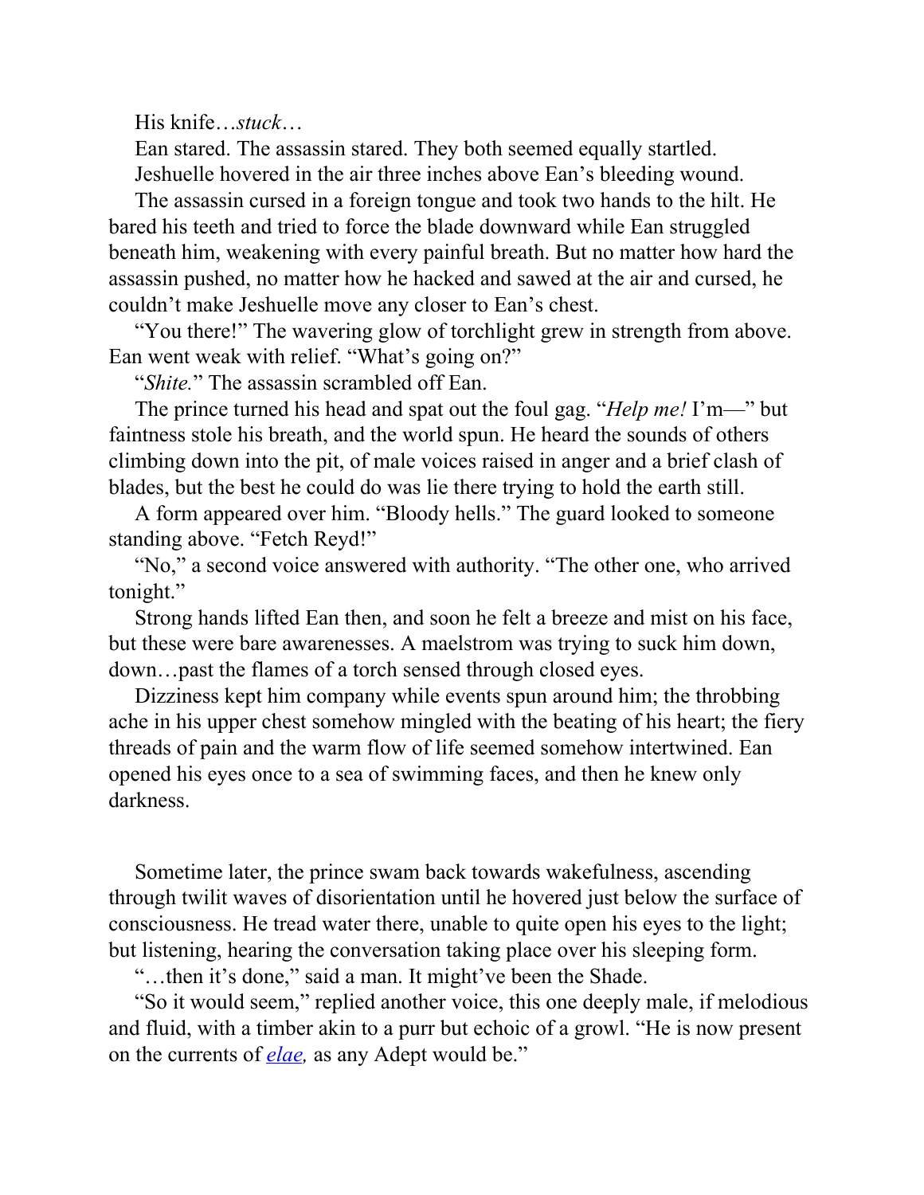His knife…*stuck*…

Ean stared. The assassin stared. They both seemed equally startled.

Jeshuelle hovered in the air three inches above Ean's bleeding wound.

The assassin cursed in a foreign tongue and took two hands to the hilt. He bared his teeth and tried to force the blade downward while Ean struggled beneath him, weakening with every painful breath. But no matter how hard the assassin pushed, no matter how he hacked and sawed at the air and cursed, he couldn't make Jeshuelle move any closer to Ean's chest.

"You there!" The wavering glow of torchlight grew in strength from above. Ean went weak with relief. "What's going on?"

"*Shite.*" The assassin scrambled off Ean.

The prince turned his head and spat out the foul gag. "*Help me!* I'm—" but faintness stole his breath, and the world spun. He heard the sounds of others climbing down into the pit, of male voices raised in anger and a brief clash of blades, but the best he could do was lie there trying to hold the earth still.

A form appeared over him. "Bloody hells." The guard looked to someone standing above. "Fetch Reyd!"

"No," a second voice answered with authority. "The other one, who arrived tonight."

Strong hands lifted Ean then, and soon he felt a breeze and mist on his face, but these were bare awarenesses. A maelstrom was trying to suck him down, down…past the flames of a torch sensed through closed eyes.

Dizziness kept him company while events spun around him; the throbbing ache in his upper chest somehow mingled with the beating of his heart; the fiery threads of pain and the warm flow of life seemed somehow intertwined. Ean opened his eyes once to a sea of swimming faces, and then he knew only darkness.

Sometime later, the prince swam back towards wakefulness, ascending through twilit waves of disorientation until he hovered just below the surface of consciousness. He tread water there, unable to quite open his eyes to the light; but listening, hearing the conversation taking place over his sleeping form.

"…then it's done," said a man. It might've been the Shade.

"So it would seem," replied another voice, this one deeply male, if melodious and fluid, with a timber akin to a purr but echoic of a growl. "He is now present on the currents of *elae,* as any Adept would be."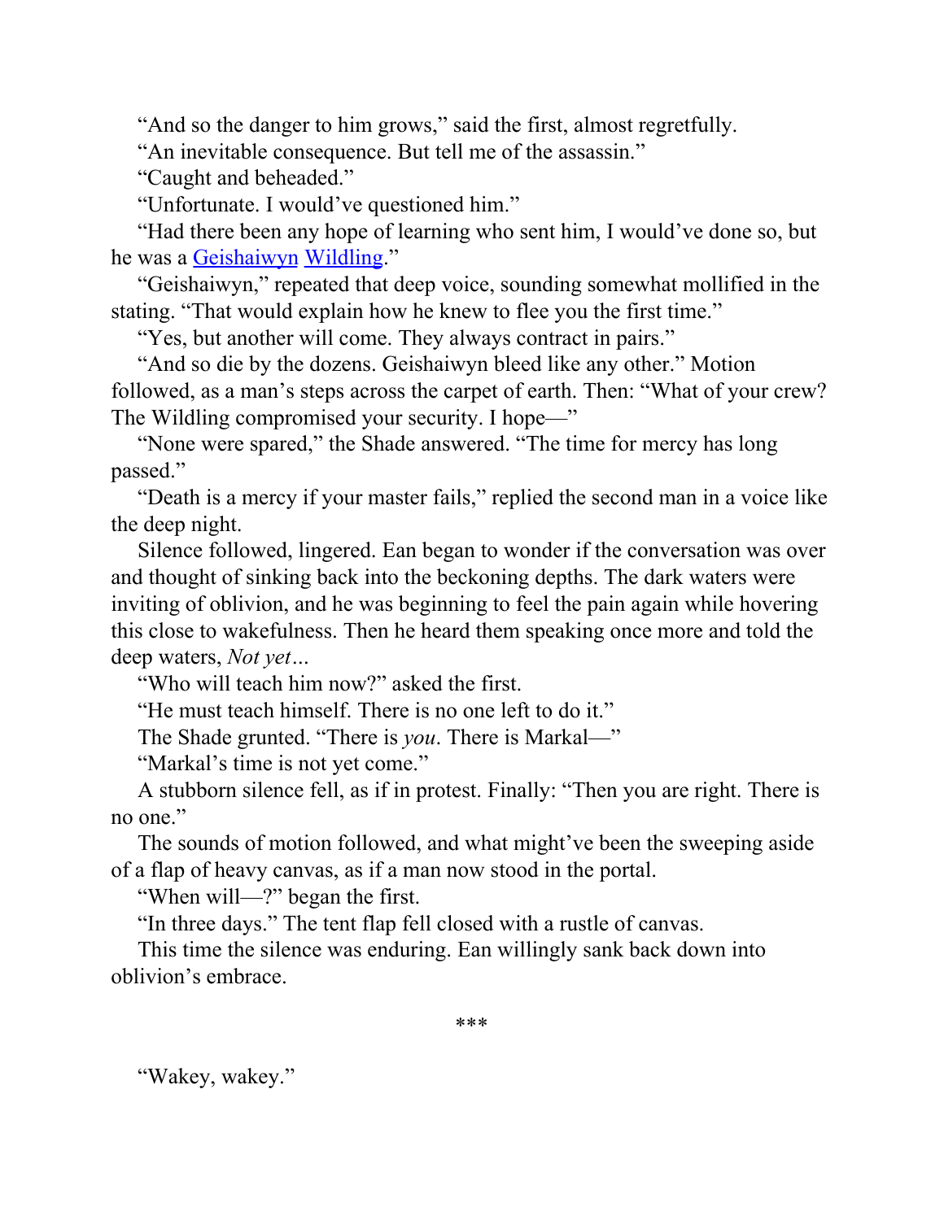"And so the danger to him grows," said the first, almost regretfully.

"An inevitable consequence. But tell me of the assassin."

"Caught and beheaded."

"Unfortunate. I would've questioned him."

"Had there been any hope of learning who sent him, I would've done so, but he was a Geishaiwyn Wildling."

"Geishaiwyn," repeated that deep voice, sounding somewhat mollified in the stating. "That would explain how he knew to flee you the first time."

"Yes, but another will come. They always contract in pairs."

"And so die by the dozens. Geishaiwyn bleed like any other." Motion followed, as a man's steps across the carpet of earth. Then: "What of your crew? The Wildling compromised your security. I hope—"

"None were spared," the Shade answered. "The time for mercy has long passed."

"Death is a mercy if your master fails," replied the second man in a voice like the deep night.

Silence followed, lingered. Ean began to wonder if the conversation was over and thought of sinking back into the beckoning depths. The dark waters were inviting of oblivion, and he was beginning to feel the pain again while hovering this close to wakefulness. Then he heard them speaking once more and told the deep waters, *Not yet…*

"Who will teach him now?" asked the first.

"He must teach himself. There is no one left to do it."

The Shade grunted. "There is *you*. There is Markal—"

"Markal's time is not yet come."

A stubborn silence fell, as if in protest. Finally: "Then you are right. There is no one."

The sounds of motion followed, and what might've been the sweeping aside of a flap of heavy canvas, as if a man now stood in the portal.

"When will—?" began the first.

"In three days." The tent flap fell closed with a rustle of canvas.

This time the silence was enduring. Ean willingly sank back down into oblivion's embrace.

***

"Wakey, wakey."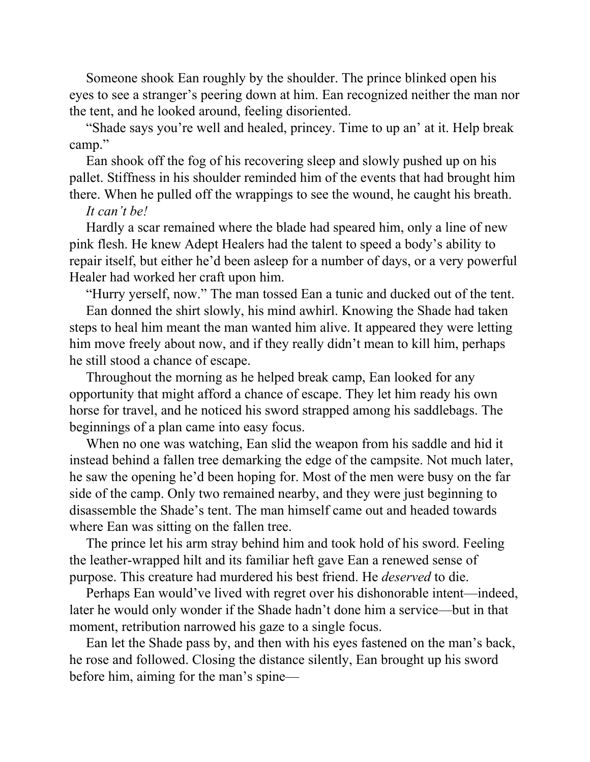Someone shook Ean roughly by the shoulder. The prince blinked open his eyes to see a stranger's peering down at him. Ean recognized neither the man nor the tent, and he looked around, feeling disoriented.

"Shade says you're well and healed, princey. Time to up an' at it. Help break camp."

Ean shook off the fog of his recovering sleep and slowly pushed up on his pallet. Stiffness in his shoulder reminded him of the events that had brought him there. When he pulled off the wrappings to see the wound, he caught his breath.

*It can't be!*

Hardly a scar remained where the blade had speared him, only a line of new pink flesh. He knew Adept Healers had the talent to speed a body's ability to repair itself, but either he'd been asleep for a number of days, or a very powerful Healer had worked her craft upon him.

"Hurry yerself, now." The man tossed Ean a tunic and ducked out of the tent.

Ean donned the shirt slowly, his mind awhirl. Knowing the Shade had taken steps to heal him meant the man wanted him alive. It appeared they were letting him move freely about now, and if they really didn't mean to kill him, perhaps he still stood a chance of escape.

Throughout the morning as he helped break camp, Ean looked for any opportunity that might afford a chance of escape. They let him ready his own horse for travel, and he noticed his sword strapped among his saddlebags. The beginnings of a plan came into easy focus.

When no one was watching, Ean slid the weapon from his saddle and hid it instead behind a fallen tree demarking the edge of the campsite. Not much later, he saw the opening he'd been hoping for. Most of the men were busy on the far side of the camp. Only two remained nearby, and they were just beginning to disassemble the Shade's tent. The man himself came out and headed towards where Ean was sitting on the fallen tree.

The prince let his arm stray behind him and took hold of his sword. Feeling the leather-wrapped hilt and its familiar heft gave Ean a renewed sense of purpose. This creature had murdered his best friend. He *deserved* to die.

Perhaps Ean would've lived with regret over his dishonorable intent—indeed, later he would only wonder if the Shade hadn't done him a service—but in that moment, retribution narrowed his gaze to a single focus.

Ean let the Shade pass by, and then with his eyes fastened on the man's back, he rose and followed. Closing the distance silently, Ean brought up his sword before him, aiming for the man's spine—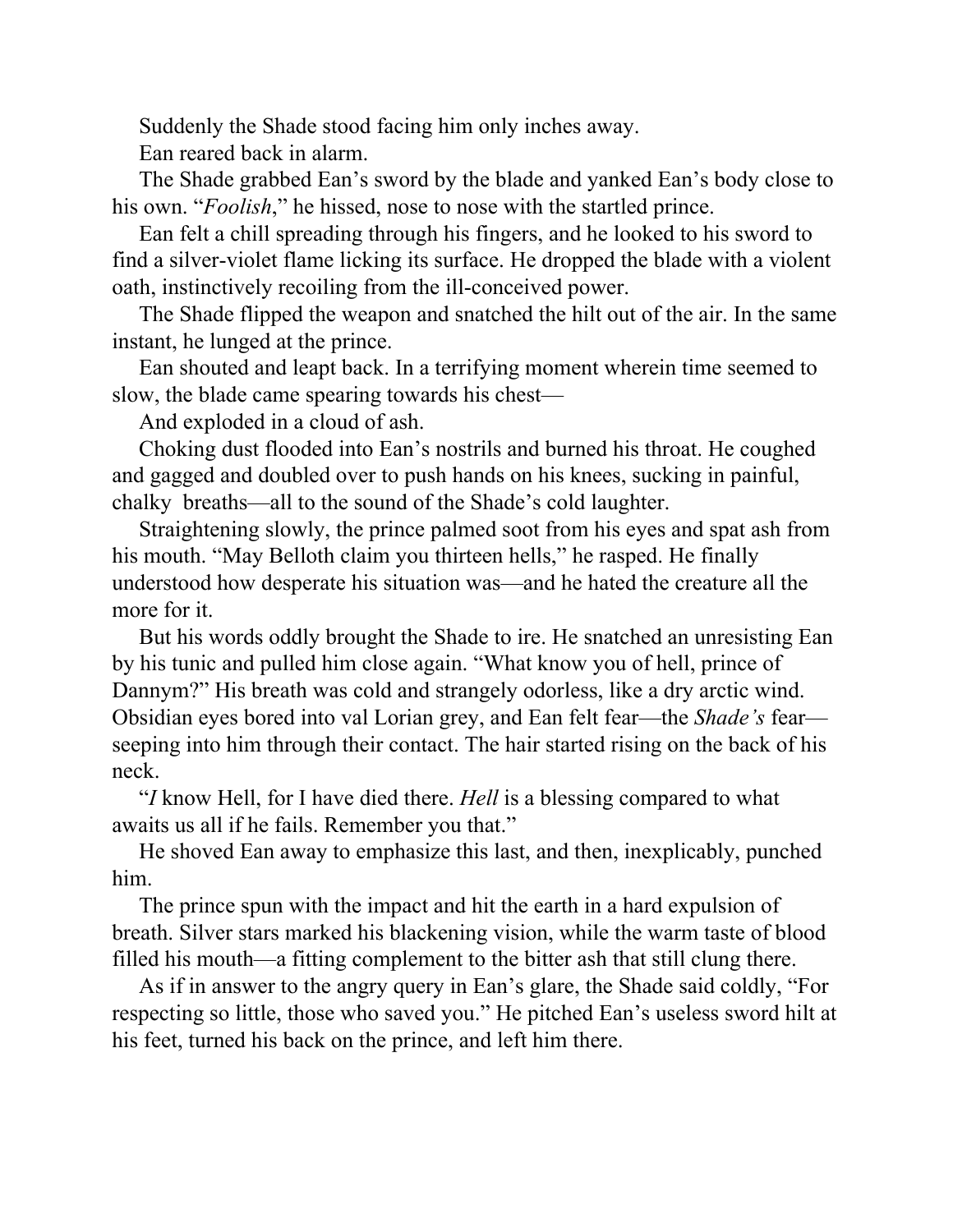Suddenly the Shade stood facing him only inches away.

Ean reared back in alarm.

The Shade grabbed Ean's sword by the blade and yanked Ean's body close to his own. "*Foolish*," he hissed, nose to nose with the startled prince.

Ean felt a chill spreading through his fingers, and he looked to his sword to find a silver-violet flame licking its surface. He dropped the blade with a violent oath, instinctively recoiling from the ill-conceived power.

The Shade flipped the weapon and snatched the hilt out of the air. In the same instant, he lunged at the prince.

Ean shouted and leapt back. In a terrifying moment wherein time seemed to slow, the blade came spearing towards his chest—

And exploded in a cloud of ash.

Choking dust flooded into Ean's nostrils and burned his throat. He coughed and gagged and doubled over to push hands on his knees, sucking in painful, chalky breaths—all to the sound of the Shade's cold laughter.

Straightening slowly, the prince palmed soot from his eyes and spat ash from his mouth. "May Belloth claim you thirteen hells," he rasped. He finally understood how desperate his situation was—and he hated the creature all the more for it.

But his words oddly brought the Shade to ire. He snatched an unresisting Ean by his tunic and pulled him close again. "What know you of hell, prince of Dannym?" His breath was cold and strangely odorless, like a dry arctic wind. Obsidian eyes bored into val Lorian grey, and Ean felt fear—the *Shade's* fear—seeping into him through their contact. The hair started rising on the back of his neck.

"*I* know Hell, for I have died there. *Hell* is a blessing compared to what awaits us all if he fails. Remember you that."

He shoved Ean away to emphasize this last, and then, inexplicably, punched him.

The prince spun with the impact and hit the earth in a hard expulsion of breath. Silver stars marked his blackening vision, while the warm taste of blood filled his mouth—a fitting complement to the bitter ash that still clung there.

As if in answer to the angry query in Ean's glare, the Shade said coldly, "For respecting so little, those who saved you." He pitched Ean's useless sword hilt at his feet, turned his back on the prince, and left him there.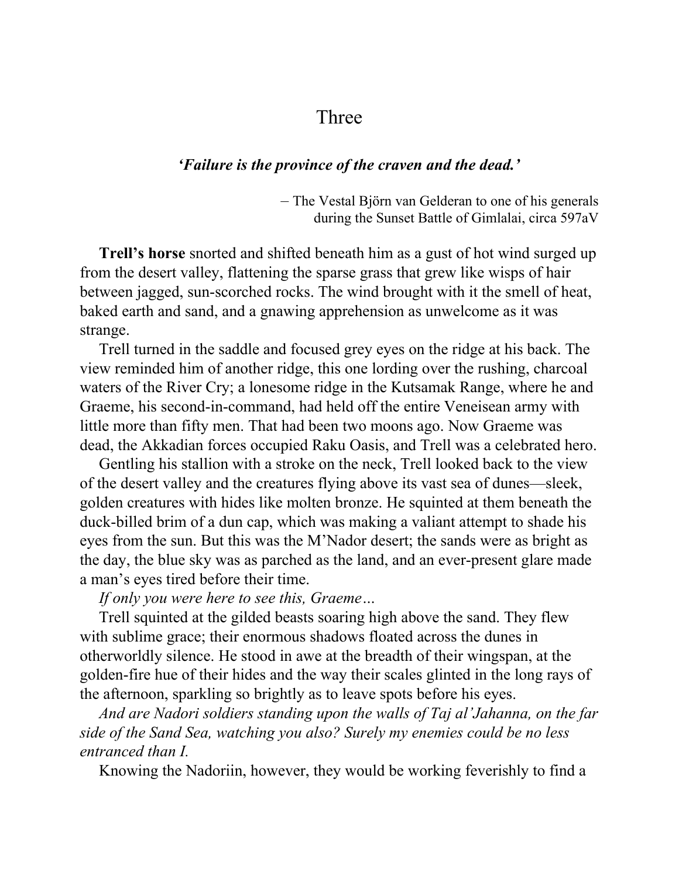# Three

***'Failure is the province of the craven and the dead.'***

– The Vestal Björn van Gelderan to one of his generals during the Sunset Battle of Gimlalai, circa 597aV

**Trell's horse** snorted and shifted beneath him as a gust of hot wind surged up from the desert valley, flattening the sparse grass that grew like wisps of hair between jagged, sun-scorched rocks. The wind brought with it the smell of heat, baked earth and sand, and a gnawing apprehension as unwelcome as it was strange.

Trell turned in the saddle and focused grey eyes on the ridge at his back. The view reminded him of another ridge, this one lording over the rushing, charcoal waters of the River Cry; a lonesome ridge in the Kutsamak Range, where he and Graeme, his second-in-command, had held off the entire Veneisean army with little more than fifty men. That had been two moons ago. Now Graeme was dead, the Akkadian forces occupied Raku Oasis, and Trell was a celebrated hero.

Gentling his stallion with a stroke on the neck, Trell looked back to the view of the desert valley and the creatures flying above its vast sea of dunes—sleek, golden creatures with hides like molten bronze. He squinted at them beneath the duck-billed brim of a dun cap, which was making a valiant attempt to shade his eyes from the sun. But this was the M'Nador desert; the sands were as bright as the day, the blue sky was as parched as the land, and an ever-present glare made a man's eyes tired before their time.

*If only you were here to see this, Graeme…*

Trell squinted at the gilded beasts soaring high above the sand. They flew with sublime grace; their enormous shadows floated across the dunes in otherworldly silence. He stood in awe at the breadth of their wingspan, at the golden-fire hue of their hides and the way their scales glinted in the long rays of the afternoon, sparkling so brightly as to leave spots before his eyes.

*And are Nadori soldiers standing upon the walls of Taj al'Jahanna, on the far side of the Sand Sea, watching you also? Surely my enemies could be no less entranced than I.*

Knowing the Nadoriin, however, they would be working feverishly to find a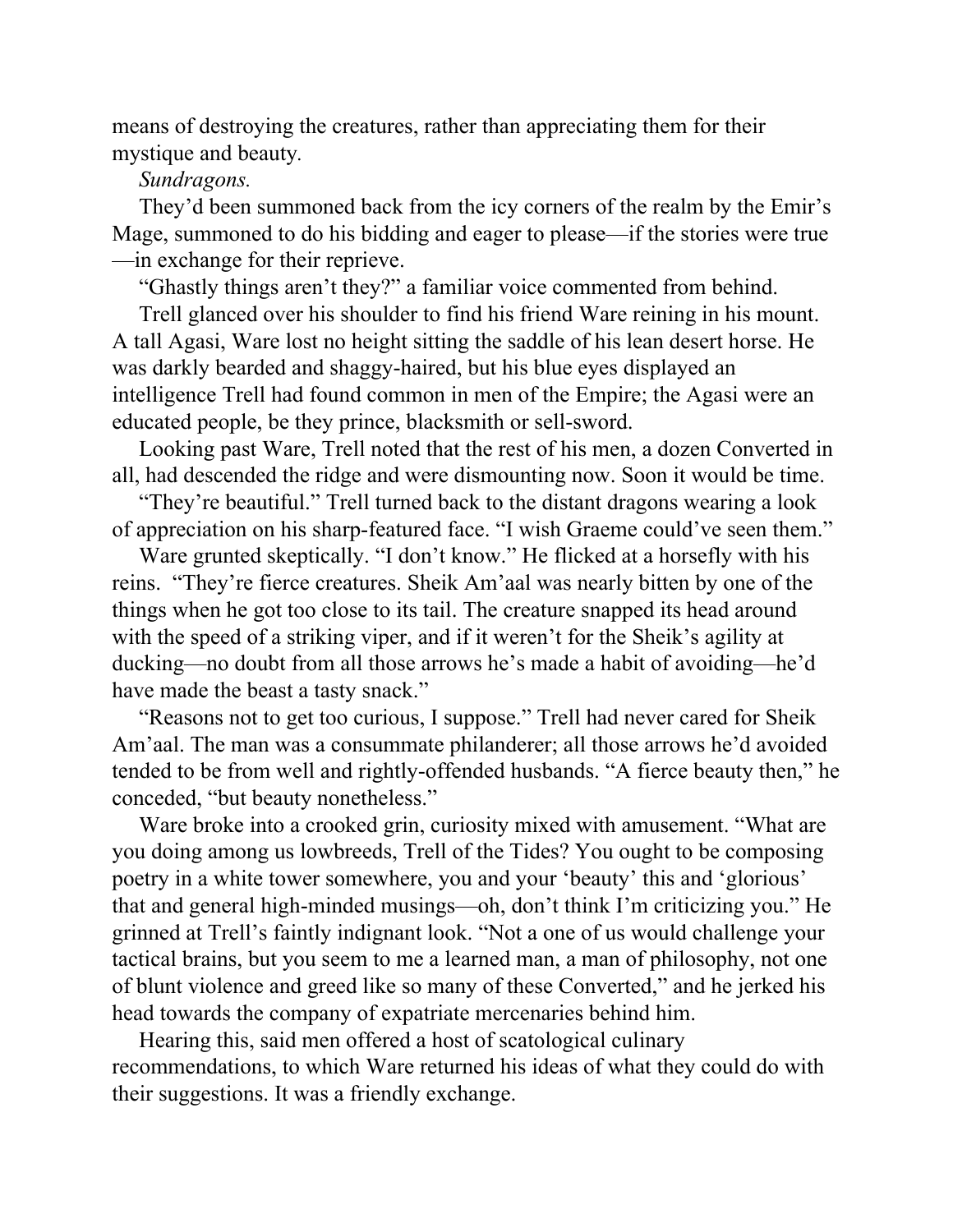means of destroying the creatures, rather than appreciating them for their mystique and beauty.

*Sundragons.*

They'd been summoned back from the icy corners of the realm by the Emir's Mage, summoned to do his bidding and eager to please—if the stories were true—in exchange for their reprieve.

"Ghastly things aren't they?" a familiar voice commented from behind.

Trell glanced over his shoulder to find his friend Ware reining in his mount. A tall Agasi, Ware lost no height sitting the saddle of his lean desert horse. He was darkly bearded and shaggy-haired, but his blue eyes displayed an intelligence Trell had found common in men of the Empire; the Agasi were an educated people, be they prince, blacksmith or sell-sword.

Looking past Ware, Trell noted that the rest of his men, a dozen Converted in all, had descended the ridge and were dismounting now. Soon it would be time.

"They're beautiful." Trell turned back to the distant dragons wearing a look of appreciation on his sharp-featured face. "I wish Graeme could've seen them."

Ware grunted skeptically. "I don't know." He flicked at a horsefly with his reins. "They're fierce creatures. Sheik Am'aal was nearly bitten by one of the things when he got too close to its tail. The creature snapped its head around with the speed of a striking viper, and if it weren't for the Sheik's agility at ducking—no doubt from all those arrows he's made a habit of avoiding—he'd have made the beast a tasty snack."

"Reasons not to get too curious, I suppose." Trell had never cared for Sheik Am'aal. The man was a consummate philanderer; all those arrows he'd avoided tended to be from well and rightly-offended husbands. "A fierce beauty then," he conceded, "but beauty nonetheless."

Ware broke into a crooked grin, curiosity mixed with amusement. "What are you doing among us lowbreeds, Trell of the Tides? You ought to be composing poetry in a white tower somewhere, you and your 'beauty' this and 'glorious' that and general high-minded musings—oh, don't think I'm criticizing you." He grinned at Trell's faintly indignant look. "Not a one of us would challenge your tactical brains, but you seem to me a learned man, a man of philosophy, not one of blunt violence and greed like so many of these Converted," and he jerked his head towards the company of expatriate mercenaries behind him.

Hearing this, said men offered a host of scatological culinary recommendations, to which Ware returned his ideas of what they could do with their suggestions. It was a friendly exchange.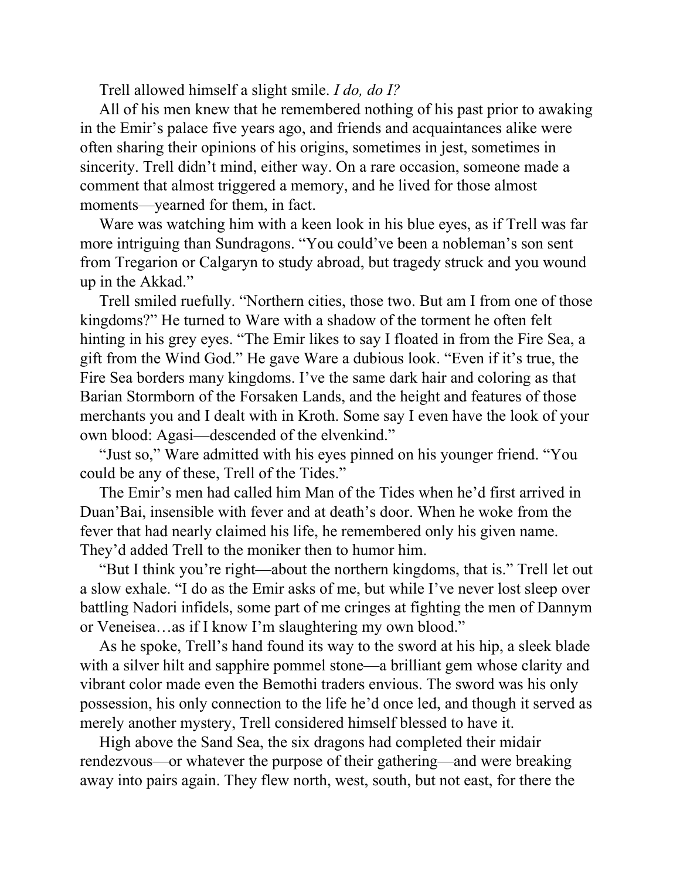Trell allowed himself a slight smile. *I do, do I?*

All of his men knew that he remembered nothing of his past prior to awaking in the Emir's palace five years ago, and friends and acquaintances alike were often sharing their opinions of his origins, sometimes in jest, sometimes in sincerity. Trell didn't mind, either way. On a rare occasion, someone made a comment that almost triggered a memory, and he lived for those almost moments—yearned for them, in fact.

Ware was watching him with a keen look in his blue eyes, as if Trell was far more intriguing than Sundragons. "You could've been a nobleman's son sent from Tregarion or Calgaryn to study abroad, but tragedy struck and you wound up in the Akkad."

Trell smiled ruefully. "Northern cities, those two. But am I from one of those kingdoms?" He turned to Ware with a shadow of the torment he often felt hinting in his grey eyes. "The Emir likes to say I floated in from the Fire Sea, a gift from the Wind God." He gave Ware a dubious look. "Even if it's true, the Fire Sea borders many kingdoms. I've the same dark hair and coloring as that Barian Stormborn of the Forsaken Lands, and the height and features of those merchants you and I dealt with in Kroth. Some say I even have the look of your own blood: Agasi—descended of the elvenkind."

"Just so," Ware admitted with his eyes pinned on his younger friend. "You could be any of these, Trell of the Tides."

The Emir's men had called him Man of the Tides when he'd first arrived in Duan'Bai, insensible with fever and at death's door. When he woke from the fever that had nearly claimed his life, he remembered only his given name. They'd added Trell to the moniker then to humor him.

"But I think you're right—about the northern kingdoms, that is." Trell let out a slow exhale. "I do as the Emir asks of me, but while I've never lost sleep over battling Nadori infidels, some part of me cringes at fighting the men of Dannym or Veneisea…as if I know I'm slaughtering my own blood."

As he spoke, Trell's hand found its way to the sword at his hip, a sleek blade with a silver hilt and sapphire pommel stone—a brilliant gem whose clarity and vibrant color made even the Bemothi traders envious. The sword was his only possession, his only connection to the life he'd once led, and though it served as merely another mystery, Trell considered himself blessed to have it.

High above the Sand Sea, the six dragons had completed their midair rendezvous—or whatever the purpose of their gathering—and were breaking away into pairs again. They flew north, west, south, but not east, for there the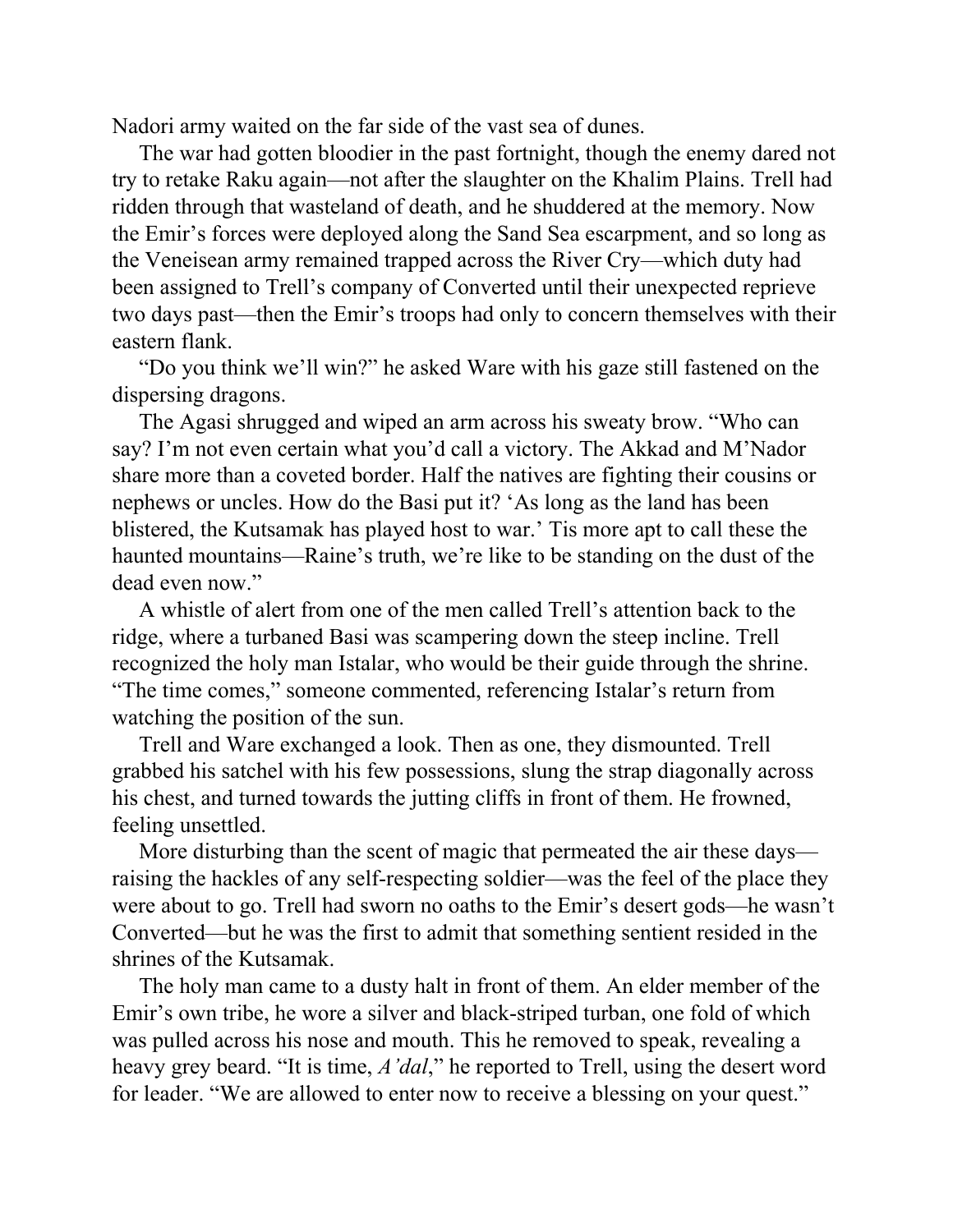Nadori army waited on the far side of the vast sea of dunes.

The war had gotten bloodier in the past fortnight, though the enemy dared not try to retake Raku again—not after the slaughter on the Khalim Plains. Trell had ridden through that wasteland of death, and he shuddered at the memory. Now the Emir's forces were deployed along the Sand Sea escarpment, and so long as the Veneisean army remained trapped across the River Cry—which duty had been assigned to Trell's company of Converted until their unexpected reprieve two days past—then the Emir's troops had only to concern themselves with their eastern flank.

"Do you think we'll win?" he asked Ware with his gaze still fastened on the dispersing dragons.

The Agasi shrugged and wiped an arm across his sweaty brow. "Who can say? I'm not even certain what you'd call a victory. The Akkad and M'Nador share more than a coveted border. Half the natives are fighting their cousins or nephews or uncles. How do the Basi put it? 'As long as the land has been blistered, the Kutsamak has played host to war.' Tis more apt to call these the haunted mountains—Raine's truth, we're like to be standing on the dust of the dead even now."

A whistle of alert from one of the men called Trell's attention back to the ridge, where a turbaned Basi was scampering down the steep incline. Trell recognized the holy man Istalar, who would be their guide through the shrine. "The time comes," someone commented, referencing Istalar's return from watching the position of the sun.

Trell and Ware exchanged a look. Then as one, they dismounted. Trell grabbed his satchel with his few possessions, slung the strap diagonally across his chest, and turned towards the jutting cliffs in front of them. He frowned, feeling unsettled.

More disturbing than the scent of magic that permeated the air these days—raising the hackles of any self-respecting soldier—was the feel of the place they were about to go. Trell had sworn no oaths to the Emir's desert gods—he wasn't Converted—but he was the first to admit that something sentient resided in the shrines of the Kutsamak.

The holy man came to a dusty halt in front of them. An elder member of the Emir's own tribe, he wore a silver and black-striped turban, one fold of which was pulled across his nose and mouth. This he removed to speak, revealing a heavy grey beard. "It is time, *A'dal*," he reported to Trell, using the desert word for leader. "We are allowed to enter now to receive a blessing on your quest."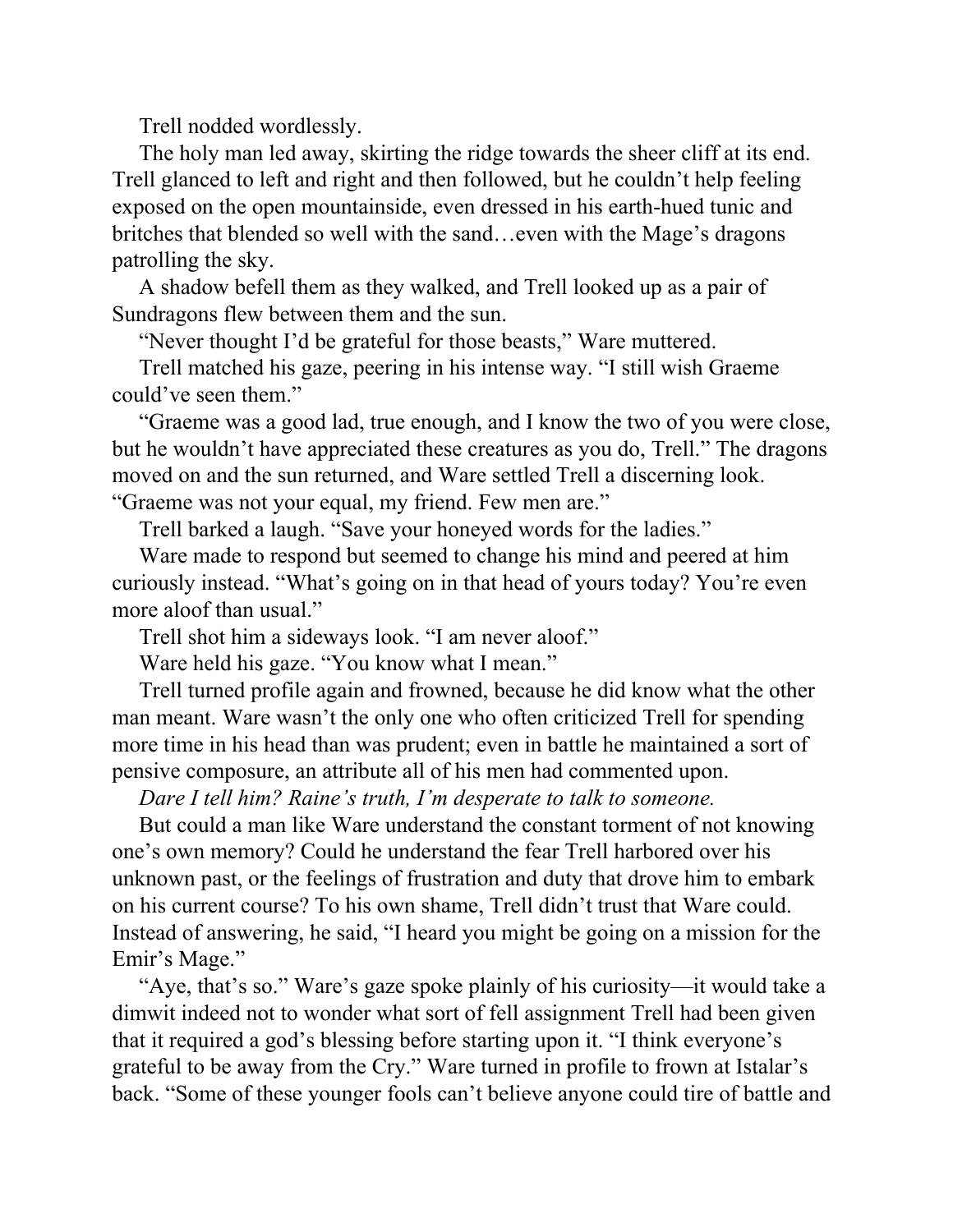Trell nodded wordlessly.

The holy man led away, skirting the ridge towards the sheer cliff at its end. Trell glanced to left and right and then followed, but he couldn't help feeling exposed on the open mountainside, even dressed in his earth-hued tunic and britches that blended so well with the sand…even with the Mage's dragons patrolling the sky.

A shadow befell them as they walked, and Trell looked up as a pair of Sundragons flew between them and the sun.

"Never thought I'd be grateful for those beasts," Ware muttered.

Trell matched his gaze, peering in his intense way. "I still wish Graeme could've seen them."

"Graeme was a good lad, true enough, and I know the two of you were close, but he wouldn't have appreciated these creatures as you do, Trell." The dragons moved on and the sun returned, and Ware settled Trell a discerning look. "Graeme was not your equal, my friend. Few men are."

Trell barked a laugh. "Save your honeyed words for the ladies."

Ware made to respond but seemed to change his mind and peered at him curiously instead. "What's going on in that head of yours today? You're even more aloof than usual."

Trell shot him a sideways look. "I am never aloof."

Ware held his gaze. "You know what I mean."

Trell turned profile again and frowned, because he did know what the other man meant. Ware wasn't the only one who often criticized Trell for spending more time in his head than was prudent; even in battle he maintained a sort of pensive composure, an attribute all of his men had commented upon.

*Dare I tell him? Raine's truth, I'm desperate to talk to someone.*

But could a man like Ware understand the constant torment of not knowing one's own memory? Could he understand the fear Trell harbored over his unknown past, or the feelings of frustration and duty that drove him to embark on his current course? To his own shame, Trell didn't trust that Ware could. Instead of answering, he said, "I heard you might be going on a mission for the Emir's Mage."

"Aye, that's so." Ware's gaze spoke plainly of his curiosity—it would take a dimwit indeed not to wonder what sort of fell assignment Trell had been given that it required a god's blessing before starting upon it. "I think everyone's grateful to be away from the Cry." Ware turned in profile to frown at Istalar's back. "Some of these younger fools can't believe anyone could tire of battle and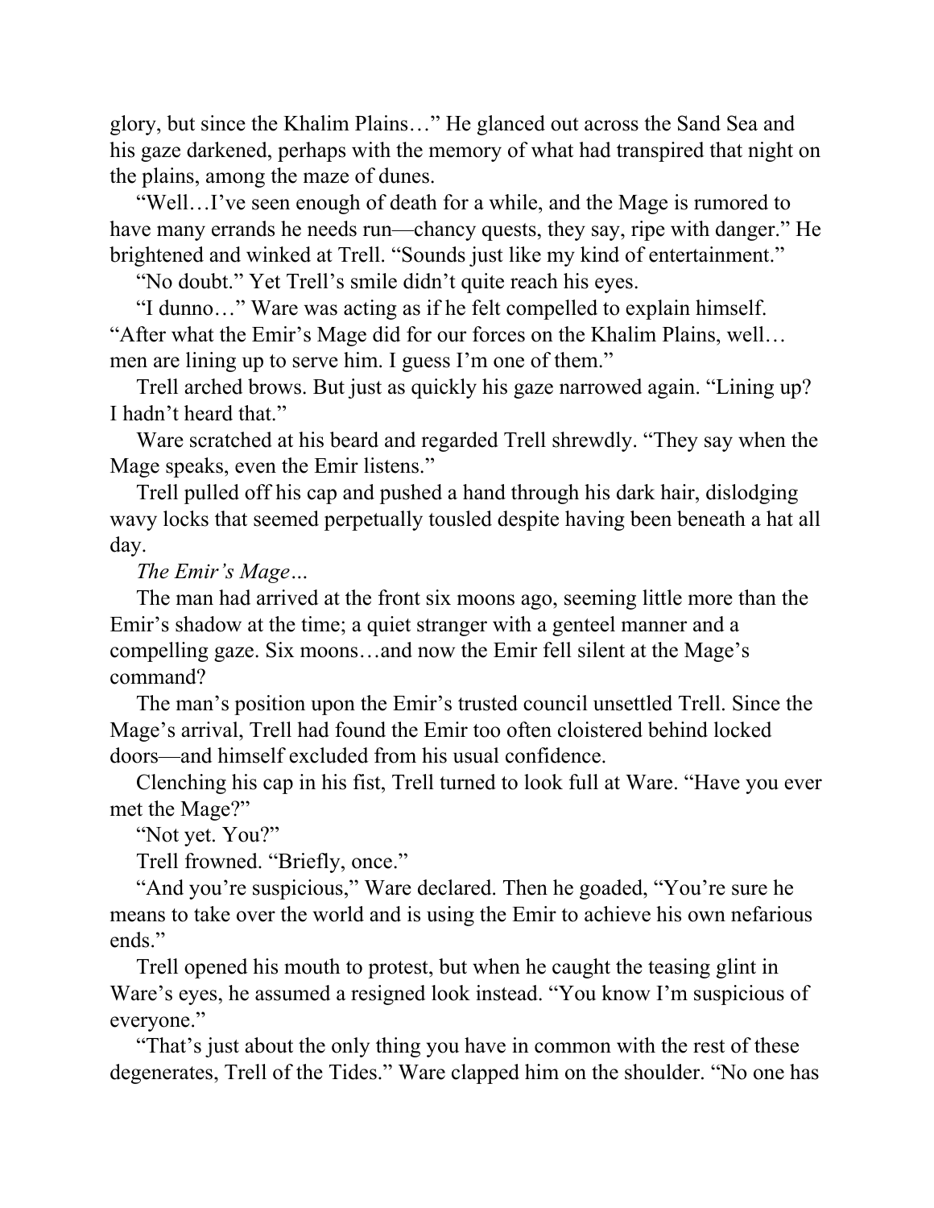glory, but since the Khalim Plains…" He glanced out across the Sand Sea and his gaze darkened, perhaps with the memory of what had transpired that night on the plains, among the maze of dunes.

"Well…I've seen enough of death for a while, and the Mage is rumored to have many errands he needs run—chancy quests, they say, ripe with danger." He brightened and winked at Trell. "Sounds just like my kind of entertainment."

"No doubt." Yet Trell's smile didn't quite reach his eyes.

"I dunno…" Ware was acting as if he felt compelled to explain himself. "After what the Emir's Mage did for our forces on the Khalim Plains, well…men are lining up to serve him. I guess I'm one of them."

Trell arched brows. But just as quickly his gaze narrowed again. "Lining up? I hadn't heard that."

Ware scratched at his beard and regarded Trell shrewdly. "They say when the Mage speaks, even the Emir listens."

Trell pulled off his cap and pushed a hand through his dark hair, dislodging wavy locks that seemed perpetually tousled despite having been beneath a hat all day.

*The Emir's Mage…*

The man had arrived at the front six moons ago, seeming little more than the Emir's shadow at the time; a quiet stranger with a genteel manner and a compelling gaze. Six moons…and now the Emir fell silent at the Mage's command?

The man's position upon the Emir's trusted council unsettled Trell. Since the Mage's arrival, Trell had found the Emir too often cloistered behind locked doors—and himself excluded from his usual confidence.

Clenching his cap in his fist, Trell turned to look full at Ware. "Have you ever met the Mage?"

"Not yet. You?"

Trell frowned. "Briefly, once."

"And you're suspicious," Ware declared. Then he goaded, "You're sure he means to take over the world and is using the Emir to achieve his own nefarious ends."

Trell opened his mouth to protest, but when he caught the teasing glint in Ware's eyes, he assumed a resigned look instead. "You know I'm suspicious of everyone."

"That's just about the only thing you have in common with the rest of these degenerates, Trell of the Tides." Ware clapped him on the shoulder. "No one has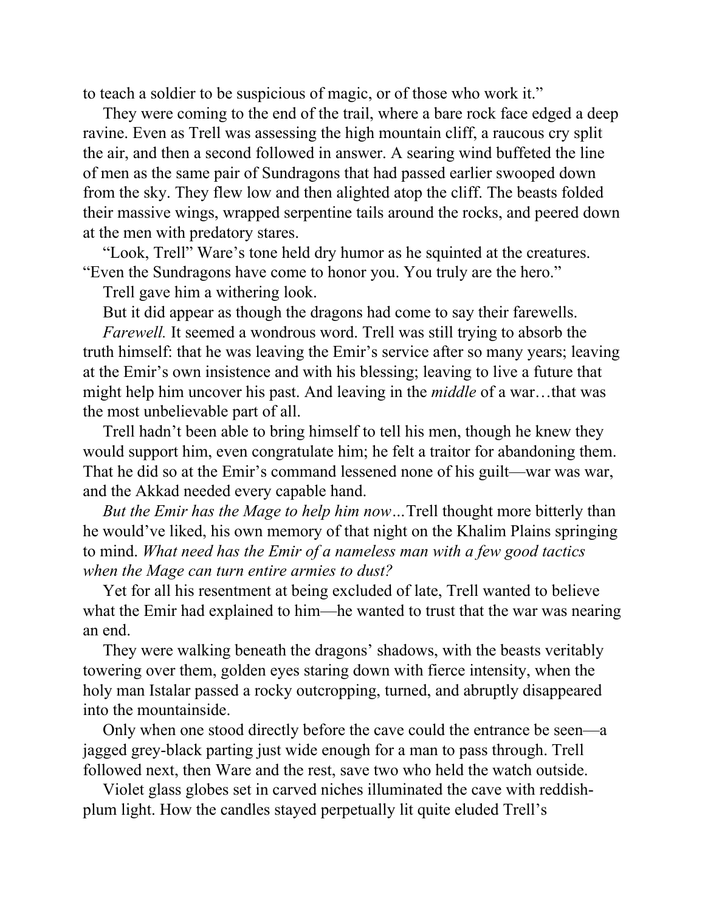to teach a soldier to be suspicious of magic, or of those who work it."

They were coming to the end of the trail, where a bare rock face edged a deep ravine. Even as Trell was assessing the high mountain cliff, a raucous cry split the air, and then a second followed in answer. A searing wind buffeted the line of men as the same pair of Sundragons that had passed earlier swooped down from the sky. They flew low and then alighted atop the cliff. The beasts folded their massive wings, wrapped serpentine tails around the rocks, and peered down at the men with predatory stares.

"Look, Trell" Ware's tone held dry humor as he squinted at the creatures. "Even the Sundragons have come to honor you. You truly are the hero."

Trell gave him a withering look.

But it did appear as though the dragons had come to say their farewells.

*Farewell.* It seemed a wondrous word. Trell was still trying to absorb the truth himself: that he was leaving the Emir's service after so many years; leaving at the Emir's own insistence and with his blessing; leaving to live a future that might help him uncover his past. And leaving in the *middle* of a war…that was the most unbelievable part of all.

Trell hadn't been able to bring himself to tell his men, though he knew they would support him, even congratulate him; he felt a traitor for abandoning them. That he did so at the Emir's command lessened none of his guilt—war was war, and the Akkad needed every capable hand.

*But the Emir has the Mage to help him now…*Trell thought more bitterly than he would've liked, his own memory of that night on the Khalim Plains springing to mind. *What need has the Emir of a nameless man with a few good tactics when the Mage can turn entire armies to dust?*

Yet for all his resentment at being excluded of late, Trell wanted to believe what the Emir had explained to him—he wanted to trust that the war was nearing an end.

They were walking beneath the dragons' shadows, with the beasts veritably towering over them, golden eyes staring down with fierce intensity, when the holy man Istalar passed a rocky outcropping, turned, and abruptly disappeared into the mountainside.

Only when one stood directly before the cave could the entrance be seen—a jagged grey-black parting just wide enough for a man to pass through. Trell followed next, then Ware and the rest, save two who held the watch outside.

Violet glass globes set in carved niches illuminated the cave with reddish-plum light. How the candles stayed perpetually lit quite eluded Trell's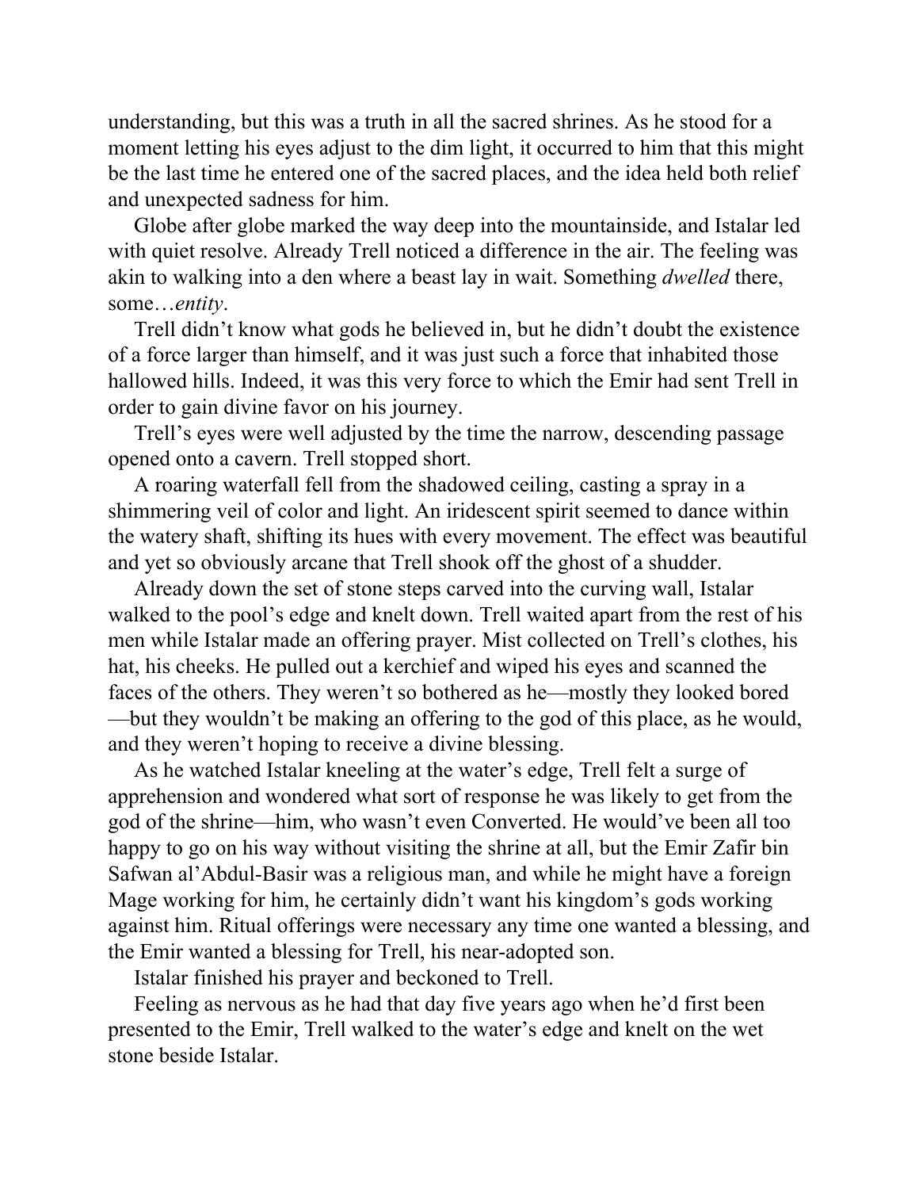understanding, but this was a truth in all the sacred shrines. As he stood for a moment letting his eyes adjust to the dim light, it occurred to him that this might be the last time he entered one of the sacred places, and the idea held both relief and unexpected sadness for him.

Globe after globe marked the way deep into the mountainside, and Istalar led with quiet resolve. Already Trell noticed a difference in the air. The feeling was akin to walking into a den where a beast lay in wait. Something *dwelled* there, some…*entity*.

Trell didn't know what gods he believed in, but he didn't doubt the existence of a force larger than himself, and it was just such a force that inhabited those hallowed hills. Indeed, it was this very force to which the Emir had sent Trell in order to gain divine favor on his journey.

Trell's eyes were well adjusted by the time the narrow, descending passage opened onto a cavern. Trell stopped short.

A roaring waterfall fell from the shadowed ceiling, casting a spray in a shimmering veil of color and light. An iridescent spirit seemed to dance within the watery shaft, shifting its hues with every movement. The effect was beautiful and yet so obviously arcane that Trell shook off the ghost of a shudder.

Already down the set of stone steps carved into the curving wall, Istalar walked to the pool's edge and knelt down. Trell waited apart from the rest of his men while Istalar made an offering prayer. Mist collected on Trell's clothes, his hat, his cheeks. He pulled out a kerchief and wiped his eyes and scanned the faces of the others. They weren't so bothered as he—mostly they looked bored—but they wouldn't be making an offering to the god of this place, as he would, and they weren't hoping to receive a divine blessing.

As he watched Istalar kneeling at the water's edge, Trell felt a surge of apprehension and wondered what sort of response he was likely to get from the god of the shrine—him, who wasn't even Converted. He would've been all too happy to go on his way without visiting the shrine at all, but the Emir Zafir bin Safwan al'Abdul-Basir was a religious man, and while he might have a foreign Mage working for him, he certainly didn't want his kingdom's gods working against him. Ritual offerings were necessary any time one wanted a blessing, and the Emir wanted a blessing for Trell, his near-adopted son.

Istalar finished his prayer and beckoned to Trell.

Feeling as nervous as he had that day five years ago when he'd first been presented to the Emir, Trell walked to the water's edge and knelt on the wet stone beside Istalar.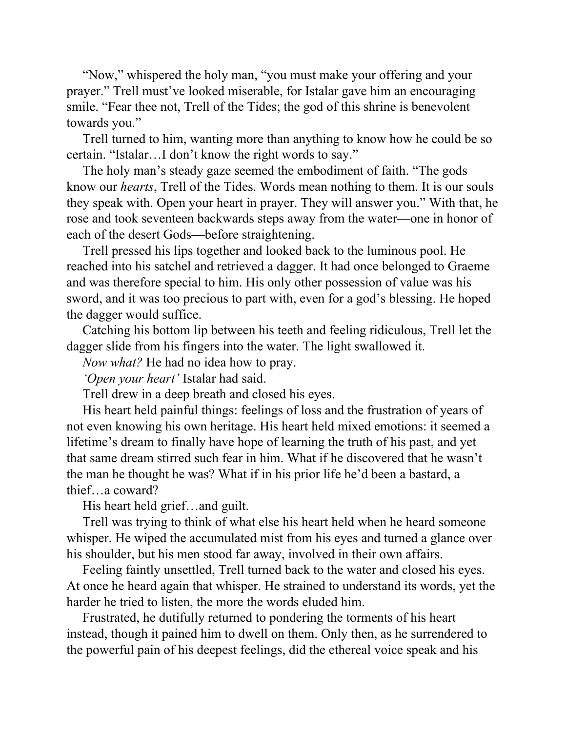"Now," whispered the holy man, "you must make your offering and your prayer." Trell must've looked miserable, for Istalar gave him an encouraging smile. "Fear thee not, Trell of the Tides; the god of this shrine is benevolent towards you."

Trell turned to him, wanting more than anything to know how he could be so certain. "Istalar…I don't know the right words to say."

The holy man's steady gaze seemed the embodiment of faith. "The gods know our *hearts*, Trell of the Tides. Words mean nothing to them. It is our souls they speak with. Open your heart in prayer. They will answer you." With that, he rose and took seventeen backwards steps away from the water—one in honor of each of the desert Gods—before straightening.

Trell pressed his lips together and looked back to the luminous pool. He reached into his satchel and retrieved a dagger. It had once belonged to Graeme and was therefore special to him. His only other possession of value was his sword, and it was too precious to part with, even for a god's blessing. He hoped the dagger would suffice.

Catching his bottom lip between his teeth and feeling ridiculous, Trell let the dagger slide from his fingers into the water. The light swallowed it.

*Now what?* He had no idea how to pray.

*'Open your heart'* Istalar had said.

Trell drew in a deep breath and closed his eyes.

His heart held painful things: feelings of loss and the frustration of years of not even knowing his own heritage. His heart held mixed emotions: it seemed a lifetime's dream to finally have hope of learning the truth of his past, and yet that same dream stirred such fear in him. What if he discovered that he wasn't the man he thought he was? What if in his prior life he'd been a bastard, a thief…a coward?

His heart held grief…and guilt.

Trell was trying to think of what else his heart held when he heard someone whisper. He wiped the accumulated mist from his eyes and turned a glance over his shoulder, but his men stood far away, involved in their own affairs.

Feeling faintly unsettled, Trell turned back to the water and closed his eyes. At once he heard again that whisper. He strained to understand its words, yet the harder he tried to listen, the more the words eluded him.

Frustrated, he dutifully returned to pondering the torments of his heart instead, though it pained him to dwell on them. Only then, as he surrendered to the powerful pain of his deepest feelings, did the ethereal voice speak and his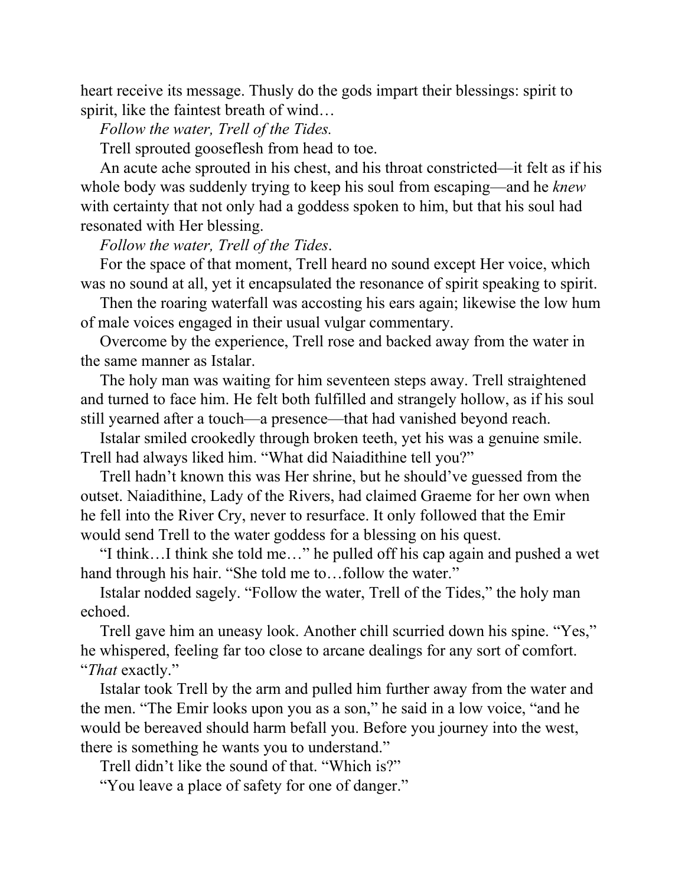heart receive its message. Thusly do the gods impart their blessings: spirit to spirit, like the faintest breath of wind…

*Follow the water, Trell of the Tides.*

Trell sprouted gooseflesh from head to toe.

An acute ache sprouted in his chest, and his throat constricted—it felt as if his whole body was suddenly trying to keep his soul from escaping—and he *knew* with certainty that not only had a goddess spoken to him, but that his soul had resonated with Her blessing.

*Follow the water, Trell of the Tides*.

For the space of that moment, Trell heard no sound except Her voice, which was no sound at all, yet it encapsulated the resonance of spirit speaking to spirit.

Then the roaring waterfall was accosting his ears again; likewise the low hum of male voices engaged in their usual vulgar commentary.

Overcome by the experience, Trell rose and backed away from the water in the same manner as Istalar.

The holy man was waiting for him seventeen steps away. Trell straightened and turned to face him. He felt both fulfilled and strangely hollow, as if his soul still yearned after a touch—a presence—that had vanished beyond reach.

Istalar smiled crookedly through broken teeth, yet his was a genuine smile. Trell had always liked him. "What did Naiadithine tell you?"

Trell hadn't known this was Her shrine, but he should've guessed from the outset. Naiadithine, Lady of the Rivers, had claimed Graeme for her own when he fell into the River Cry, never to resurface. It only followed that the Emir would send Trell to the water goddess for a blessing on his quest.

"I think…I think she told me…" he pulled off his cap again and pushed a wet hand through his hair. "She told me to…follow the water."

Istalar nodded sagely. "Follow the water, Trell of the Tides," the holy man echoed.

Trell gave him an uneasy look. Another chill scurried down his spine. "Yes," he whispered, feeling far too close to arcane dealings for any sort of comfort. "*That* exactly."

Istalar took Trell by the arm and pulled him further away from the water and the men. "The Emir looks upon you as a son," he said in a low voice, "and he would be bereaved should harm befall you. Before you journey into the west, there is something he wants you to understand."

Trell didn't like the sound of that. "Which is?"

"You leave a place of safety for one of danger."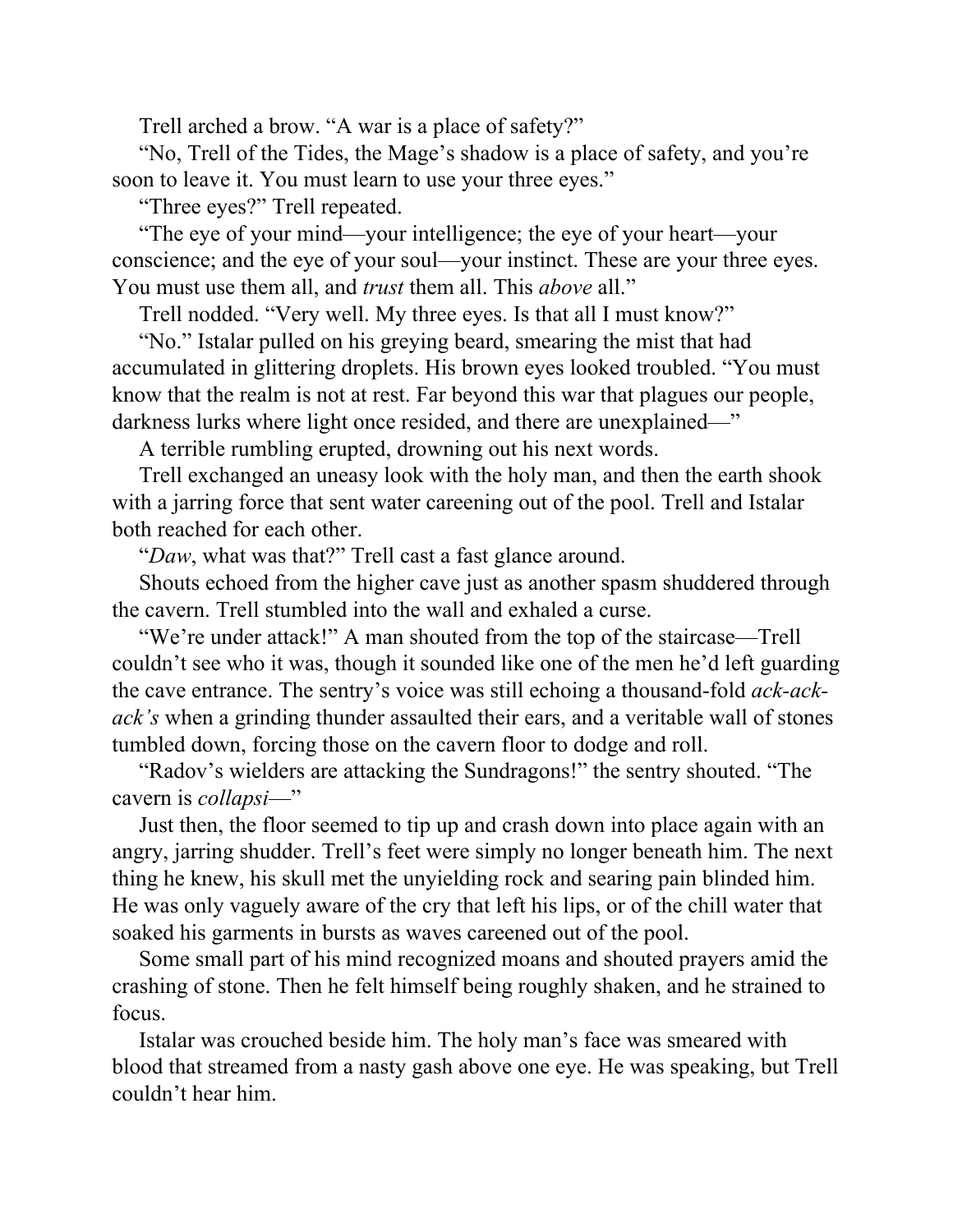Trell arched a brow. “A war is a place of safety?”

“No, Trell of the Tides, the Mage’s shadow is a place of safety, and you’re soon to leave it. You must learn to use your three eyes.”

“Three eyes?” Trell repeated.

“The eye of your mind—your intelligence; the eye of your heart—your conscience; and the eye of your soul—your instinct. These are your three eyes. You must use them all, and *trust* them all. This *above* all.”

Trell nodded. “Very well. My three eyes. Is that all I must know?”

“No.” Istalar pulled on his greying beard, smearing the mist that had accumulated in glittering droplets. His brown eyes looked troubled. “You must know that the realm is not at rest. Far beyond this war that plagues our people, darkness lurks where light once resided, and there are unexplained—”

A terrible rumbling erupted, drowning out his next words.

Trell exchanged an uneasy look with the holy man, and then the earth shook with a jarring force that sent water careening out of the pool. Trell and Istalar both reached for each other.

“*Daw*, what was that?” Trell cast a fast glance around.

Shouts echoed from the higher cave just as another spasm shuddered through the cavern. Trell stumbled into the wall and exhaled a curse.

“We’re under attack!” A man shouted from the top of the staircase—Trell couldn’t see who it was, though it sounded like one of the men he’d left guarding the cave entrance. The sentry’s voice was still echoing a thousand-fold *ack-ack-ack’s* when a grinding thunder assaulted their ears, and a veritable wall of stones tumbled down, forcing those on the cavern floor to dodge and roll.

“Radov’s wielders are attacking the Sundragons!” the sentry shouted. “The cavern is *collapsi*—”

Just then, the floor seemed to tip up and crash down into place again with an angry, jarring shudder. Trell’s feet were simply no longer beneath him. The next thing he knew, his skull met the unyielding rock and searing pain blinded him. He was only vaguely aware of the cry that left his lips, or of the chill water that soaked his garments in bursts as waves careened out of the pool.

Some small part of his mind recognized moans and shouted prayers amid the crashing of stone. Then he felt himself being roughly shaken, and he strained to focus.

Istalar was crouched beside him. The holy man’s face was smeared with blood that streamed from a nasty gash above one eye. He was speaking, but Trell couldn’t hear him.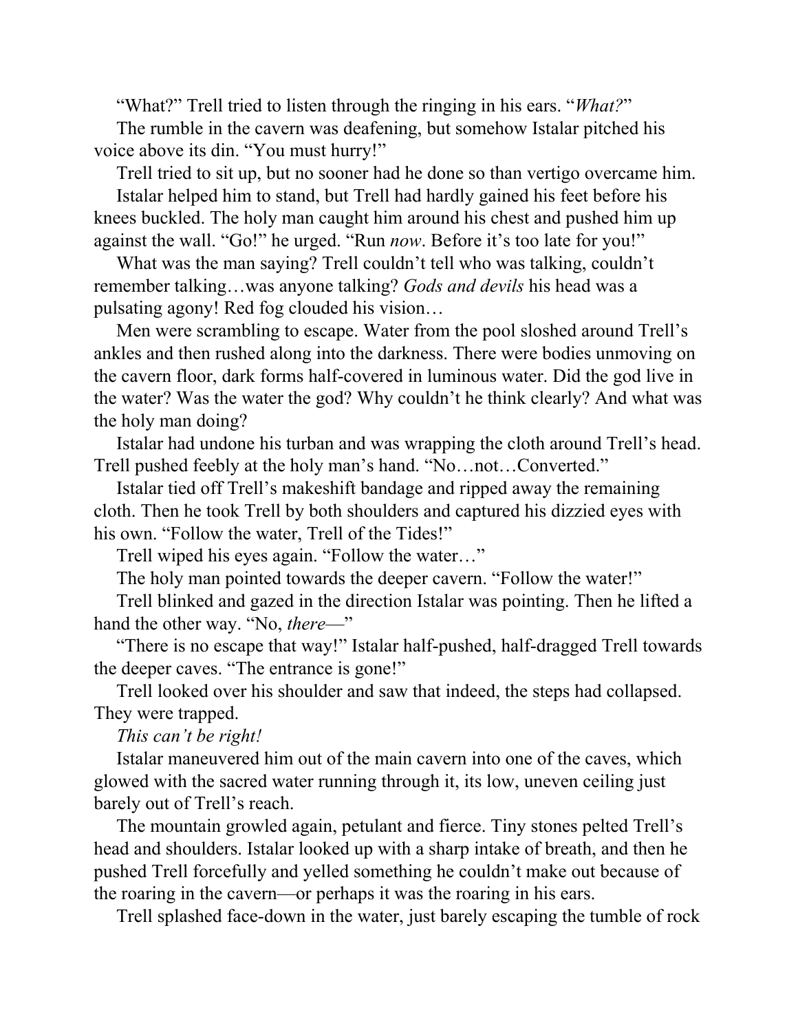"What?" Trell tried to listen through the ringing in his ears. "*What?*"

The rumble in the cavern was deafening, but somehow Istalar pitched his voice above its din. "You must hurry!"

Trell tried to sit up, but no sooner had he done so than vertigo overcame him.

Istalar helped him to stand, but Trell had hardly gained his feet before his knees buckled. The holy man caught him around his chest and pushed him up against the wall. "Go!" he urged. "Run *now*. Before it's too late for you!"

What was the man saying? Trell couldn't tell who was talking, couldn't remember talking…was anyone talking? *Gods and devils* his head was a pulsating agony! Red fog clouded his vision…

Men were scrambling to escape. Water from the pool sloshed around Trell's ankles and then rushed along into the darkness. There were bodies unmoving on the cavern floor, dark forms half-covered in luminous water. Did the god live in the water? Was the water the god? Why couldn't he think clearly? And what was the holy man doing?

Istalar had undone his turban and was wrapping the cloth around Trell's head. Trell pushed feebly at the holy man's hand. "No…not…Converted."

Istalar tied off Trell's makeshift bandage and ripped away the remaining cloth. Then he took Trell by both shoulders and captured his dizzied eyes with his own. "Follow the water, Trell of the Tides!"

Trell wiped his eyes again. "Follow the water…"

The holy man pointed towards the deeper cavern. "Follow the water!"

Trell blinked and gazed in the direction Istalar was pointing. Then he lifted a hand the other way. "No, *there*—"

"There is no escape that way!" Istalar half-pushed, half-dragged Trell towards the deeper caves. "The entrance is gone!"

Trell looked over his shoulder and saw that indeed, the steps had collapsed. They were trapped.

*This can't be right!*

Istalar maneuvered him out of the main cavern into one of the caves, which glowed with the sacred water running through it, its low, uneven ceiling just barely out of Trell's reach.

The mountain growled again, petulant and fierce. Tiny stones pelted Trell's head and shoulders. Istalar looked up with a sharp intake of breath, and then he pushed Trell forcefully and yelled something he couldn't make out because of the roaring in the cavern—or perhaps it was the roaring in his ears.

Trell splashed face-down in the water, just barely escaping the tumble of rock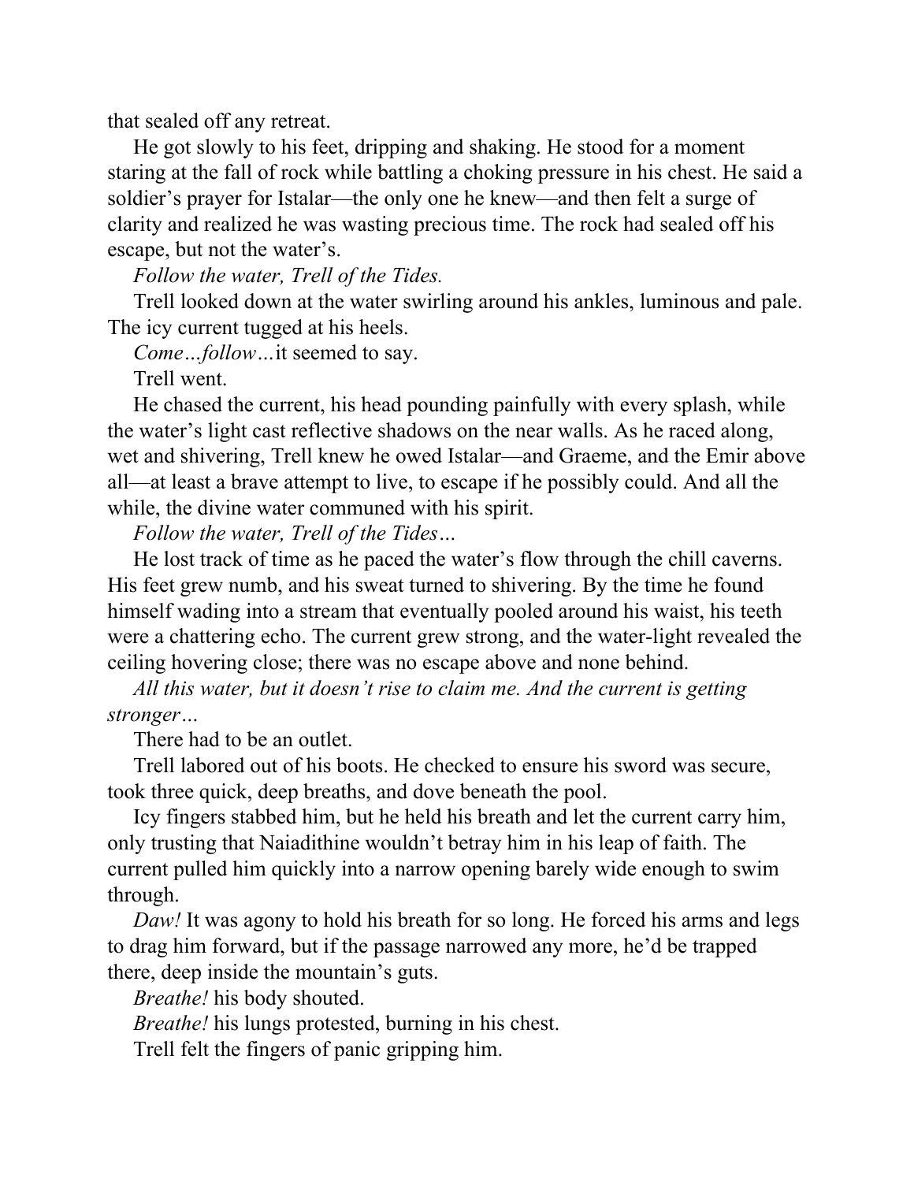that sealed off any retreat.

He got slowly to his feet, dripping and shaking. He stood for a moment staring at the fall of rock while battling a choking pressure in his chest. He said a soldier's prayer for Istalar—the only one he knew—and then felt a surge of clarity and realized he was wasting precious time. The rock had sealed off his escape, but not the water's.

*Follow the water, Trell of the Tides.*

Trell looked down at the water swirling around his ankles, luminous and pale. The icy current tugged at his heels.

*Come…follow…*it seemed to say.

Trell went.

He chased the current, his head pounding painfully with every splash, while the water's light cast reflective shadows on the near walls. As he raced along, wet and shivering, Trell knew he owed Istalar—and Graeme, and the Emir above all—at least a brave attempt to live, to escape if he possibly could. And all the while, the divine water communed with his spirit.

*Follow the water, Trell of the Tides…*

He lost track of time as he paced the water's flow through the chill caverns. His feet grew numb, and his sweat turned to shivering. By the time he found himself wading into a stream that eventually pooled around his waist, his teeth were a chattering echo. The current grew strong, and the water-light revealed the ceiling hovering close; there was no escape above and none behind.

*All this water, but it doesn't rise to claim me. And the current is getting stronger…*

There had to be an outlet.

Trell labored out of his boots. He checked to ensure his sword was secure, took three quick, deep breaths, and dove beneath the pool.

Icy fingers stabbed him, but he held his breath and let the current carry him, only trusting that Naiadithine wouldn't betray him in his leap of faith. The current pulled him quickly into a narrow opening barely wide enough to swim through.

*Daw!* It was agony to hold his breath for so long. He forced his arms and legs to drag him forward, but if the passage narrowed any more, he'd be trapped there, deep inside the mountain's guts.

*Breathe!* his body shouted.

*Breathe!* his lungs protested, burning in his chest.

Trell felt the fingers of panic gripping him.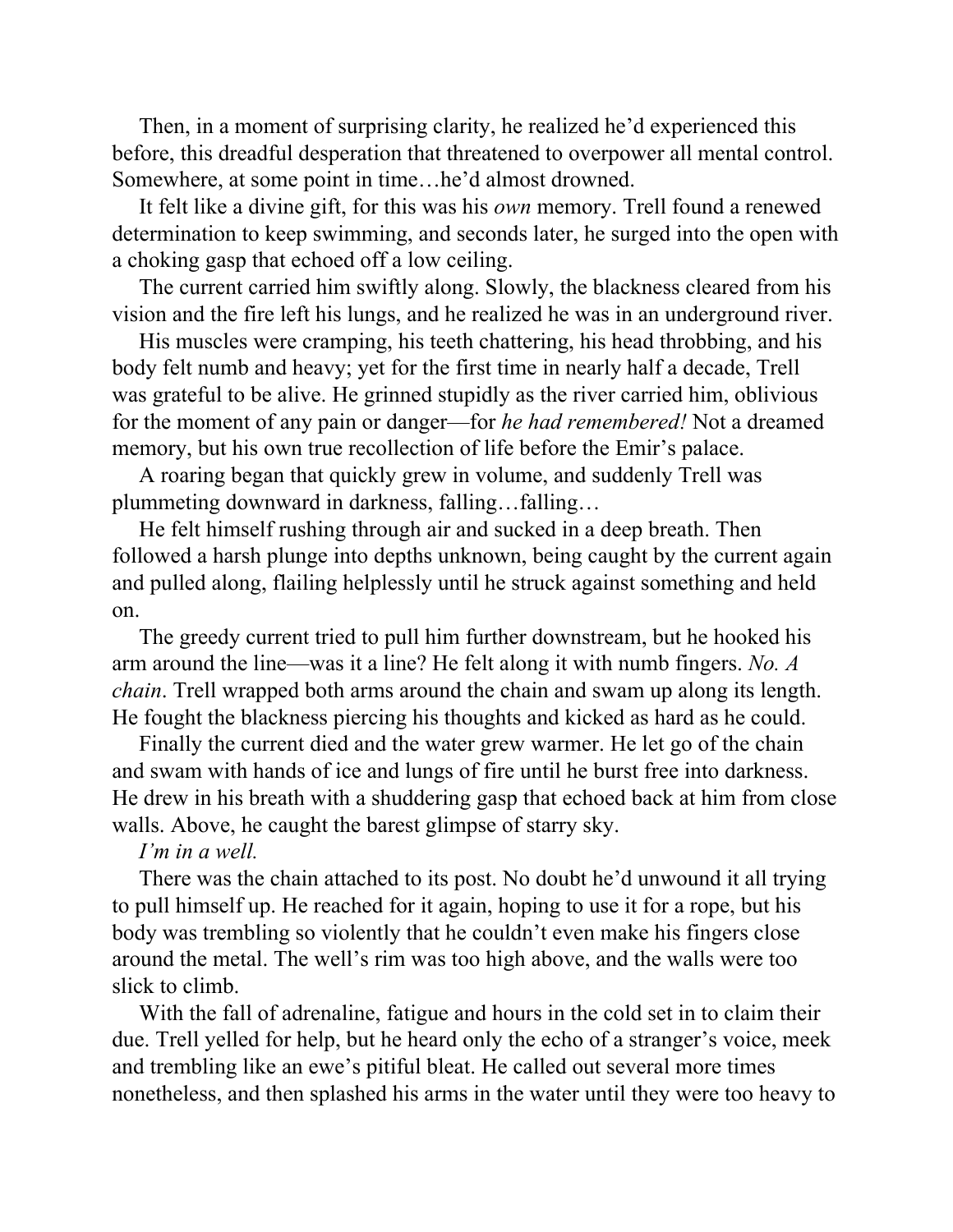Then, in a moment of surprising clarity, he realized he'd experienced this before, this dreadful desperation that threatened to overpower all mental control. Somewhere, at some point in time…he'd almost drowned.

It felt like a divine gift, for this was his *own* memory. Trell found a renewed determination to keep swimming, and seconds later, he surged into the open with a choking gasp that echoed off a low ceiling.

The current carried him swiftly along. Slowly, the blackness cleared from his vision and the fire left his lungs, and he realized he was in an underground river.

His muscles were cramping, his teeth chattering, his head throbbing, and his body felt numb and heavy; yet for the first time in nearly half a decade, Trell was grateful to be alive. He grinned stupidly as the river carried him, oblivious for the moment of any pain or danger—for *he had remembered!* Not a dreamed memory, but his own true recollection of life before the Emir's palace.

A roaring began that quickly grew in volume, and suddenly Trell was plummeting downward in darkness, falling…falling…

He felt himself rushing through air and sucked in a deep breath. Then followed a harsh plunge into depths unknown, being caught by the current again and pulled along, flailing helplessly until he struck against something and held on.

The greedy current tried to pull him further downstream, but he hooked his arm around the line—was it a line? He felt along it with numb fingers. *No. A chain*. Trell wrapped both arms around the chain and swam up along its length. He fought the blackness piercing his thoughts and kicked as hard as he could.

Finally the current died and the water grew warmer. He let go of the chain and swam with hands of ice and lungs of fire until he burst free into darkness. He drew in his breath with a shuddering gasp that echoed back at him from close walls. Above, he caught the barest glimpse of starry sky.

*I'm in a well.*

There was the chain attached to its post. No doubt he'd unwound it all trying to pull himself up. He reached for it again, hoping to use it for a rope, but his body was trembling so violently that he couldn't even make his fingers close around the metal. The well's rim was too high above, and the walls were too slick to climb.

With the fall of adrenaline, fatigue and hours in the cold set in to claim their due. Trell yelled for help, but he heard only the echo of a stranger's voice, meek and trembling like an ewe's pitiful bleat. He called out several more times nonetheless, and then splashed his arms in the water until they were too heavy to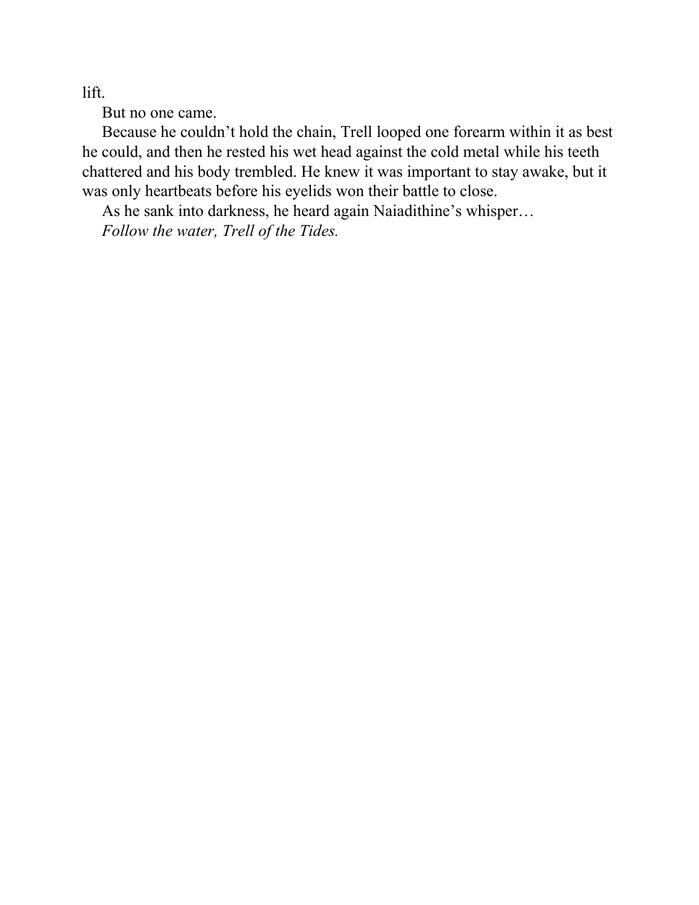lift.

But no one came.

Because he couldn't hold the chain, Trell looped one forearm within it as best he could, and then he rested his wet head against the cold metal while his teeth chattered and his body trembled. He knew it was important to stay awake, but it was only heartbeats before his eyelids won their battle to close.

As he sank into darkness, he heard again Naiadithine's whisper…

*Follow the water, Trell of the Tides.*